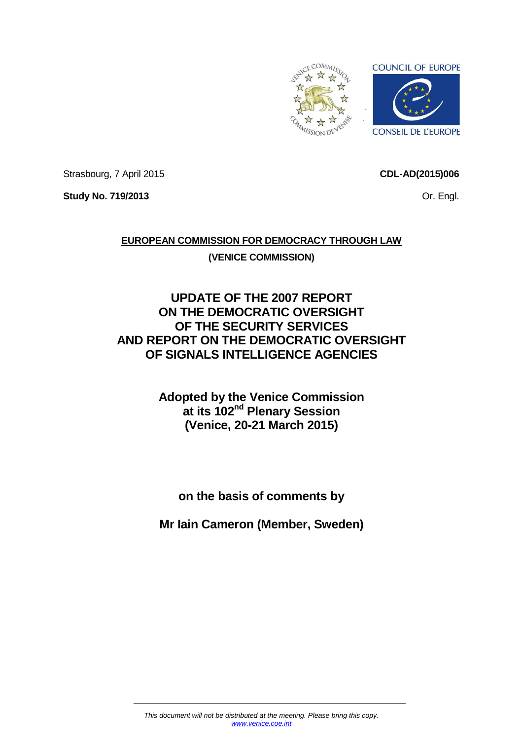Strasbourg, 7 April 2015

**CDL-AD(2015)006**

**Study No. 719/2013**

Or. Engl.

**EUROPEAN COMMISSION FOR DEMOCRACY THROUGH LAW**

**(VENICE COMMISSION)**

# UPDATE OF THE 2007 REPORT ON THE DEMOCRATIC OVERSIGHT OF THE SECURITY SERVICES AND REPORT ON THE DEMOCRATIC OVERSIGHT OF SIGNALS INTELLIGENCE AGENCIES

**Adopted by the Venice Commission at its 102nd Plenary Session (Venice, 20-21 March 2015)**

**on the basis of comments by**

**Mr Iain Cameron (Member, Sweden)**

*This document will not be distributed at the meeting. Please bring this copy.*
*www.venice.coe.int*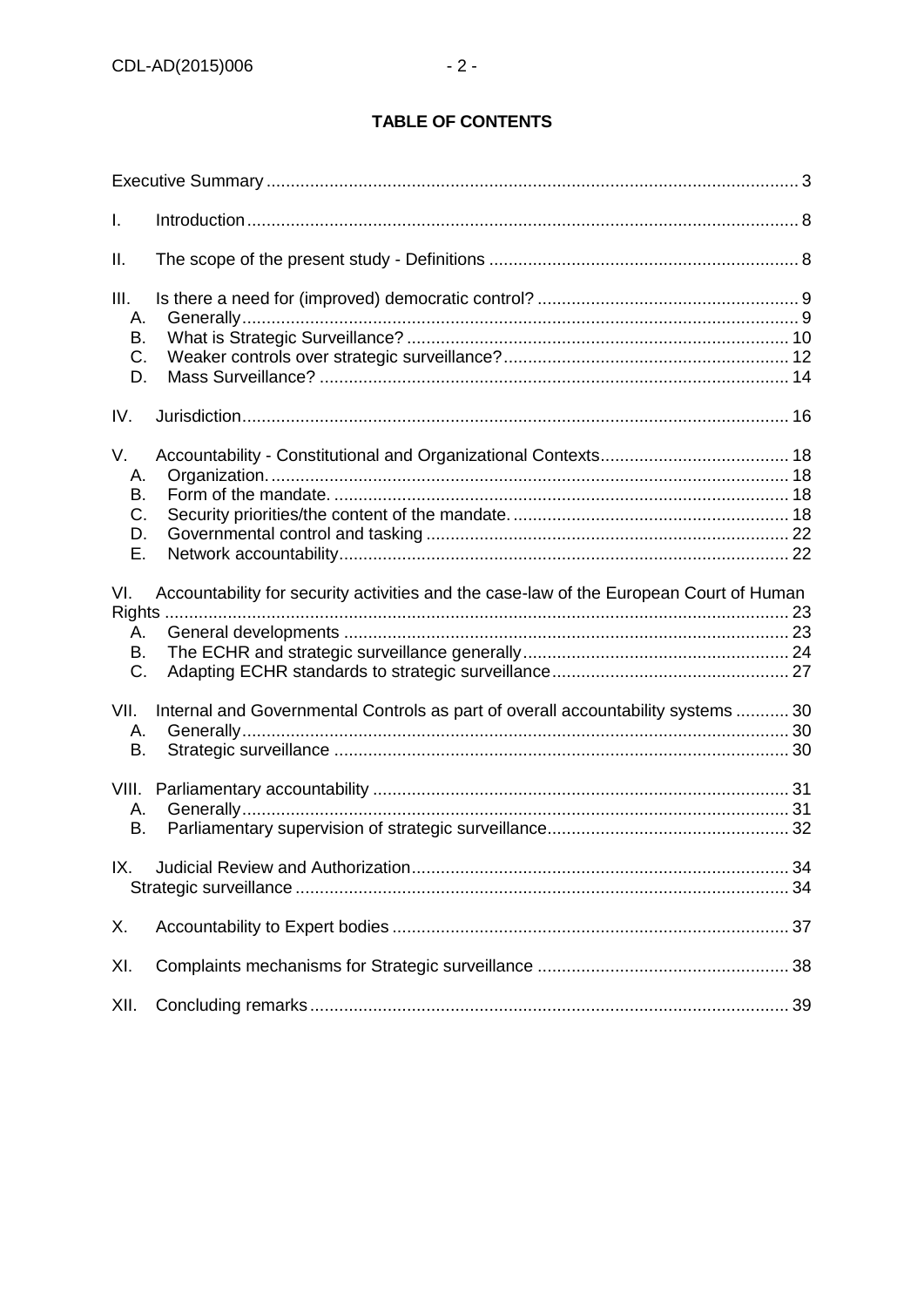**TABLE OF CONTENTS**

Executive Summary ..... 3

I. Introduction ..... 8

II. The scope of the present study - Definitions ..... 8

III. Is there a need for (improved) democratic control? ..... 9
- A. Generally ..... 9
- B. What is Strategic Surveillance? ..... 10
- C. Weaker controls over strategic surveillance? ..... 12
- D. Mass Surveillance? ..... 14

IV. Jurisdiction ..... 16

V. Accountability - Constitutional and Organizational Contexts ..... 18
- A. Organization. ..... 18
- B. Form of the mandate. ..... 18
- C. Security priorities/the content of the mandate. ..... 18
- D. Governmental control and tasking ..... 22
- E. Network accountability ..... 22

VI. Accountability for security activities and the case-law of the European Court of Human Rights ..... 23
- A. General developments ..... 23
- B. The ECHR and strategic surveillance generally ..... 24
- C. Adapting ECHR standards to strategic surveillance ..... 27

VII. Internal and Governmental Controls as part of overall accountability systems ..... 30
- A. Generally ..... 30
- B. Strategic surveillance ..... 30

VIII. Parliamentary accountability ..... 31
- A. Generally ..... 31
- B. Parliamentary supervision of strategic surveillance ..... 32

IX. Judicial Review and Authorization ..... 34
- Strategic surveillance ..... 34

X. Accountability to Expert bodies ..... 37

XI. Complaints mechanisms for Strategic surveillance ..... 38

XII. Concluding remarks ..... 39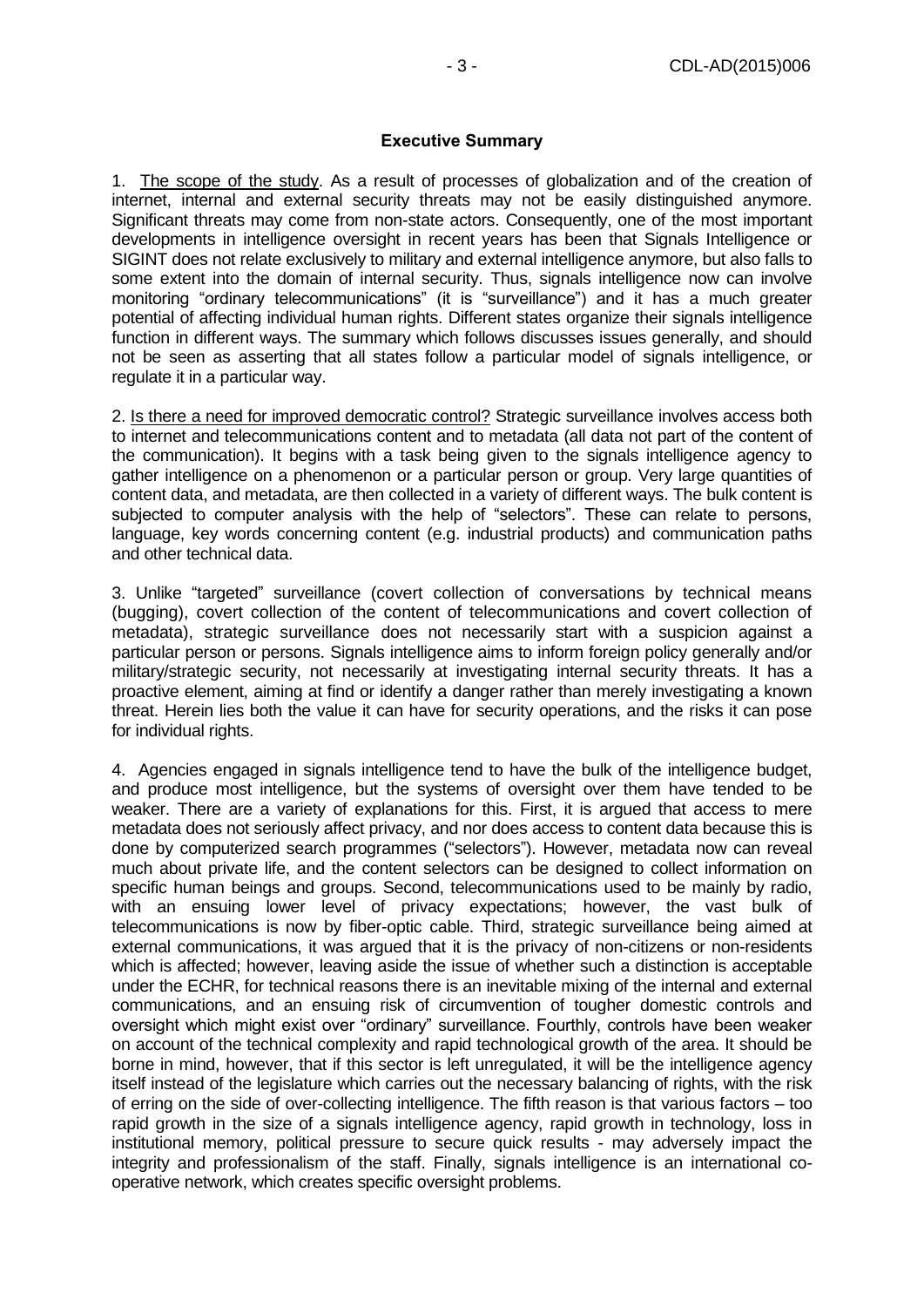## Executive Summary

1. The scope of the study. As a result of processes of globalization and of the creation of internet, internal and external security threats may not be easily distinguished anymore. Significant threats may come from non-state actors. Consequently, one of the most important developments in intelligence oversight in recent years has been that Signals Intelligence or SIGINT does not relate exclusively to military and external intelligence anymore, but also falls to some extent into the domain of internal security. Thus, signals intelligence now can involve monitoring "ordinary telecommunications" (it is "surveillance") and it has a much greater potential of affecting individual human rights. Different states organize their signals intelligence function in different ways. The summary which follows discusses issues generally, and should not be seen as asserting that all states follow a particular model of signals intelligence, or regulate it in a particular way.

2. Is there a need for improved democratic control? Strategic surveillance involves access both to internet and telecommunications content and to metadata (all data not part of the content of the communication). It begins with a task being given to the signals intelligence agency to gather intelligence on a phenomenon or a particular person or group. Very large quantities of content data, and metadata, are then collected in a variety of different ways. The bulk content is subjected to computer analysis with the help of "selectors". These can relate to persons, language, key words concerning content (e.g. industrial products) and communication paths and other technical data.

3. Unlike "targeted" surveillance (covert collection of conversations by technical means (bugging), covert collection of the content of telecommunications and covert collection of metadata), strategic surveillance does not necessarily start with a suspicion against a particular person or persons. Signals intelligence aims to inform foreign policy generally and/or military/strategic security, not necessarily at investigating internal security threats. It has a proactive element, aiming at find or identify a danger rather than merely investigating a known threat. Herein lies both the value it can have for security operations, and the risks it can pose for individual rights.

4. Agencies engaged in signals intelligence tend to have the bulk of the intelligence budget, and produce most intelligence, but the systems of oversight over them have tended to be weaker. There are a variety of explanations for this. First, it is argued that access to mere metadata does not seriously affect privacy, and nor does access to content data because this is done by computerized search programmes ("selectors"). However, metadata now can reveal much about private life, and the content selectors can be designed to collect information on specific human beings and groups. Second, telecommunications used to be mainly by radio, with an ensuing lower level of privacy expectations; however, the vast bulk of telecommunications is now by fiber-optic cable. Third, strategic surveillance being aimed at external communications, it was argued that it is the privacy of non-citizens or non-residents which is affected; however, leaving aside the issue of whether such a distinction is acceptable under the ECHR, for technical reasons there is an inevitable mixing of the internal and external communications, and an ensuing risk of circumvention of tougher domestic controls and oversight which might exist over "ordinary" surveillance. Fourthly, controls have been weaker on account of the technical complexity and rapid technological growth of the area. It should be borne in mind, however, that if this sector is left unregulated, it will be the intelligence agency itself instead of the legislature which carries out the necessary balancing of rights, with the risk of erring on the side of over-collecting intelligence. The fifth reason is that various factors – too rapid growth in the size of a signals intelligence agency, rapid growth in technology, loss in institutional memory, political pressure to secure quick results - may adversely impact the integrity and professionalism of the staff. Finally, signals intelligence is an international co-operative network, which creates specific oversight problems.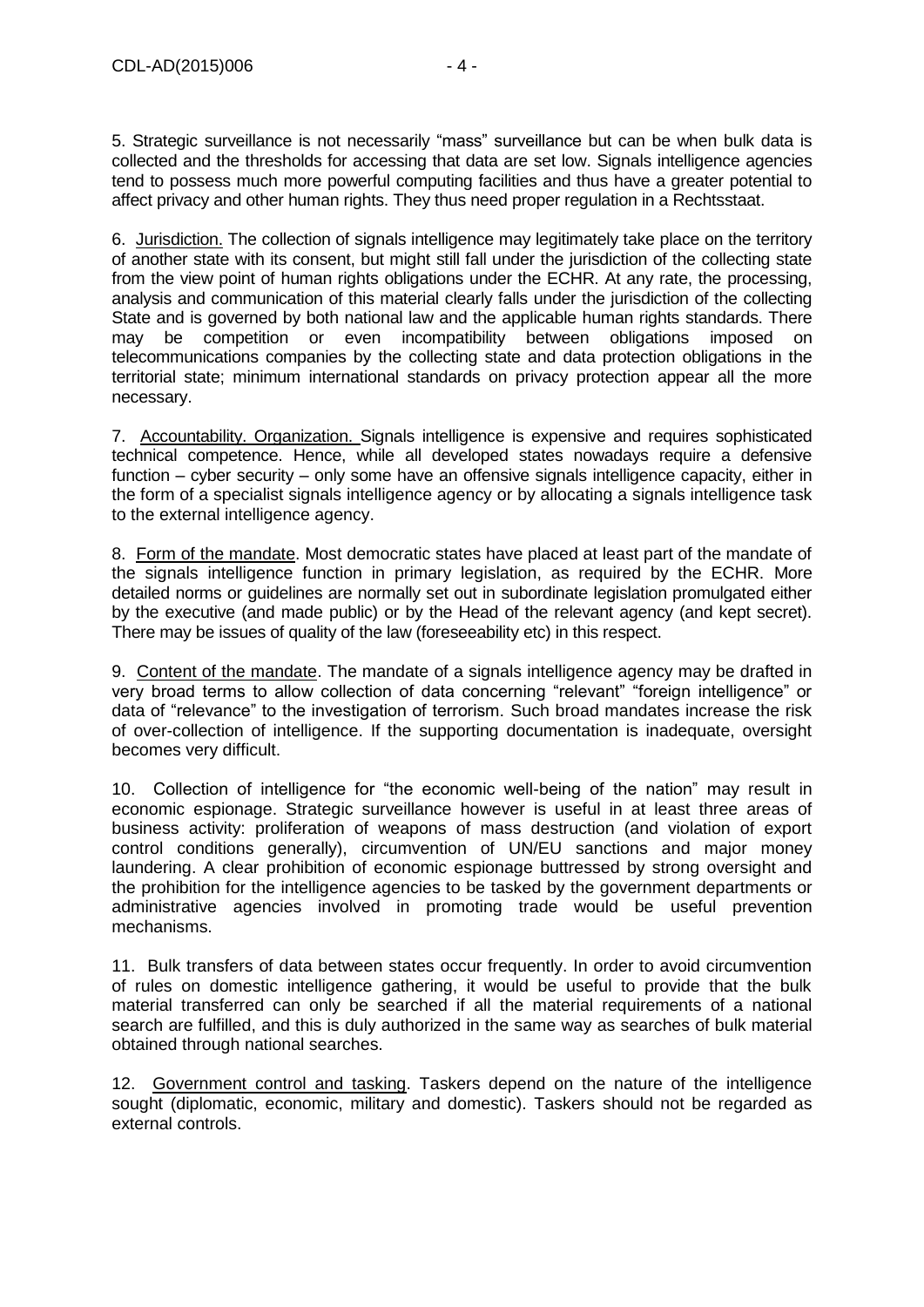5. Strategic surveillance is not necessarily "mass" surveillance but can be when bulk data is collected and the thresholds for accessing that data are set low. Signals intelligence agencies tend to possess much more powerful computing facilities and thus have a greater potential to affect privacy and other human rights. They thus need proper regulation in a Rechtsstaat.

6. Jurisdiction. The collection of signals intelligence may legitimately take place on the territory of another state with its consent, but might still fall under the jurisdiction of the collecting state from the view point of human rights obligations under the ECHR. At any rate, the processing, analysis and communication of this material clearly falls under the jurisdiction of the collecting State and is governed by both national law and the applicable human rights standards. There may be competition or even incompatibility between obligations imposed on telecommunications companies by the collecting state and data protection obligations in the territorial state; minimum international standards on privacy protection appear all the more necessary.

7. Accountability. Organization. Signals intelligence is expensive and requires sophisticated technical competence. Hence, while all developed states nowadays require a defensive function – cyber security – only some have an offensive signals intelligence capacity, either in the form of a specialist signals intelligence agency or by allocating a signals intelligence task to the external intelligence agency.

8. Form of the mandate. Most democratic states have placed at least part of the mandate of the signals intelligence function in primary legislation, as required by the ECHR. More detailed norms or guidelines are normally set out in subordinate legislation promulgated either by the executive (and made public) or by the Head of the relevant agency (and kept secret). There may be issues of quality of the law (foreseeability etc) in this respect.

9. Content of the mandate. The mandate of a signals intelligence agency may be drafted in very broad terms to allow collection of data concerning "relevant" "foreign intelligence" or data of "relevance" to the investigation of terrorism. Such broad mandates increase the risk of over-collection of intelligence. If the supporting documentation is inadequate, oversight becomes very difficult.

10. Collection of intelligence for "the economic well-being of the nation" may result in economic espionage. Strategic surveillance however is useful in at least three areas of business activity: proliferation of weapons of mass destruction (and violation of export control conditions generally), circumvention of UN/EU sanctions and major money laundering. A clear prohibition of economic espionage buttressed by strong oversight and the prohibition for the intelligence agencies to be tasked by the government departments or administrative agencies involved in promoting trade would be useful prevention mechanisms.

11. Bulk transfers of data between states occur frequently. In order to avoid circumvention of rules on domestic intelligence gathering, it would be useful to provide that the bulk material transferred can only be searched if all the material requirements of a national search are fulfilled, and this is duly authorized in the same way as searches of bulk material obtained through national searches.

12. Government control and tasking. Taskers depend on the nature of the intelligence sought (diplomatic, economic, military and domestic). Taskers should not be regarded as external controls.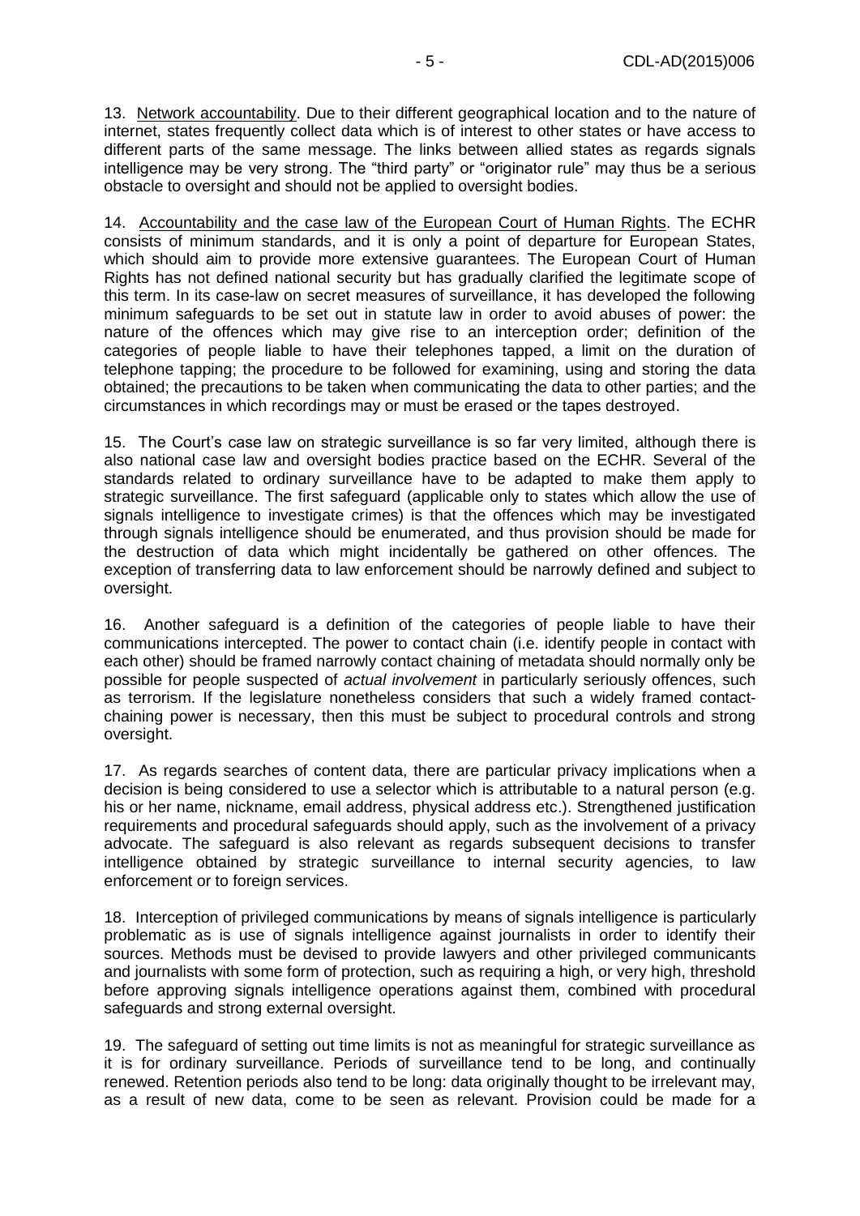13. <u>Network accountability</u>. Due to their different geographical location and to the nature of internet, states frequently collect data which is of interest to other states or have access to different parts of the same message. The links between allied states as regards signals intelligence may be very strong. The "third party" or "originator rule" may thus be a serious obstacle to oversight and should not be applied to oversight bodies.

14. <u>Accountability and the case law of the European Court of Human Rights</u>. The ECHR consists of minimum standards, and it is only a point of departure for European States, which should aim to provide more extensive guarantees. The European Court of Human Rights has not defined national security but has gradually clarified the legitimate scope of this term. In its case-law on secret measures of surveillance, it has developed the following minimum safeguards to be set out in statute law in order to avoid abuses of power: the nature of the offences which may give rise to an interception order; definition of the categories of people liable to have their telephones tapped, a limit on the duration of telephone tapping; the procedure to be followed for examining, using and storing the data obtained; the precautions to be taken when communicating the data to other parties; and the circumstances in which recordings may or must be erased or the tapes destroyed.

15. The Court's case law on strategic surveillance is so far very limited, although there is also national case law and oversight bodies practice based on the ECHR. Several of the standards related to ordinary surveillance have to be adapted to make them apply to strategic surveillance. The first safeguard (applicable only to states which allow the use of signals intelligence to investigate crimes) is that the offences which may be investigated through signals intelligence should be enumerated, and thus provision should be made for the destruction of data which might incidentally be gathered on other offences. The exception of transferring data to law enforcement should be narrowly defined and subject to oversight.

16. Another safeguard is a definition of the categories of people liable to have their communications intercepted. The power to contact chain (i.e. identify people in contact with each other) should be framed narrowly contact chaining of metadata should normally only be possible for people suspected of *actual involvement* in particularly seriously offences, such as terrorism. If the legislature nonetheless considers that such a widely framed contact-chaining power is necessary, then this must be subject to procedural controls and strong oversight.

17. As regards searches of content data, there are particular privacy implications when a decision is being considered to use a selector which is attributable to a natural person (e.g. his or her name, nickname, email address, physical address etc.). Strengthened justification requirements and procedural safeguards should apply, such as the involvement of a privacy advocate. The safeguard is also relevant as regards subsequent decisions to transfer intelligence obtained by strategic surveillance to internal security agencies, to law enforcement or to foreign services.

18. Interception of privileged communications by means of signals intelligence is particularly problematic as is use of signals intelligence against journalists in order to identify their sources. Methods must be devised to provide lawyers and other privileged communicants and journalists with some form of protection, such as requiring a high, or very high, threshold before approving signals intelligence operations against them, combined with procedural safeguards and strong external oversight.

19. The safeguard of setting out time limits is not as meaningful for strategic surveillance as it is for ordinary surveillance. Periods of surveillance tend to be long, and continually renewed. Retention periods also tend to be long: data originally thought to be irrelevant may, as a result of new data, come to be seen as relevant. Provision could be made for a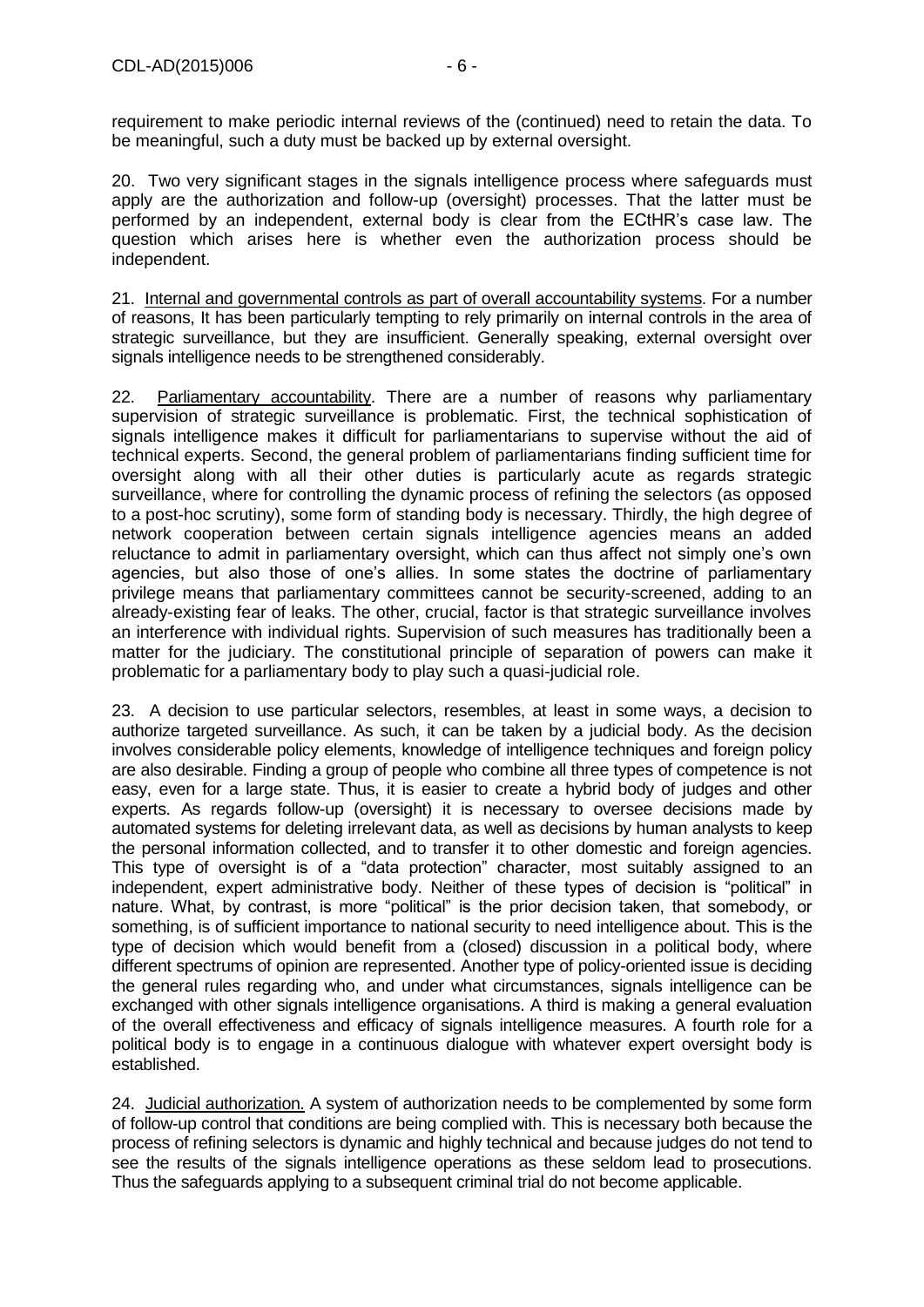requirement to make periodic internal reviews of the (continued) need to retain the data. To be meaningful, such a duty must be backed up by external oversight.

20. Two very significant stages in the signals intelligence process where safeguards must apply are the authorization and follow-up (oversight) processes. That the latter must be performed by an independent, external body is clear from the ECtHR's case law. The question which arises here is whether even the authorization process should be independent.

21. Internal and governmental controls as part of overall accountability systems. For a number of reasons, It has been particularly tempting to rely primarily on internal controls in the area of strategic surveillance, but they are insufficient. Generally speaking, external oversight over signals intelligence needs to be strengthened considerably.

22. Parliamentary accountability. There are a number of reasons why parliamentary supervision of strategic surveillance is problematic. First, the technical sophistication of signals intelligence makes it difficult for parliamentarians to supervise without the aid of technical experts. Second, the general problem of parliamentarians finding sufficient time for oversight along with all their other duties is particularly acute as regards strategic surveillance, where for controlling the dynamic process of refining the selectors (as opposed to a post-hoc scrutiny), some form of standing body is necessary. Thirdly, the high degree of network cooperation between certain signals intelligence agencies means an added reluctance to admit in parliamentary oversight, which can thus affect not simply one's own agencies, but also those of one's allies. In some states the doctrine of parliamentary privilege means that parliamentary committees cannot be security-screened, adding to an already-existing fear of leaks. The other, crucial, factor is that strategic surveillance involves an interference with individual rights. Supervision of such measures has traditionally been a matter for the judiciary. The constitutional principle of separation of powers can make it problematic for a parliamentary body to play such a quasi-judicial role.

23. A decision to use particular selectors, resembles, at least in some ways, a decision to authorize targeted surveillance. As such, it can be taken by a judicial body. As the decision involves considerable policy elements, knowledge of intelligence techniques and foreign policy are also desirable. Finding a group of people who combine all three types of competence is not easy, even for a large state. Thus, it is easier to create a hybrid body of judges and other experts. As regards follow-up (oversight) it is necessary to oversee decisions made by automated systems for deleting irrelevant data, as well as decisions by human analysts to keep the personal information collected, and to transfer it to other domestic and foreign agencies. This type of oversight is of a "data protection" character, most suitably assigned to an independent, expert administrative body. Neither of these types of decision is "political" in nature. What, by contrast, is more "political" is the prior decision taken, that somebody, or something, is of sufficient importance to national security to need intelligence about. This is the type of decision which would benefit from a (closed) discussion in a political body, where different spectrums of opinion are represented. Another type of policy-oriented issue is deciding the general rules regarding who, and under what circumstances, signals intelligence can be exchanged with other signals intelligence organisations. A third is making a general evaluation of the overall effectiveness and efficacy of signals intelligence measures. A fourth role for a political body is to engage in a continuous dialogue with whatever expert oversight body is established.

24. Judicial authorization. A system of authorization needs to be complemented by some form of follow-up control that conditions are being complied with. This is necessary both because the process of refining selectors is dynamic and highly technical and because judges do not tend to see the results of the signals intelligence operations as these seldom lead to prosecutions. Thus the safeguards applying to a subsequent criminal trial do not become applicable.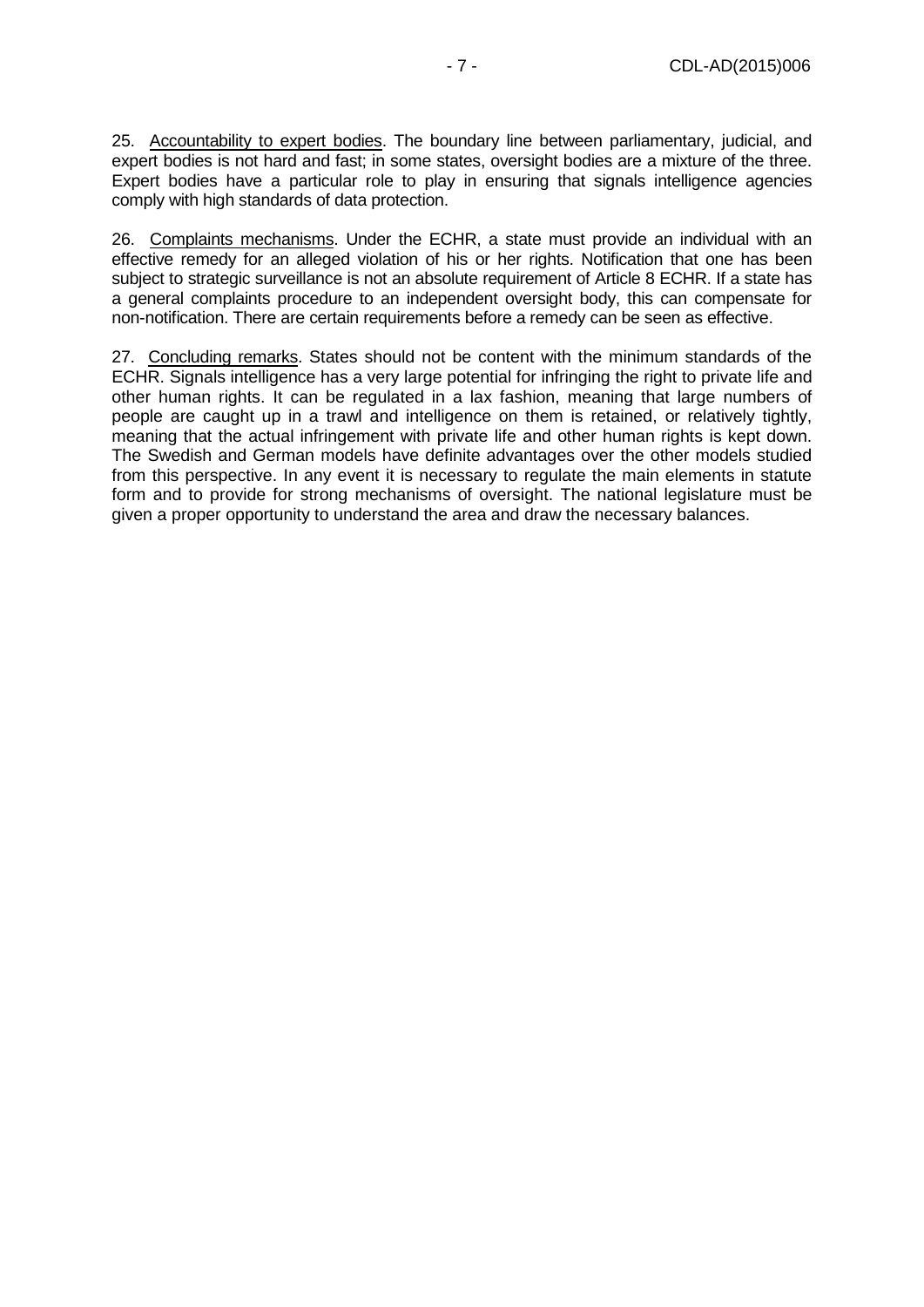25. <u>Accountability to expert bodies</u>. The boundary line between parliamentary, judicial, and expert bodies is not hard and fast; in some states, oversight bodies are a mixture of the three. Expert bodies have a particular role to play in ensuring that signals intelligence agencies comply with high standards of data protection.

26. <u>Complaints mechanisms</u>. Under the ECHR, a state must provide an individual with an effective remedy for an alleged violation of his or her rights. Notification that one has been subject to strategic surveillance is not an absolute requirement of Article 8 ECHR. If a state has a general complaints procedure to an independent oversight body, this can compensate for non-notification. There are certain requirements before a remedy can be seen as effective.

27. <u>Concluding remarks</u>. States should not be content with the minimum standards of the ECHR. Signals intelligence has a very large potential for infringing the right to private life and other human rights. It can be regulated in a lax fashion, meaning that large numbers of people are caught up in a trawl and intelligence on them is retained, or relatively tightly, meaning that the actual infringement with private life and other human rights is kept down. The Swedish and German models have definite advantages over the other models studied from this perspective. In any event it is necessary to regulate the main elements in statute form and to provide for strong mechanisms of oversight. The national legislature must be given a proper opportunity to understand the area and draw the necessary balances.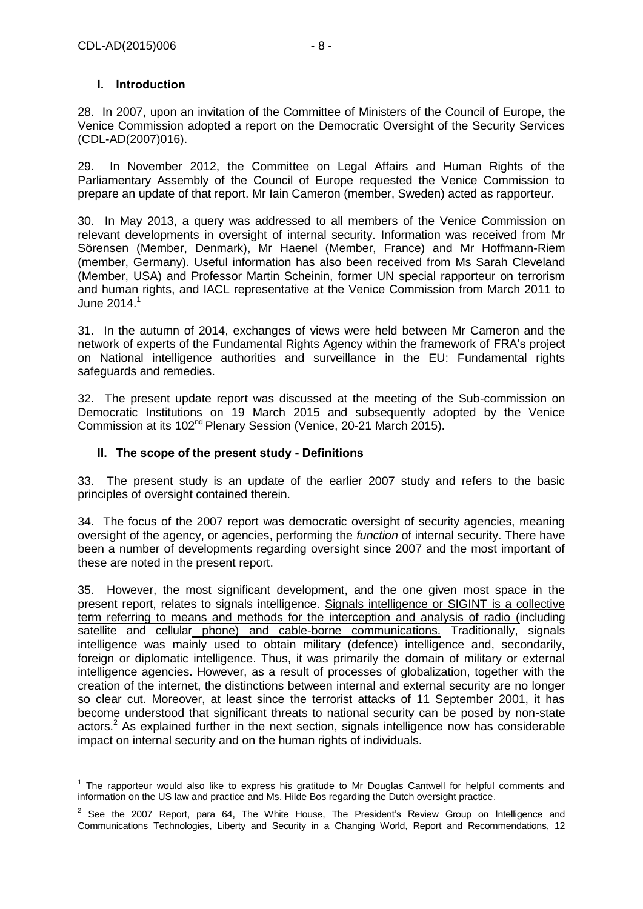## I. Introduction

28. In 2007, upon an invitation of the Committee of Ministers of the Council of Europe, the Venice Commission adopted a report on the Democratic Oversight of the Security Services (CDL-AD(2007)016).

29. In November 2012, the Committee on Legal Affairs and Human Rights of the Parliamentary Assembly of the Council of Europe requested the Venice Commission to prepare an update of that report. Mr Iain Cameron (member, Sweden) acted as rapporteur.

30. In May 2013, a query was addressed to all members of the Venice Commission on relevant developments in oversight of internal security. Information was received from Mr Sörensen (Member, Denmark), Mr Haenel (Member, France) and Mr Hoffmann-Riem (member, Germany). Useful information has also been received from Ms Sarah Cleveland (Member, USA) and Professor Martin Scheinin, former UN special rapporteur on terrorism and human rights, and IACL representative at the Venice Commission from March 2011 to June 2014.[1]

31. In the autumn of 2014, exchanges of views were held between Mr Cameron and the network of experts of the Fundamental Rights Agency within the framework of FRA's project on National intelligence authorities and surveillance in the EU: Fundamental rights safeguards and remedies.

32. The present update report was discussed at the meeting of the Sub-commission on Democratic Institutions on 19 March 2015 and subsequently adopted by the Venice Commission at its 102nd Plenary Session (Venice, 20-21 March 2015).

## II. The scope of the present study - Definitions

33. The present study is an update of the earlier 2007 study and refers to the basic principles of oversight contained therein.

34. The focus of the 2007 report was democratic oversight of security agencies, meaning oversight of the agency, or agencies, performing the *function* of internal security. There have been a number of developments regarding oversight since 2007 and the most important of these are noted in the present report.

35. However, the most significant development, and the one given most space in the present report, relates to signals intelligence. Signals intelligence or SIGINT is a collective term referring to means and methods for the interception and analysis of radio (including satellite and cellular phone) and cable-borne communications. Traditionally, signals intelligence was mainly used to obtain military (defence) intelligence and, secondarily, foreign or diplomatic intelligence. Thus, it was primarily the domain of military or external intelligence agencies. However, as a result of processes of globalization, together with the creation of the internet, the distinctions between internal and external security are no longer so clear cut. Moreover, at least since the terrorist attacks of 11 September 2001, it has become understood that significant threats to national security can be posed by non-state actors.[2] As explained further in the next section, signals intelligence now has considerable impact on internal security and on the human rights of individuals.

---

[1] The rapporteur would also like to express his gratitude to Mr Douglas Cantwell for helpful comments and information on the US law and practice and Ms. Hilde Bos regarding the Dutch oversight practice.

[2] See the 2007 Report, para 64, The White House, The President's Review Group on Intelligence and Communications Technologies, Liberty and Security in a Changing World, Report and Recommendations, 12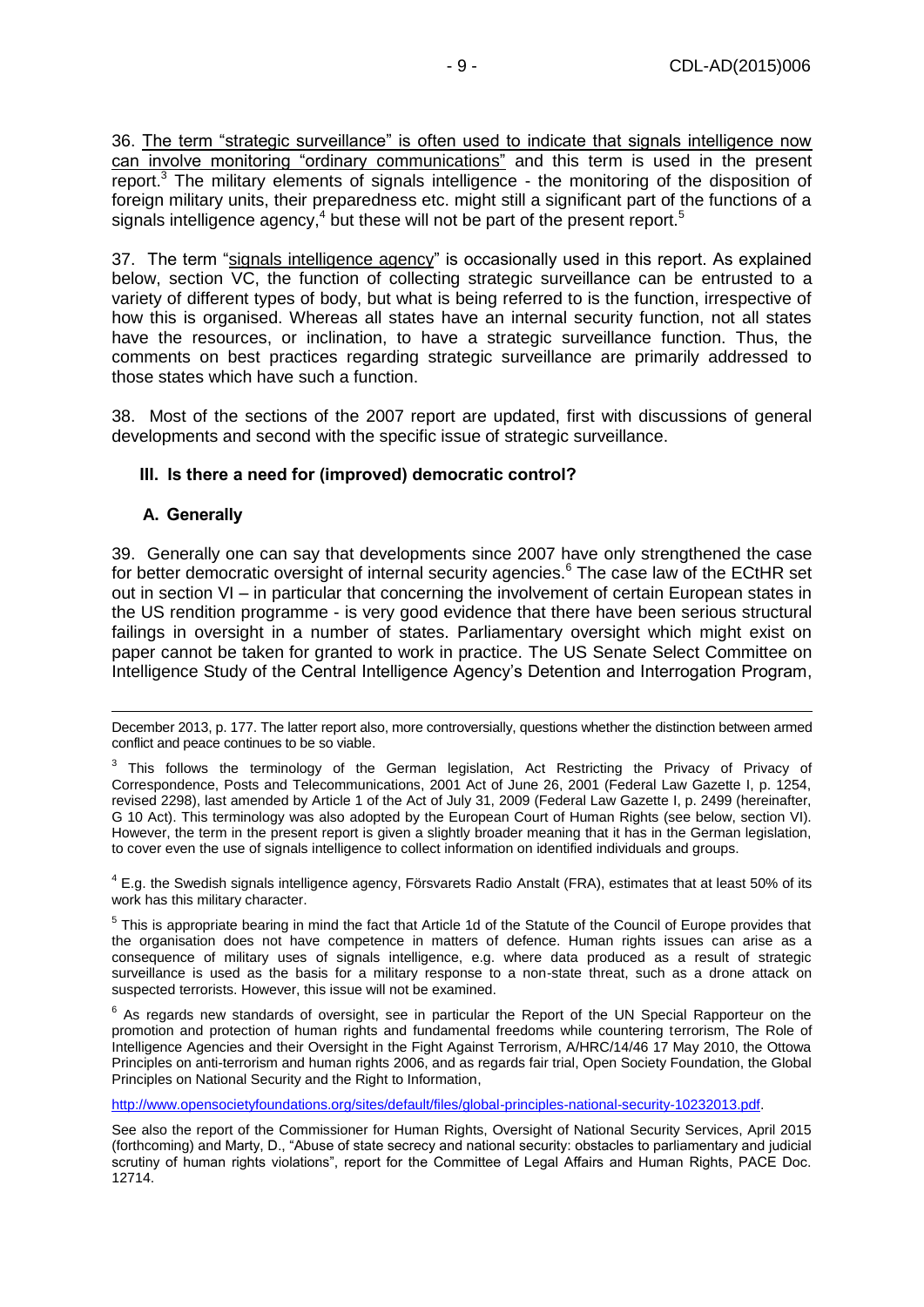36. The term "strategic surveillance" is often used to indicate that signals intelligence now can involve monitoring "ordinary communications" and this term is used in the present report.[3] The military elements of signals intelligence - the monitoring of the disposition of foreign military units, their preparedness etc. might still a significant part of the functions of a signals intelligence agency,[4] but these will not be part of the present report.[5]

37. The term "signals intelligence agency" is occasionally used in this report. As explained below, section VC, the function of collecting strategic surveillance can be entrusted to a variety of different types of body, but what is being referred to is the function, irrespective of how this is organised. Whereas all states have an internal security function, not all states have the resources, or inclination, to have a strategic surveillance function. Thus, the comments on best practices regarding strategic surveillance are primarily addressed to those states which have such a function.

38. Most of the sections of the 2007 report are updated, first with discussions of general developments and second with the specific issue of strategic surveillance.

## III. Is there a need for (improved) democratic control?

### A. Generally

39. Generally one can say that developments since 2007 have only strengthened the case for better democratic oversight of internal security agencies.[6] The case law of the ECtHR set out in section VI – in particular that concerning the involvement of certain European states in the US rendition programme - is very good evidence that there have been serious structural failings in oversight in a number of states. Parliamentary oversight which might exist on paper cannot be taken for granted to work in practice. The US Senate Select Committee on Intelligence Study of the Central Intelligence Agency's Detention and Interrogation Program,

---

December 2013, p. 177. The latter report also, more controversially, questions whether the distinction between armed conflict and peace continues to be so viable.

[3] This follows the terminology of the German legislation, Act Restricting the Privacy of Privacy of Correspondence, Posts and Telecommunications, 2001 Act of June 26, 2001 (Federal Law Gazette I, p. 1254, revised 2298), last amended by Article 1 of the Act of July 31, 2009 (Federal Law Gazette I, p. 2499 (hereinafter, G 10 Act). This terminology was also adopted by the European Court of Human Rights (see below, section VI). However, the term in the present report is given a slightly broader meaning that it has in the German legislation, to cover even the use of signals intelligence to collect information on identified individuals and groups.

[4] E.g. the Swedish signals intelligence agency, Försvarets Radio Anstalt (FRA), estimates that at least 50% of its work has this military character.

[5] This is appropriate bearing in mind the fact that Article 1d of the Statute of the Council of Europe provides that the organisation does not have competence in matters of defence. Human rights issues can arise as a consequence of military uses of signals intelligence, e.g. where data produced as a result of strategic surveillance is used as the basis for a military response to a non-state threat, such as a drone attack on suspected terrorists. However, this issue will not be examined.

[6] As regards new standards of oversight, see in particular the Report of the UN Special Rapporteur on the promotion and protection of human rights and fundamental freedoms while countering terrorism, The Role of Intelligence Agencies and their Oversight in the Fight Against Terrorism, A/HRC/14/46 17 May 2010, the Ottowa Principles on anti-terrorism and human rights 2006, and as regards fair trial, Open Society Foundation, the Global Principles on National Security and the Right to Information,

http://www.opensocietyfoundations.org/sites/default/files/global-principles-national-security-10232013.pdf.

See also the report of the Commissioner for Human Rights, Oversight of National Security Services, April 2015 (forthcoming) and Marty, D., "Abuse of state secrecy and national security: obstacles to parliamentary and judicial scrutiny of human rights violations", report for the Committee of Legal Affairs and Human Rights, PACE Doc. 12714.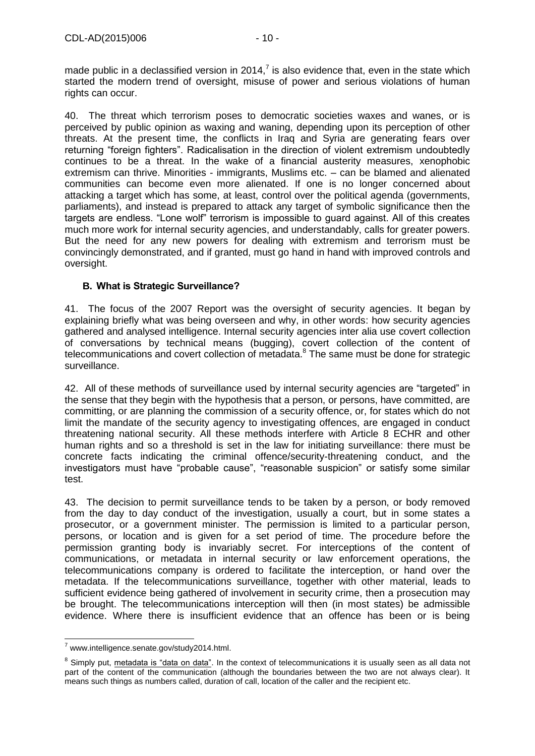made public in a declassified version in 2014,[7] is also evidence that, even in the state which started the modern trend of oversight, misuse of power and serious violations of human rights can occur.

40. The threat which terrorism poses to democratic societies waxes and wanes, or is perceived by public opinion as waxing and waning, depending upon its perception of other threats. At the present time, the conflicts in Iraq and Syria are generating fears over returning "foreign fighters". Radicalisation in the direction of violent extremism undoubtedly continues to be a threat. In the wake of a financial austerity measures, xenophobic extremism can thrive. Minorities - immigrants, Muslims etc. – can be blamed and alienated communities can become even more alienated. If one is no longer concerned about attacking a target which has some, at least, control over the political agenda (governments, parliaments), and instead is prepared to attack any target of symbolic significance then the targets are endless. "Lone wolf" terrorism is impossible to guard against. All of this creates much more work for internal security agencies, and understandably, calls for greater powers. But the need for any new powers for dealing with extremism and terrorism must be convincingly demonstrated, and if granted, must go hand in hand with improved controls and oversight.

### B. What is Strategic Surveillance?

41. The focus of the 2007 Report was the oversight of security agencies. It began by explaining briefly what was being overseen and why, in other words: how security agencies gathered and analysed intelligence. Internal security agencies inter alia use covert collection of conversations by technical means (bugging), covert collection of the content of telecommunications and covert collection of metadata.[8] The same must be done for strategic surveillance.

42. All of these methods of surveillance used by internal security agencies are "targeted" in the sense that they begin with the hypothesis that a person, or persons, have committed, are committing, or are planning the commission of a security offence, or, for states which do not limit the mandate of the security agency to investigating offences, are engaged in conduct threatening national security. All these methods interfere with Article 8 ECHR and other human rights and so a threshold is set in the law for initiating surveillance: there must be concrete facts indicating the criminal offence/security-threatening conduct, and the investigators must have "probable cause", "reasonable suspicion" or satisfy some similar test.

43. The decision to permit surveillance tends to be taken by a person, or body removed from the day to day conduct of the investigation, usually a court, but in some states a prosecutor, or a government minister. The permission is limited to a particular person, persons, or location and is given for a set period of time. The procedure before the permission granting body is invariably secret. For interceptions of the content of communications, or metadata in internal security or law enforcement operations, the telecommunications company is ordered to facilitate the interception, or hand over the metadata. If the telecommunications surveillance, together with other material, leads to sufficient evidence being gathered of involvement in security crime, then a prosecution may be brought. The telecommunications interception will then (in most states) be admissible evidence. Where there is insufficient evidence that an offence has been or is being

---

[7] www.intelligence.senate.gov/study2014.html.

[8] Simply put, metadata is "data on data". In the context of telecommunications it is usually seen as all data not part of the content of the communication (although the boundaries between the two are not always clear). It means such things as numbers called, duration of call, location of the caller and the recipient etc.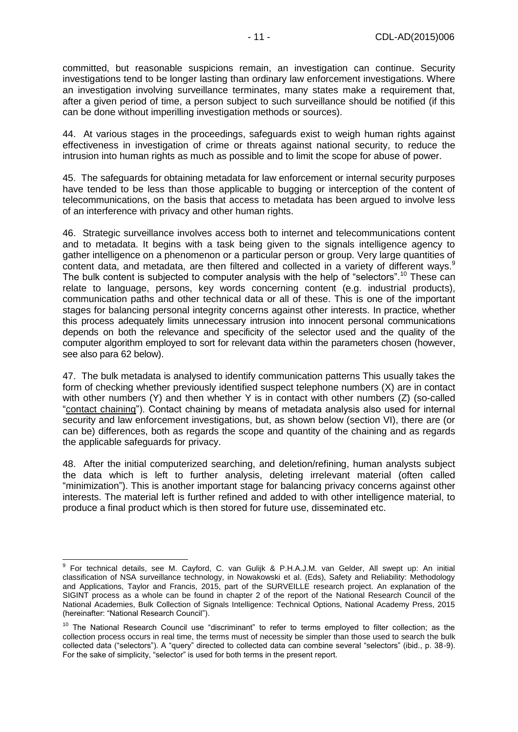committed, but reasonable suspicions remain, an investigation can continue. Security investigations tend to be longer lasting than ordinary law enforcement investigations. Where an investigation involving surveillance terminates, many states make a requirement that, after a given period of time, a person subject to such surveillance should be notified (if this can be done without imperilling investigation methods or sources).

44. At various stages in the proceedings, safeguards exist to weigh human rights against effectiveness in investigation of crime or threats against national security, to reduce the intrusion into human rights as much as possible and to limit the scope for abuse of power.

45. The safeguards for obtaining metadata for law enforcement or internal security purposes have tended to be less than those applicable to bugging or interception of the content of telecommunications, on the basis that access to metadata has been argued to involve less of an interference with privacy and other human rights.

46. Strategic surveillance involves access both to internet and telecommunications content and to metadata. It begins with a task being given to the signals intelligence agency to gather intelligence on a phenomenon or a particular person or group. Very large quantities of content data, and metadata, are then filtered and collected in a variety of different ways.[9] The bulk content is subjected to computer analysis with the help of "selectors".[10] These can relate to language, persons, key words concerning content (e.g. industrial products), communication paths and other technical data or all of these. This is one of the important stages for balancing personal integrity concerns against other interests. In practice, whether this process adequately limits unnecessary intrusion into innocent personal communications depends on both the relevance and specificity of the selector used and the quality of the computer algorithm employed to sort for relevant data within the parameters chosen (however, see also para 62 below).

47. The bulk metadata is analysed to identify communication patterns This usually takes the form of checking whether previously identified suspect telephone numbers (X) are in contact with other numbers (Y) and then whether Y is in contact with other numbers (Z) (so-called "contact chaining"). Contact chaining by means of metadata analysis also used for internal security and law enforcement investigations, but, as shown below (section VI), there are (or can be) differences, both as regards the scope and quantity of the chaining and as regards the applicable safeguards for privacy.

48. After the initial computerized searching, and deletion/refining, human analysts subject the data which is left to further analysis, deleting irrelevant material (often called "minimization"). This is another important stage for balancing privacy concerns against other interests. The material left is further refined and added to with other intelligence material, to produce a final product which is then stored for future use, disseminated etc.

---

[9] For technical details, see M. Cayford, C. van Gulijk & P.H.A.J.M. van Gelder, All swept up: An initial classification of NSA surveillance technology, in Nowakowski et al. (Eds), Safety and Reliability: Methodology and Applications, Taylor and Francis, 2015, part of the SURVEILLE research project. An explanation of the SIGINT process as a whole can be found in chapter 2 of the report of the National Research Council of the National Academies, Bulk Collection of Signals Intelligence: Technical Options, National Academy Press, 2015 (hereinafter: "National Research Council").

[10] The National Research Council use "discriminant" to refer to terms employed to filter collection; as the collection process occurs in real time, the terms must of necessity be simpler than those used to search the bulk collected data ("selectors"). A "query" directed to collected data can combine several "selectors" (ibid., p. 38-9). For the sake of simplicity, "selector" is used for both terms in the present report.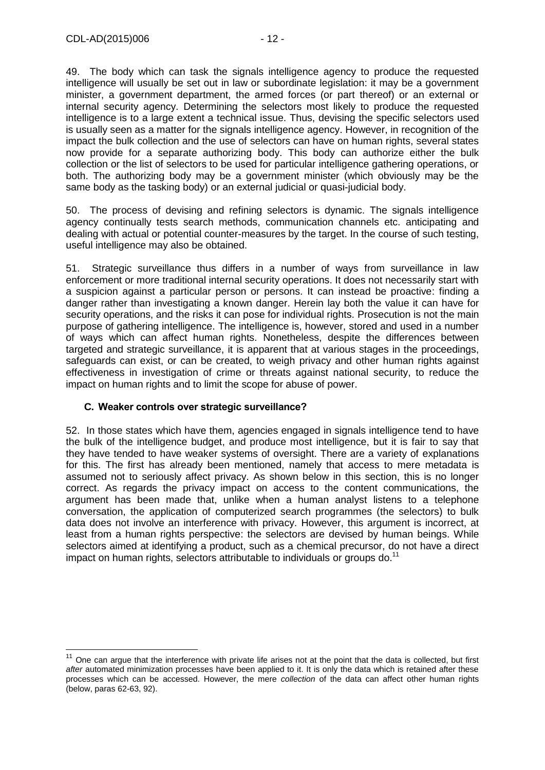49. The body which can task the signals intelligence agency to produce the requested intelligence will usually be set out in law or subordinate legislation: it may be a government minister, a government department, the armed forces (or part thereof) or an external or internal security agency. Determining the selectors most likely to produce the requested intelligence is to a large extent a technical issue. Thus, devising the specific selectors used is usually seen as a matter for the signals intelligence agency. However, in recognition of the impact the bulk collection and the use of selectors can have on human rights, several states now provide for a separate authorizing body. This body can authorize either the bulk collection or the list of selectors to be used for particular intelligence gathering operations, or both. The authorizing body may be a government minister (which obviously may be the same body as the tasking body) or an external judicial or quasi-judicial body.

50. The process of devising and refining selectors is dynamic. The signals intelligence agency continually tests search methods, communication channels etc. anticipating and dealing with actual or potential counter-measures by the target. In the course of such testing, useful intelligence may also be obtained.

51. Strategic surveillance thus differs in a number of ways from surveillance in law enforcement or more traditional internal security operations. It does not necessarily start with a suspicion against a particular person or persons. It can instead be proactive: finding a danger rather than investigating a known danger. Herein lay both the value it can have for security operations, and the risks it can pose for individual rights. Prosecution is not the main purpose of gathering intelligence. The intelligence is, however, stored and used in a number of ways which can affect human rights. Nonetheless, despite the differences between targeted and strategic surveillance, it is apparent that at various stages in the proceedings, safeguards can exist, or can be created, to weigh privacy and other human rights against effectiveness in investigation of crime or threats against national security, to reduce the impact on human rights and to limit the scope for abuse of power.

### C. Weaker controls over strategic surveillance?

52. In those states which have them, agencies engaged in signals intelligence tend to have the bulk of the intelligence budget, and produce most intelligence, but it is fair to say that they have tended to have weaker systems of oversight. There are a variety of explanations for this. The first has already been mentioned, namely that access to mere metadata is assumed not to seriously affect privacy. As shown below in this section, this is no longer correct. As regards the privacy impact on access to the content communications, the argument has been made that, unlike when a human analyst listens to a telephone conversation, the application of computerized search programmes (the selectors) to bulk data does not involve an interference with privacy. However, this argument is incorrect, at least from a human rights perspective: the selectors are devised by human beings. While selectors aimed at identifying a product, such as a chemical precursor, do not have a direct impact on human rights, selectors attributable to individuals or groups do.[11]

---

[11] One can argue that the interference with private life arises not at the point that the data is collected, but first *after* automated minimization processes have been applied to it. It is only the data which is retained after these processes which can be accessed. However, the mere *collection* of the data can affect other human rights (below, paras 62-63, 92).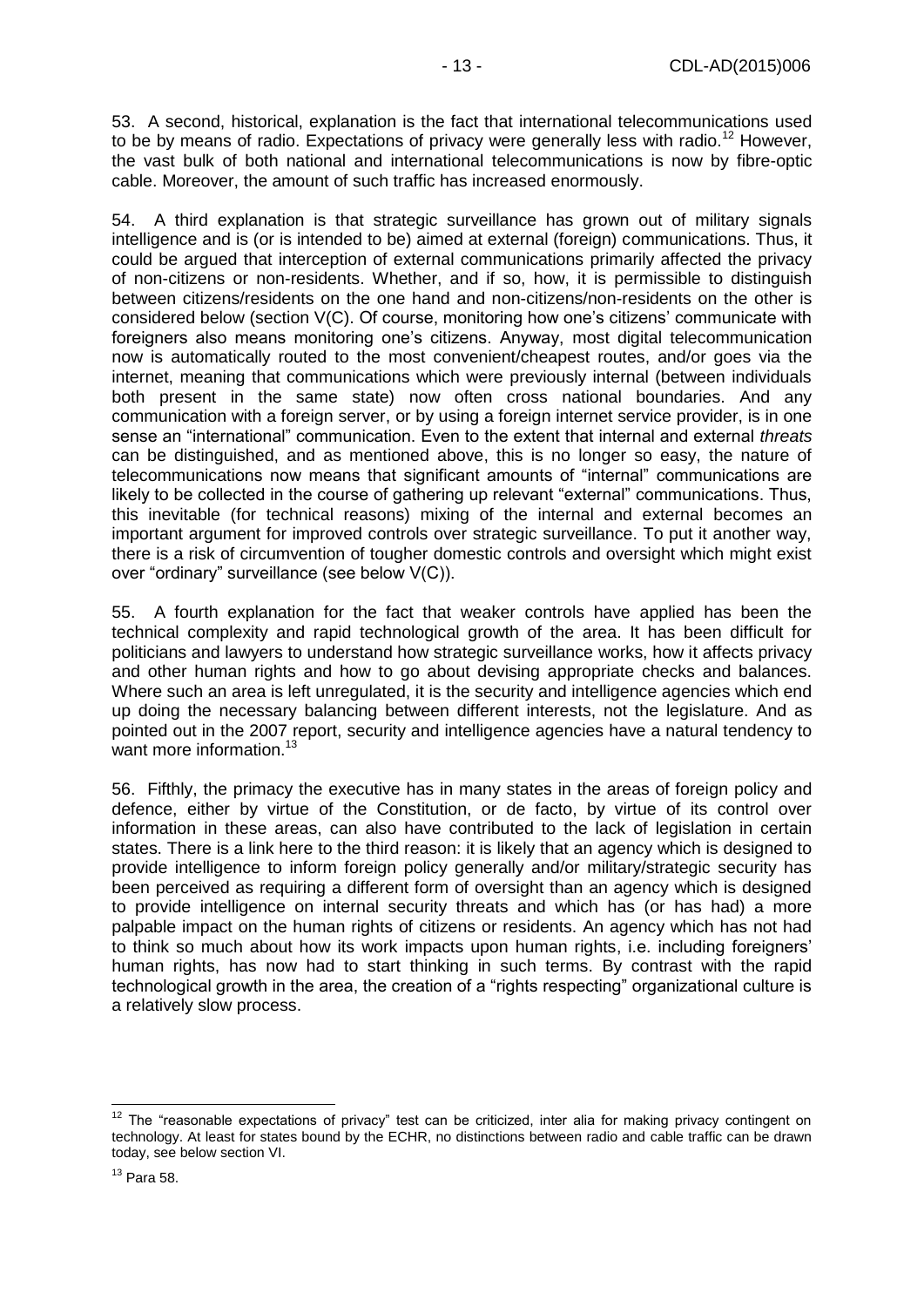53. A second, historical, explanation is the fact that international telecommunications used to be by means of radio. Expectations of privacy were generally less with radio.[12] However, the vast bulk of both national and international telecommunications is now by fibre-optic cable. Moreover, the amount of such traffic has increased enormously.

54. A third explanation is that strategic surveillance has grown out of military signals intelligence and is (or is intended to be) aimed at external (foreign) communications. Thus, it could be argued that interception of external communications primarily affected the privacy of non-citizens or non-residents. Whether, and if so, how, it is permissible to distinguish between citizens/residents on the one hand and non-citizens/non-residents on the other is considered below (section V(C). Of course, monitoring how one's citizens' communicate with foreigners also means monitoring one's citizens. Anyway, most digital telecommunication now is automatically routed to the most convenient/cheapest routes, and/or goes via the internet, meaning that communications which were previously internal (between individuals both present in the same state) now often cross national boundaries. And any communication with a foreign server, or by using a foreign internet service provider, is in one sense an "international" communication. Even to the extent that internal and external *threats* can be distinguished, and as mentioned above, this is no longer so easy, the nature of telecommunications now means that significant amounts of "internal" communications are likely to be collected in the course of gathering up relevant "external" communications. Thus, this inevitable (for technical reasons) mixing of the internal and external becomes an important argument for improved controls over strategic surveillance. To put it another way, there is a risk of circumvention of tougher domestic controls and oversight which might exist over "ordinary" surveillance (see below V(C)).

55. A fourth explanation for the fact that weaker controls have applied has been the technical complexity and rapid technological growth of the area. It has been difficult for politicians and lawyers to understand how strategic surveillance works, how it affects privacy and other human rights and how to go about devising appropriate checks and balances. Where such an area is left unregulated, it is the security and intelligence agencies which end up doing the necessary balancing between different interests, not the legislature. And as pointed out in the 2007 report, security and intelligence agencies have a natural tendency to want more information.[13]

56. Fifthly, the primacy the executive has in many states in the areas of foreign policy and defence, either by virtue of the Constitution, or de facto, by virtue of its control over information in these areas, can also have contributed to the lack of legislation in certain states. There is a link here to the third reason: it is likely that an agency which is designed to provide intelligence to inform foreign policy generally and/or military/strategic security has been perceived as requiring a different form of oversight than an agency which is designed to provide intelligence on internal security threats and which has (or has had) a more palpable impact on the human rights of citizens or residents. An agency which has not had to think so much about how its work impacts upon human rights, i.e. including foreigners' human rights, has now had to start thinking in such terms. By contrast with the rapid technological growth in the area, the creation of a "rights respecting" organizational culture is a relatively slow process.

---

[12] The "reasonable expectations of privacy" test can be criticized, inter alia for making privacy contingent on technology. At least for states bound by the ECHR, no distinctions between radio and cable traffic can be drawn today, see below section VI.

[13] Para 58.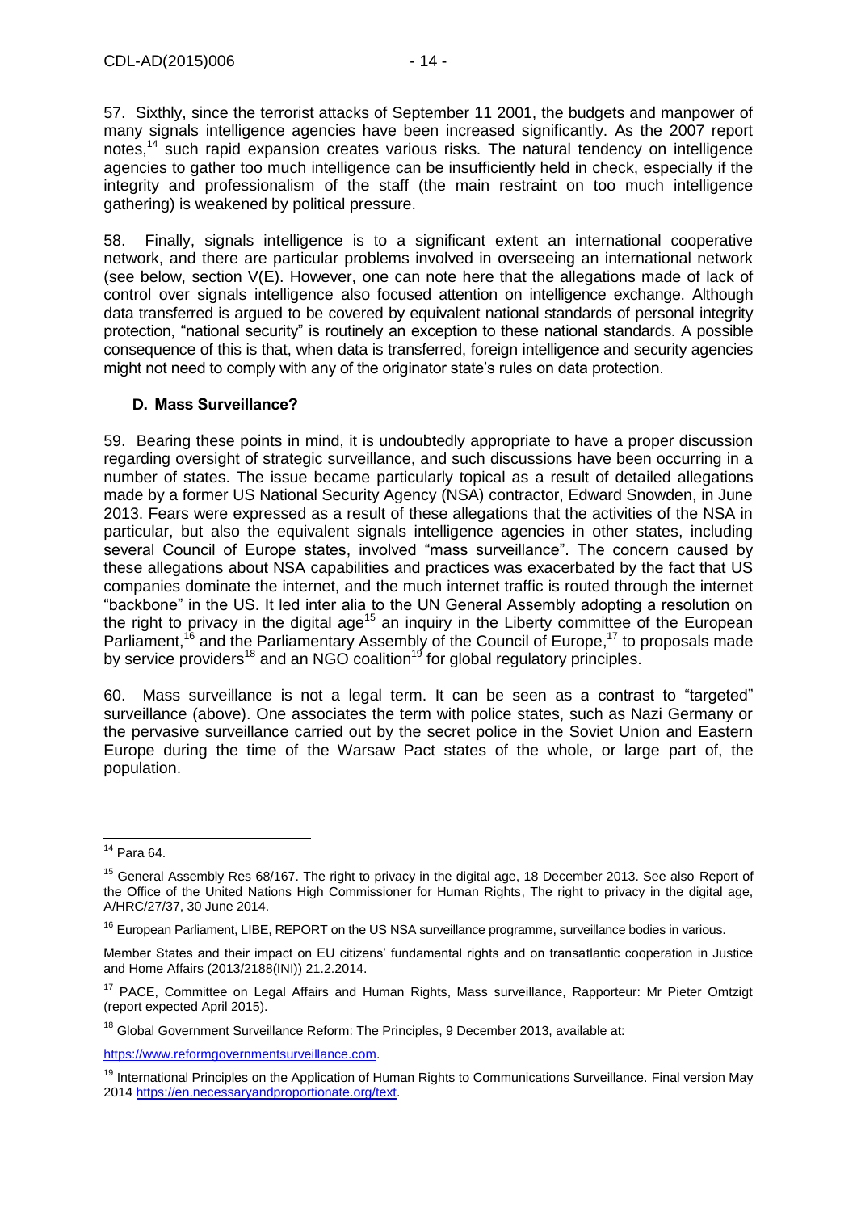57. Sixthly, since the terrorist attacks of September 11 2001, the budgets and manpower of many signals intelligence agencies have been increased significantly. As the 2007 report notes,[14] such rapid expansion creates various risks. The natural tendency on intelligence agencies to gather too much intelligence can be insufficiently held in check, especially if the integrity and professionalism of the staff (the main restraint on too much intelligence gathering) is weakened by political pressure.

58. Finally, signals intelligence is to a significant extent an international cooperative network, and there are particular problems involved in overseeing an international network (see below, section V(E). However, one can note here that the allegations made of lack of control over signals intelligence also focused attention on intelligence exchange. Although data transferred is argued to be covered by equivalent national standards of personal integrity protection, "national security" is routinely an exception to these national standards. A possible consequence of this is that, when data is transferred, foreign intelligence and security agencies might not need to comply with any of the originator state's rules on data protection.

### D. Mass Surveillance?

59. Bearing these points in mind, it is undoubtedly appropriate to have a proper discussion regarding oversight of strategic surveillance, and such discussions have been occurring in a number of states. The issue became particularly topical as a result of detailed allegations made by a former US National Security Agency (NSA) contractor, Edward Snowden, in June 2013. Fears were expressed as a result of these allegations that the activities of the NSA in particular, but also the equivalent signals intelligence agencies in other states, including several Council of Europe states, involved "mass surveillance". The concern caused by these allegations about NSA capabilities and practices was exacerbated by the fact that US companies dominate the internet, and the much internet traffic is routed through the internet "backbone" in the US. It led inter alia to the UN General Assembly adopting a resolution on the right to privacy in the digital age[15] an inquiry in the Liberty committee of the European Parliament,[16] and the Parliamentary Assembly of the Council of Europe,[17] to proposals made by service providers[18] and an NGO coalition[19] for global regulatory principles.

60. Mass surveillance is not a legal term. It can be seen as a contrast to "targeted" surveillance (above). One associates the term with police states, such as Nazi Germany or the pervasive surveillance carried out by the secret police in the Soviet Union and Eastern Europe during the time of the Warsaw Pact states of the whole, or large part of, the population.

---

[14] Para 64.

[15] General Assembly Res 68/167. The right to privacy in the digital age, 18 December 2013. See also Report of the Office of the United Nations High Commissioner for Human Rights, The right to privacy in the digital age, A/HRC/27/37, 30 June 2014.

[16] European Parliament, LIBE, REPORT on the US NSA surveillance programme, surveillance bodies in various.

Member States and their impact on EU citizens' fundamental rights and on transatlantic cooperation in Justice and Home Affairs (2013/2188(INI)) 21.2.2014.

[17] PACE, Committee on Legal Affairs and Human Rights, Mass surveillance, Rapporteur: Mr Pieter Omtzigt (report expected April 2015).

[18] Global Government Surveillance Reform: The Principles, 9 December 2013, available at:

https://www.reformgovernmentsurveillance.com.

[19] International Principles on the Application of Human Rights to Communications Surveillance. Final version May 2014 https://en.necessaryandproportionate.org/text.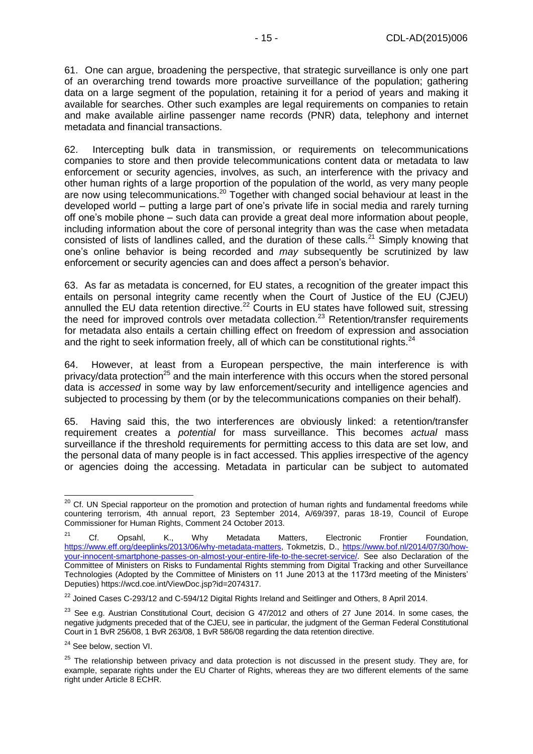61. One can argue, broadening the perspective, that strategic surveillance is only one part of an overarching trend towards more proactive surveillance of the population; gathering data on a large segment of the population, retaining it for a period of years and making it available for searches. Other such examples are legal requirements on companies to retain and make available airline passenger name records (PNR) data, telephony and internet metadata and financial transactions.

62. Intercepting bulk data in transmission, or requirements on telecommunications companies to store and then provide telecommunications content data or metadata to law enforcement or security agencies, involves, as such, an interference with the privacy and other human rights of a large proportion of the population of the world, as very many people are now using telecommunications.[20] Together with changed social behaviour at least in the developed world – putting a large part of one's private life in social media and rarely turning off one's mobile phone – such data can provide a great deal more information about people, including information about the core of personal integrity than was the case when metadata consisted of lists of landlines called, and the duration of these calls.[21] Simply knowing that one's online behavior is being recorded and *may* subsequently be scrutinized by law enforcement or security agencies can and does affect a person's behavior.

63. As far as metadata is concerned, for EU states, a recognition of the greater impact this entails on personal integrity came recently when the Court of Justice of the EU (CJEU) annulled the EU data retention directive.[22] Courts in EU states have followed suit, stressing the need for improved controls over metadata collection.[23] Retention/transfer requirements for metadata also entails a certain chilling effect on freedom of expression and association and the right to seek information freely, all of which can be constitutional rights.[24]

64. However, at least from a European perspective, the main interference is with privacy/data protection[25] and the main interference with this occurs when the stored personal data is *accessed* in some way by law enforcement/security and intelligence agencies and subjected to processing by them (or by the telecommunications companies on their behalf).

65. Having said this, the two interferences are obviously linked: a retention/transfer requirement creates a *potential* for mass surveillance. This becomes *actual* mass surveillance if the threshold requirements for permitting access to this data are set low, and the personal data of many people is in fact accessed. This applies irrespective of the agency or agencies doing the accessing. Metadata in particular can be subject to automated

---

[20] Cf. UN Special rapporteur on the promotion and protection of human rights and fundamental freedoms while countering terrorism, 4th annual report, 23 September 2014, A/69/397, paras 18-19, Council of Europe Commissioner for Human Rights, Comment 24 October 2013.

[21] Cf. Opsahl, K., Why Metadata Matters, Electronic Frontier Foundation, https://www.eff.org/deeplinks/2013/06/why-metadata-matters, Tokmetzis, D., https://www.bof.nl/2014/07/30/how-your-innocent-smartphone-passes-on-almost-your-entire-life-to-the-secret-service/. See also Declaration of the Committee of Ministers on Risks to Fundamental Rights stemming from Digital Tracking and other Surveillance Technologies (Adopted by the Committee of Ministers on 11 June 2013 at the 1173rd meeting of the Ministers' Deputies) https://wcd.coe.int/ViewDoc.jsp?id=2074317.

[22] Joined Cases C-293/12 and C-594/12 Digital Rights Ireland and Seitlinger and Others, 8 April 2014.

[23] See e.g. Austrian Constitutional Court, decision G 47/2012 and others of 27 June 2014. In some cases, the negative judgments preceded that of the CJEU, see in particular, the judgment of the German Federal Constitutional Court in 1 BvR 256/08, 1 BvR 263/08, 1 BvR 586/08 regarding the data retention directive.

[24] See below, section VI.

[25] The relationship between privacy and data protection is not discussed in the present study. They are, for example, separate rights under the EU Charter of Rights, whereas they are two different elements of the same right under Article 8 ECHR.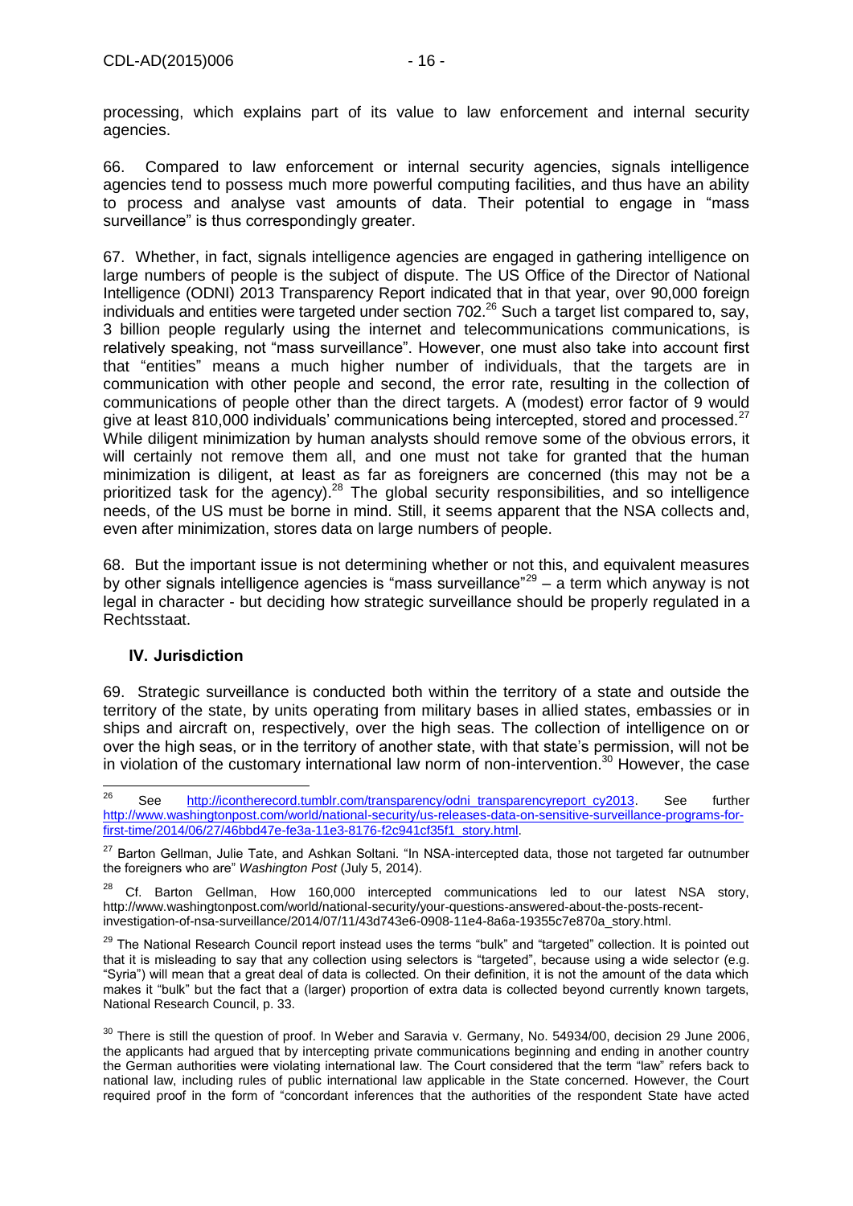processing, which explains part of its value to law enforcement and internal security agencies.

66. Compared to law enforcement or internal security agencies, signals intelligence agencies tend to possess much more powerful computing facilities, and thus have an ability to process and analyse vast amounts of data. Their potential to engage in "mass surveillance" is thus correspondingly greater.

67. Whether, in fact, signals intelligence agencies are engaged in gathering intelligence on large numbers of people is the subject of dispute. The US Office of the Director of National Intelligence (ODNI) 2013 Transparency Report indicated that in that year, over 90,000 foreign individuals and entities were targeted under section 702.[26] Such a target list compared to, say, 3 billion people regularly using the internet and telecommunications communications, is relatively speaking, not "mass surveillance". However, one must also take into account first that "entities" means a much higher number of individuals, that the targets are in communication with other people and second, the error rate, resulting in the collection of communications of people other than the direct targets. A (modest) error factor of 9 would give at least 810,000 individuals' communications being intercepted, stored and processed.[27] While diligent minimization by human analysts should remove some of the obvious errors, it will certainly not remove them all, and one must not take for granted that the human minimization is diligent, at least as far as foreigners are concerned (this may not be a prioritized task for the agency).[28] The global security responsibilities, and so intelligence needs, of the US must be borne in mind. Still, it seems apparent that the NSA collects and, even after minimization, stores data on large numbers of people.

68. But the important issue is not determining whether or not this, and equivalent measures by other signals intelligence agencies is "mass surveillance"[29] – a term which anyway is not legal in character - but deciding how strategic surveillance should be properly regulated in a Rechtsstaat.

## IV. Jurisdiction

69. Strategic surveillance is conducted both within the territory of a state and outside the territory of the state, by units operating from military bases in allied states, embassies or in ships and aircraft on, respectively, over the high seas. The collection of intelligence on or over the high seas, or in the territory of another state, with that state's permission, will not be in violation of the customary international law norm of non-intervention.[30] However, the case

---

[26] See http://icontherecord.tumblr.com/transparency/odni_transparencyreport_cy2013. See further http://www.washingtonpost.com/world/national-security/us-releases-data-on-sensitive-surveillance-programs-for-first-time/2014/06/27/46bbd47e-fe3a-11e3-8176-f2c941cf35f1_story.html.

[27] Barton Gellman, Julie Tate, and Ashkan Soltani. "In NSA-intercepted data, those not targeted far outnumber the foreigners who are" *Washington Post* (July 5, 2014).

[28] Cf. Barton Gellman, How 160,000 intercepted communications led to our latest NSA story, http://www.washingtonpost.com/world/national-security/your-questions-answered-about-the-posts-recent-investigation-of-nsa-surveillance/2014/07/11/43d743e6-0908-11e4-8a6a-19355c7e870a_story.html.

[29] The National Research Council report instead uses the terms "bulk" and "targeted" collection. It is pointed out that it is misleading to say that any collection using selectors is "targeted", because using a wide selector (e.g. "Syria") will mean that a great deal of data is collected. On their definition, it is not the amount of the data which makes it "bulk" but the fact that a (larger) proportion of extra data is collected beyond currently known targets, National Research Council, p. 33.

[30] There is still the question of proof. In Weber and Saravia v. Germany, No. 54934/00, decision 29 June 2006, the applicants had argued that by intercepting private communications beginning and ending in another country the German authorities were violating international law. The Court considered that the term "law" refers back to national law, including rules of public international law applicable in the State concerned. However, the Court required proof in the form of "concordant inferences that the authorities of the respondent State have acted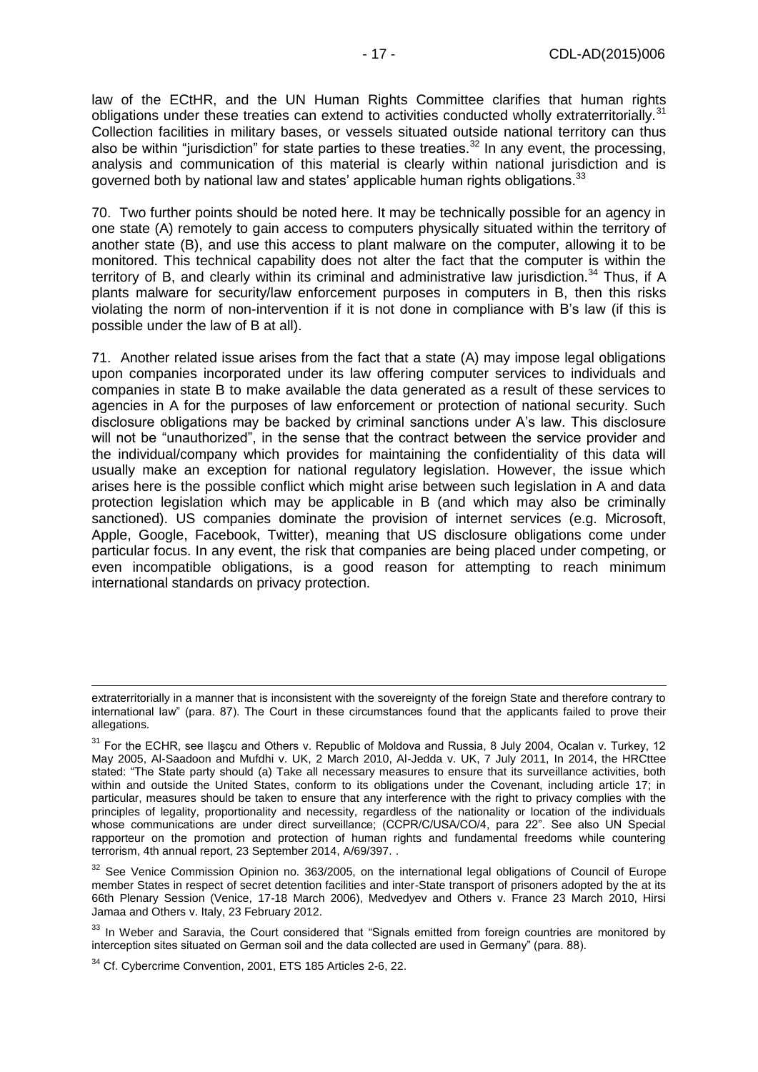law of the ECtHR, and the UN Human Rights Committee clarifies that human rights obligations under these treaties can extend to activities conducted wholly extraterritorially.[31] Collection facilities in military bases, or vessels situated outside national territory can thus also be within "jurisdiction" for state parties to these treaties.[32] In any event, the processing, analysis and communication of this material is clearly within national jurisdiction and is governed both by national law and states' applicable human rights obligations.[33]

70. Two further points should be noted here. It may be technically possible for an agency in one state (A) remotely to gain access to computers physically situated within the territory of another state (B), and use this access to plant malware on the computer, allowing it to be monitored. This technical capability does not alter the fact that the computer is within the territory of B, and clearly within its criminal and administrative law jurisdiction.[34] Thus, if A plants malware for security/law enforcement purposes in computers in B, then this risks violating the norm of non-intervention if it is not done in compliance with B's law (if this is possible under the law of B at all).

71. Another related issue arises from the fact that a state (A) may impose legal obligations upon companies incorporated under its law offering computer services to individuals and companies in state B to make available the data generated as a result of these services to agencies in A for the purposes of law enforcement or protection of national security. Such disclosure obligations may be backed by criminal sanctions under A's law. This disclosure will not be "unauthorized", in the sense that the contract between the service provider and the individual/company which provides for maintaining the confidentiality of this data will usually make an exception for national regulatory legislation. However, the issue which arises here is the possible conflict which might arise between such legislation in A and data protection legislation which may be applicable in B (and which may also be criminally sanctioned). US companies dominate the provision of internet services (e.g. Microsoft, Apple, Google, Facebook, Twitter), meaning that US disclosure obligations come under particular focus. In any event, the risk that companies are being placed under competing, or even incompatible obligations, is a good reason for attempting to reach minimum international standards on privacy protection.

---

extraterritorially in a manner that is inconsistent with the sovereignty of the foreign State and therefore contrary to international law" (para. 87). The Court in these circumstances found that the applicants failed to prove their allegations.

[31] For the ECHR, see Ilaşcu and Others v. Republic of Moldova and Russia, 8 July 2004, Ocalan v. Turkey, 12 May 2005, Al-Saadoon and Mufdhi v. UK, 2 March 2010, Al-Jedda v. UK, 7 July 2011, In 2014, the HRCttee stated: "The State party should (a) Take all necessary measures to ensure that its surveillance activities, both within and outside the United States, conform to its obligations under the Covenant, including article 17; in particular, measures should be taken to ensure that any interference with the right to privacy complies with the principles of legality, proportionality and necessity, regardless of the nationality or location of the individuals whose communications are under direct surveillance; (CCPR/C/USA/CO/4, para 22". See also UN Special rapporteur on the promotion and protection of human rights and fundamental freedoms while countering terrorism, 4th annual report, 23 September 2014, A/69/397. .

[32] See Venice Commission Opinion no. 363/2005, on the international legal obligations of Council of Europe member States in respect of secret detention facilities and inter-State transport of prisoners adopted by the at its 66th Plenary Session (Venice, 17-18 March 2006), Medvedyev and Others v. France 23 March 2010, Hirsi Jamaa and Others v. Italy, 23 February 2012.

[33] In Weber and Saravia, the Court considered that "Signals emitted from foreign countries are monitored by interception sites situated on German soil and the data collected are used in Germany" (para. 88).

[34] Cf. Cybercrime Convention, 2001, ETS 185 Articles 2-6, 22.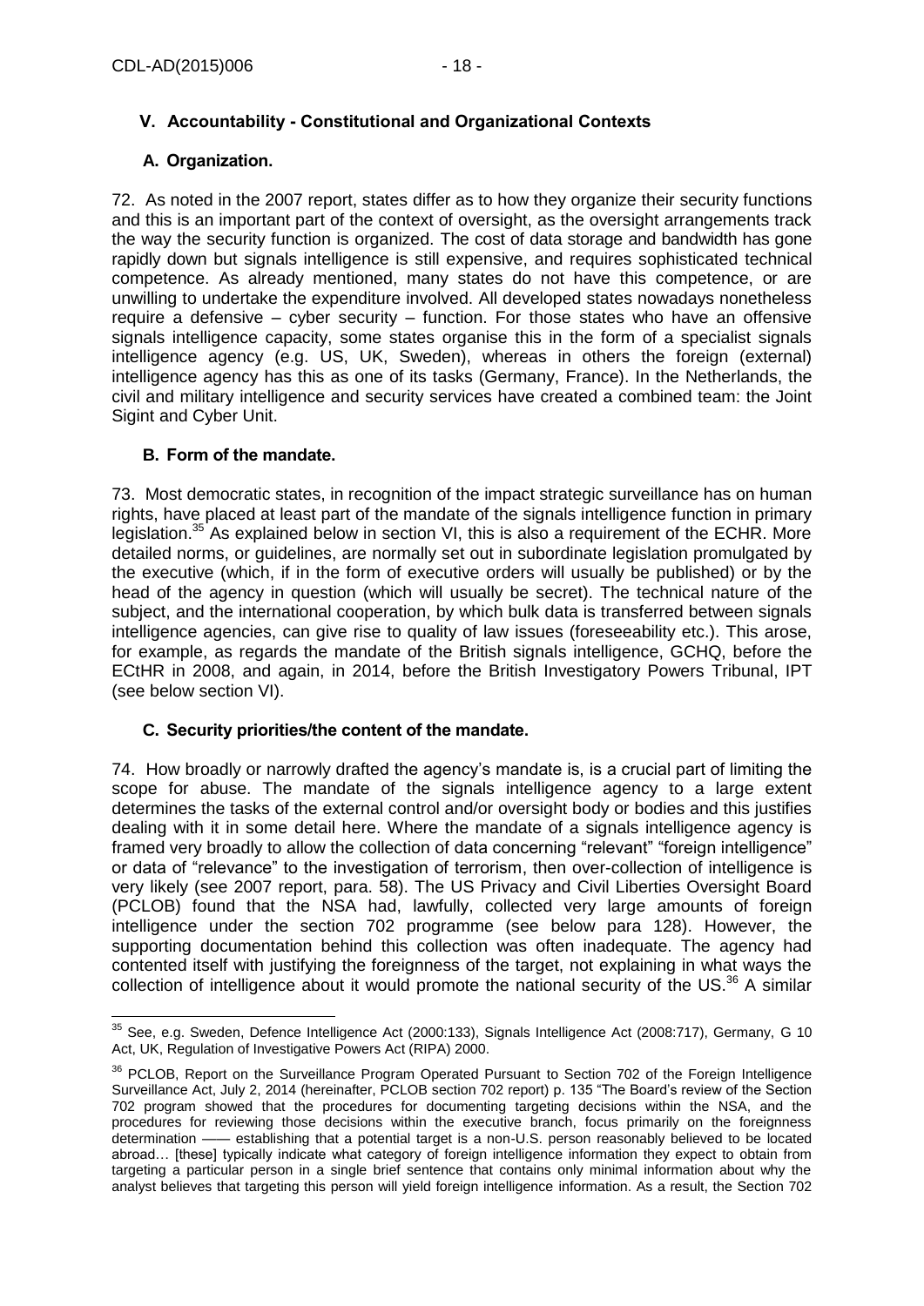## V. Accountability - Constitutional and Organizational Contexts

### A. Organization.

72. As noted in the 2007 report, states differ as to how they organize their security functions and this is an important part of the context of oversight, as the oversight arrangements track the way the security function is organized. The cost of data storage and bandwidth has gone rapidly down but signals intelligence is still expensive, and requires sophisticated technical competence. As already mentioned, many states do not have this competence, or are unwilling to undertake the expenditure involved. All developed states nowadays nonetheless require a defensive – cyber security – function. For those states who have an offensive signals intelligence capacity, some states organise this in the form of a specialist signals intelligence agency (e.g. US, UK, Sweden), whereas in others the foreign (external) intelligence agency has this as one of its tasks (Germany, France). In the Netherlands, the civil and military intelligence and security services have created a combined team: the Joint Sigint and Cyber Unit.

### B. Form of the mandate.

73. Most democratic states, in recognition of the impact strategic surveillance has on human rights, have placed at least part of the mandate of the signals intelligence function in primary legislation.[35] As explained below in section VI, this is also a requirement of the ECHR. More detailed norms, or guidelines, are normally set out in subordinate legislation promulgated by the executive (which, if in the form of executive orders will usually be published) or by the head of the agency in question (which will usually be secret). The technical nature of the subject, and the international cooperation, by which bulk data is transferred between signals intelligence agencies, can give rise to quality of law issues (foreseeability etc.). This arose, for example, as regards the mandate of the British signals intelligence, GCHQ, before the ECtHR in 2008, and again, in 2014, before the British Investigatory Powers Tribunal, IPT (see below section VI).

### C. Security priorities/the content of the mandate.

74. How broadly or narrowly drafted the agency's mandate is, is a crucial part of limiting the scope for abuse. The mandate of the signals intelligence agency to a large extent determines the tasks of the external control and/or oversight body or bodies and this justifies dealing with it in some detail here. Where the mandate of a signals intelligence agency is framed very broadly to allow the collection of data concerning "relevant" "foreign intelligence" or data of "relevance" to the investigation of terrorism, then over-collection of intelligence is very likely (see 2007 report, para. 58). The US Privacy and Civil Liberties Oversight Board (PCLOB) found that the NSA had, lawfully, collected very large amounts of foreign intelligence under the section 702 programme (see below para 128). However, the supporting documentation behind this collection was often inadequate. The agency had contented itself with justifying the foreignness of the target, not explaining in what ways the collection of intelligence about it would promote the national security of the US.[36] A similar

---

[35] See, e.g. Sweden, Defence Intelligence Act (2000:133), Signals Intelligence Act (2008:717), Germany, G 10 Act, UK, Regulation of Investigative Powers Act (RIPA) 2000.

[36] PCLOB, Report on the Surveillance Program Operated Pursuant to Section 702 of the Foreign Intelligence Surveillance Act, July 2, 2014 (hereinafter, PCLOB section 702 report) p. 135 "The Board's review of the Section 702 program showed that the procedures for documenting targeting decisions within the NSA, and the procedures for reviewing those decisions within the executive branch, focus primarily on the foreignness determination —— establishing that a potential target is a non-U.S. person reasonably believed to be located abroad… [these] typically indicate what category of foreign intelligence information they expect to obtain from targeting a particular person in a single brief sentence that contains only minimal information about why the analyst believes that targeting this person will yield foreign intelligence information. As a result, the Section 702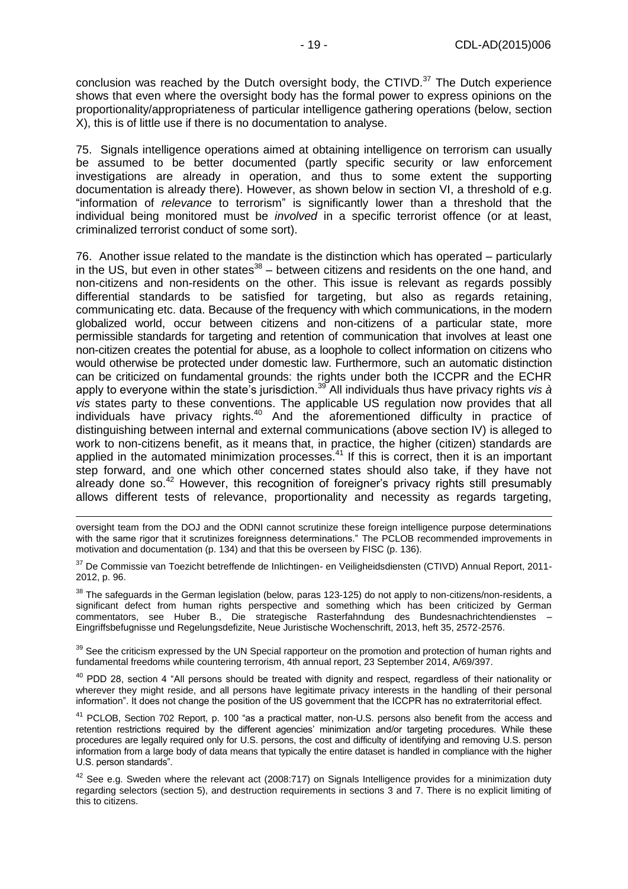conclusion was reached by the Dutch oversight body, the CTIVD.[37] The Dutch experience shows that even where the oversight body has the formal power to express opinions on the proportionality/appropriateness of particular intelligence gathering operations (below, section X), this is of little use if there is no documentation to analyse.

75. Signals intelligence operations aimed at obtaining intelligence on terrorism can usually be assumed to be better documented (partly specific security or law enforcement investigations are already in operation, and thus to some extent the supporting documentation is already there). However, as shown below in section VI, a threshold of e.g. "information of *relevance* to terrorism" is significantly lower than a threshold that the individual being monitored must be *involved* in a specific terrorist offence (or at least, criminalized terrorist conduct of some sort).

76. Another issue related to the mandate is the distinction which has operated – particularly in the US, but even in other states[38] – between citizens and residents on the one hand, and non-citizens and non-residents on the other. This issue is relevant as regards possibly differential standards to be satisfied for targeting, but also as regards retaining, communicating etc. data. Because of the frequency with which communications, in the modern globalized world, occur between citizens and non-citizens of a particular state, more permissible standards for targeting and retention of communication that involves at least one non-citizen creates the potential for abuse, as a loophole to collect information on citizens who would otherwise be protected under domestic law. Furthermore, such an automatic distinction can be criticized on fundamental grounds: the rights under both the ICCPR and the ECHR apply to everyone within the state's jurisdiction.[39] All individuals thus have privacy rights *vis à vis* states party to these conventions. The applicable US regulation now provides that all individuals have privacy rights.[40] And the aforementioned difficulty in practice of distinguishing between internal and external communications (above section IV) is alleged to work to non-citizens benefit, as it means that, in practice, the higher (citizen) standards are applied in the automated minimization processes.[41] If this is correct, then it is an important step forward, and one which other concerned states should also take, if they have not already done so.[42] However, this recognition of foreigner's privacy rights still presumably allows different tests of relevance, proportionality and necessity as regards targeting,

---

oversight team from the DOJ and the ODNI cannot scrutinize these foreign intelligence purpose determinations with the same rigor that it scrutinizes foreignness determinations." The PCLOB recommended improvements in motivation and documentation (p. 134) and that this be overseen by FISC (p. 136).

[37] De Commissie van Toezicht betreffende de Inlichtingen- en Veiligheidsdiensten (CTIVD) Annual Report, 2011-2012, p. 96.

[38] The safeguards in the German legislation (below, paras 123-125) do not apply to non-citizens/non-residents, a significant defect from human rights perspective and something which has been criticized by German commentators, see Huber B., Die strategische Rasterfahndung des Bundesnachrichtendienstes – Eingriffsbefugnisse und Regelungsdefizite, Neue Juristische Wochenschrift, 2013, heft 35, 2572-2576.

[39] See the criticism expressed by the UN Special rapporteur on the promotion and protection of human rights and fundamental freedoms while countering terrorism, 4th annual report, 23 September 2014, A/69/397.

[40] PDD 28, section 4 "All persons should be treated with dignity and respect, regardless of their nationality or wherever they might reside, and all persons have legitimate privacy interests in the handling of their personal information". It does not change the position of the US government that the ICCPR has no extraterritorial effect.

[41] PCLOB, Section 702 Report, p. 100 "as a practical matter, non-U.S. persons also benefit from the access and retention restrictions required by the different agencies' minimization and/or targeting procedures. While these procedures are legally required only for U.S. persons, the cost and difficulty of identifying and removing U.S. person information from a large body of data means that typically the entire dataset is handled in compliance with the higher U.S. person standards".

[42] See e.g. Sweden where the relevant act (2008:717) on Signals Intelligence provides for a minimization duty regarding selectors (section 5), and destruction requirements in sections 3 and 7. There is no explicit limiting of this to citizens.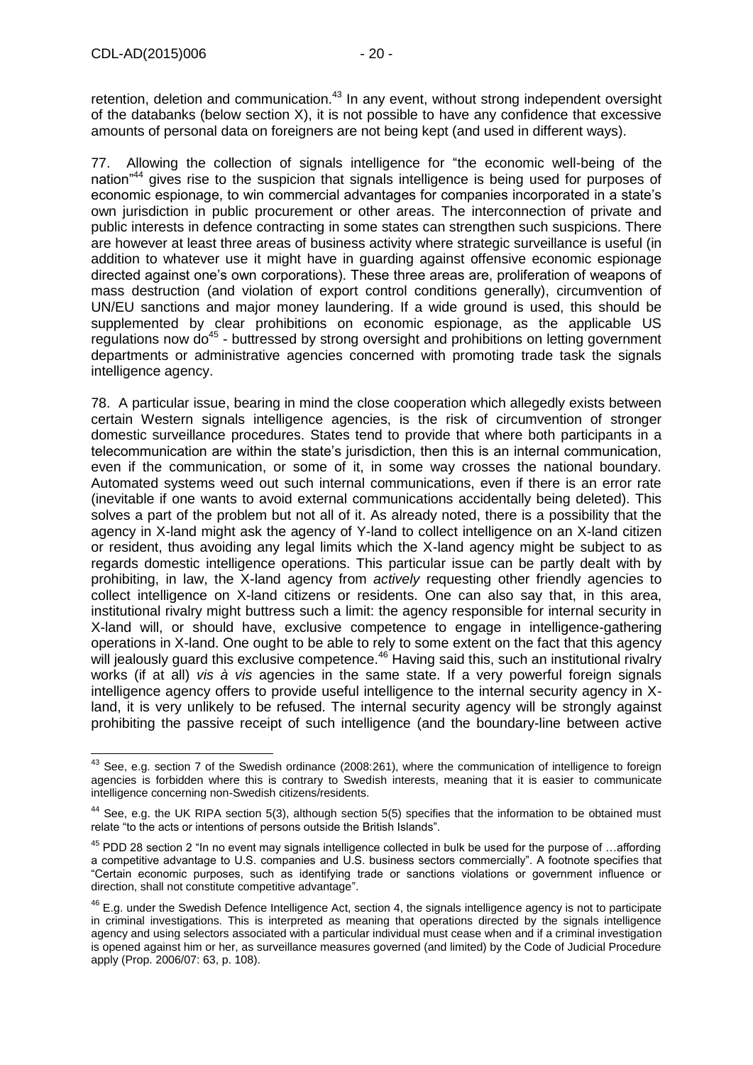retention, deletion and communication.[43] In any event, without strong independent oversight of the databanks (below section X), it is not possible to have any confidence that excessive amounts of personal data on foreigners are not being kept (and used in different ways).

77. Allowing the collection of signals intelligence for "the economic well-being of the nation"[44] gives rise to the suspicion that signals intelligence is being used for purposes of economic espionage, to win commercial advantages for companies incorporated in a state's own jurisdiction in public procurement or other areas. The interconnection of private and public interests in defence contracting in some states can strengthen such suspicions. There are however at least three areas of business activity where strategic surveillance is useful (in addition to whatever use it might have in guarding against offensive economic espionage directed against one's own corporations). These three areas are, proliferation of weapons of mass destruction (and violation of export control conditions generally), circumvention of UN/EU sanctions and major money laundering. If a wide ground is used, this should be supplemented by clear prohibitions on economic espionage, as the applicable US regulations now do[45] - buttressed by strong oversight and prohibitions on letting government departments or administrative agencies concerned with promoting trade task the signals intelligence agency.

78. A particular issue, bearing in mind the close cooperation which allegedly exists between certain Western signals intelligence agencies, is the risk of circumvention of stronger domestic surveillance procedures. States tend to provide that where both participants in a telecommunication are within the state's jurisdiction, then this is an internal communication, even if the communication, or some of it, in some way crosses the national boundary. Automated systems weed out such internal communications, even if there is an error rate (inevitable if one wants to avoid external communications accidentally being deleted). This solves a part of the problem but not all of it. As already noted, there is a possibility that the agency in X-land might ask the agency of Y-land to collect intelligence on an X-land citizen or resident, thus avoiding any legal limits which the X-land agency might be subject to as regards domestic intelligence operations. This particular issue can be partly dealt with by prohibiting, in law, the X-land agency from *actively* requesting other friendly agencies to collect intelligence on X-land citizens or residents. One can also say that, in this area, institutional rivalry might buttress such a limit: the agency responsible for internal security in X-land will, or should have, exclusive competence to engage in intelligence-gathering operations in X-land. One ought to be able to rely to some extent on the fact that this agency will jealously guard this exclusive competence.[46] Having said this, such an institutional rivalry works (if at all) *vis à vis* agencies in the same state. If a very powerful foreign signals intelligence agency offers to provide useful intelligence to the internal security agency in X-land, it is very unlikely to be refused. The internal security agency will be strongly against prohibiting the passive receipt of such intelligence (and the boundary-line between active

---

[43] See, e.g. section 7 of the Swedish ordinance (2008:261), where the communication of intelligence to foreign agencies is forbidden where this is contrary to Swedish interests, meaning that it is easier to communicate intelligence concerning non-Swedish citizens/residents.

[44] See, e.g. the UK RIPA section 5(3), although section 5(5) specifies that the information to be obtained must relate "to the acts or intentions of persons outside the British Islands".

[45] PDD 28 section 2 "In no event may signals intelligence collected in bulk be used for the purpose of …affording a competitive advantage to U.S. companies and U.S. business sectors commercially". A footnote specifies that "Certain economic purposes, such as identifying trade or sanctions violations or government influence or direction, shall not constitute competitive advantage".

[46] E.g. under the Swedish Defence Intelligence Act, section 4, the signals intelligence agency is not to participate in criminal investigations. This is interpreted as meaning that operations directed by the signals intelligence agency and using selectors associated with a particular individual must cease when and if a criminal investigation is opened against him or her, as surveillance measures governed (and limited) by the Code of Judicial Procedure apply (Prop. 2006/07: 63, p. 108).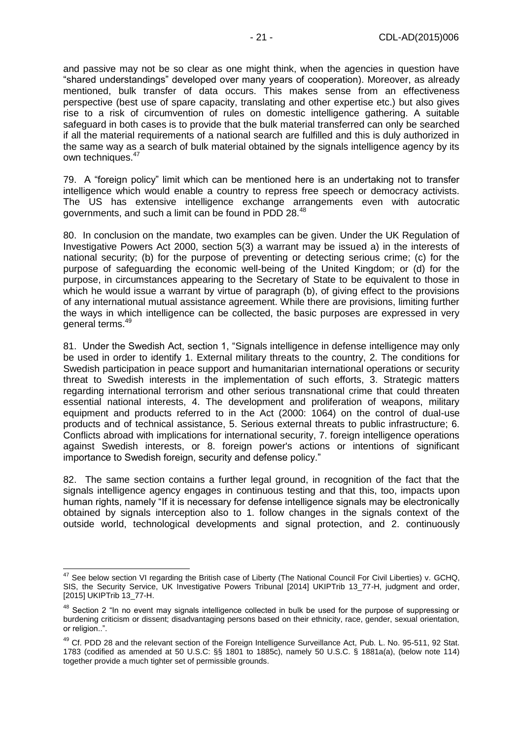and passive may not be so clear as one might think, when the agencies in question have "shared understandings" developed over many years of cooperation). Moreover, as already mentioned, bulk transfer of data occurs. This makes sense from an effectiveness perspective (best use of spare capacity, translating and other expertise etc.) but also gives rise to a risk of circumvention of rules on domestic intelligence gathering. A suitable safeguard in both cases is to provide that the bulk material transferred can only be searched if all the material requirements of a national search are fulfilled and this is duly authorized in the same way as a search of bulk material obtained by the signals intelligence agency by its own techniques.[47]

79. A "foreign policy" limit which can be mentioned here is an undertaking not to transfer intelligence which would enable a country to repress free speech or democracy activists. The US has extensive intelligence exchange arrangements even with autocratic governments, and such a limit can be found in PDD 28.[48]

80. In conclusion on the mandate, two examples can be given. Under the UK Regulation of Investigative Powers Act 2000, section 5(3) a warrant may be issued a) in the interests of national security; (b) for the purpose of preventing or detecting serious crime; (c) for the purpose of safeguarding the economic well-being of the United Kingdom; or (d) for the purpose, in circumstances appearing to the Secretary of State to be equivalent to those in which he would issue a warrant by virtue of paragraph (b), of giving effect to the provisions of any international mutual assistance agreement. While there are provisions, limiting further the ways in which intelligence can be collected, the basic purposes are expressed in very general terms.[49]

81. Under the Swedish Act, section 1, "Signals intelligence in defense intelligence may only be used in order to identify 1. External military threats to the country, 2. The conditions for Swedish participation in peace support and humanitarian international operations or security threat to Swedish interests in the implementation of such efforts, 3. Strategic matters regarding international terrorism and other serious transnational crime that could threaten essential national interests, 4. The development and proliferation of weapons, military equipment and products referred to in the Act (2000: 1064) on the control of dual-use products and of technical assistance, 5. Serious external threats to public infrastructure; 6. Conflicts abroad with implications for international security, 7. foreign intelligence operations against Swedish interests, or 8. foreign power's actions or intentions of significant importance to Swedish foreign, security and defense policy."

82. The same section contains a further legal ground, in recognition of the fact that the signals intelligence agency engages in continuous testing and that this, too, impacts upon human rights, namely "If it is necessary for defense intelligence signals may be electronically obtained by signals interception also to 1. follow changes in the signals context of the outside world, technological developments and signal protection, and 2. continuously

---

[47] See below section VI regarding the British case of Liberty (The National Council For Civil Liberties) v. GCHQ, SIS, the Security Service, UK Investigative Powers Tribunal [2014] UKIPTrib 13_77-H, judgment and order, [2015] UKIPTrib 13_77-H.

[48] Section 2 "In no event may signals intelligence collected in bulk be used for the purpose of suppressing or burdening criticism or dissent; disadvantaging persons based on their ethnicity, race, gender, sexual orientation, or religion..".

[49] Cf. PDD 28 and the relevant section of the Foreign Intelligence Surveillance Act, Pub. L. No. 95-511, 92 Stat. 1783 (codified as amended at 50 U.S.C: §§ 1801 to 1885c), namely 50 U.S.C. § 1881a(a), (below note 114) together provide a much tighter set of permissible grounds.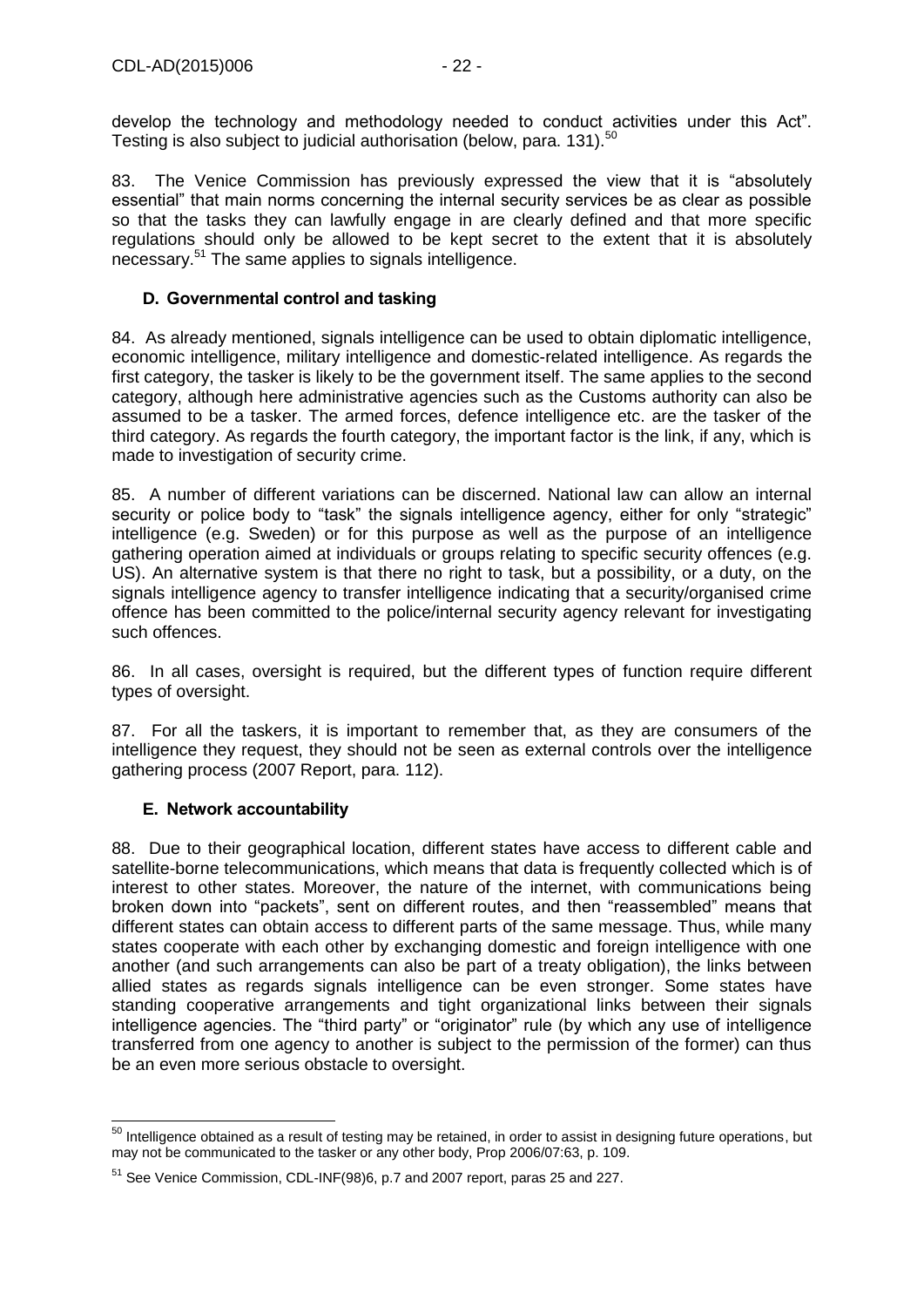develop the technology and methodology needed to conduct activities under this Act". Testing is also subject to judicial authorisation (below, para. 131).[50]

83. The Venice Commission has previously expressed the view that it is "absolutely essential" that main norms concerning the internal security services be as clear as possible so that the tasks they can lawfully engage in are clearly defined and that more specific regulations should only be allowed to be kept secret to the extent that it is absolutely necessary.[51] The same applies to signals intelligence.

### D. Governmental control and tasking

84. As already mentioned, signals intelligence can be used to obtain diplomatic intelligence, economic intelligence, military intelligence and domestic-related intelligence. As regards the first category, the tasker is likely to be the government itself. The same applies to the second category, although here administrative agencies such as the Customs authority can also be assumed to be a tasker. The armed forces, defence intelligence etc. are the tasker of the third category. As regards the fourth category, the important factor is the link, if any, which is made to investigation of security crime.

85. A number of different variations can be discerned. National law can allow an internal security or police body to "task" the signals intelligence agency, either for only "strategic" intelligence (e.g. Sweden) or for this purpose as well as the purpose of an intelligence gathering operation aimed at individuals or groups relating to specific security offences (e.g. US). An alternative system is that there no right to task, but a possibility, or a duty, on the signals intelligence agency to transfer intelligence indicating that a security/organised crime offence has been committed to the police/internal security agency relevant for investigating such offences.

86. In all cases, oversight is required, but the different types of function require different types of oversight.

87. For all the taskers, it is important to remember that, as they are consumers of the intelligence they request, they should not be seen as external controls over the intelligence gathering process (2007 Report, para. 112).

### E. Network accountability

88. Due to their geographical location, different states have access to different cable and satellite-borne telecommunications, which means that data is frequently collected which is of interest to other states. Moreover, the nature of the internet, with communications being broken down into "packets", sent on different routes, and then "reassembled" means that different states can obtain access to different parts of the same message. Thus, while many states cooperate with each other by exchanging domestic and foreign intelligence with one another (and such arrangements can also be part of a treaty obligation), the links between allied states as regards signals intelligence can be even stronger. Some states have standing cooperative arrangements and tight organizational links between their signals intelligence agencies. The "third party" or "originator" rule (by which any use of intelligence transferred from one agency to another is subject to the permission of the former) can thus be an even more serious obstacle to oversight.

---

[50] Intelligence obtained as a result of testing may be retained, in order to assist in designing future operations, but may not be communicated to the tasker or any other body, Prop 2006/07:63, p. 109.

[51] See Venice Commission, CDL-INF(98)6, p.7 and 2007 report, paras 25 and 227.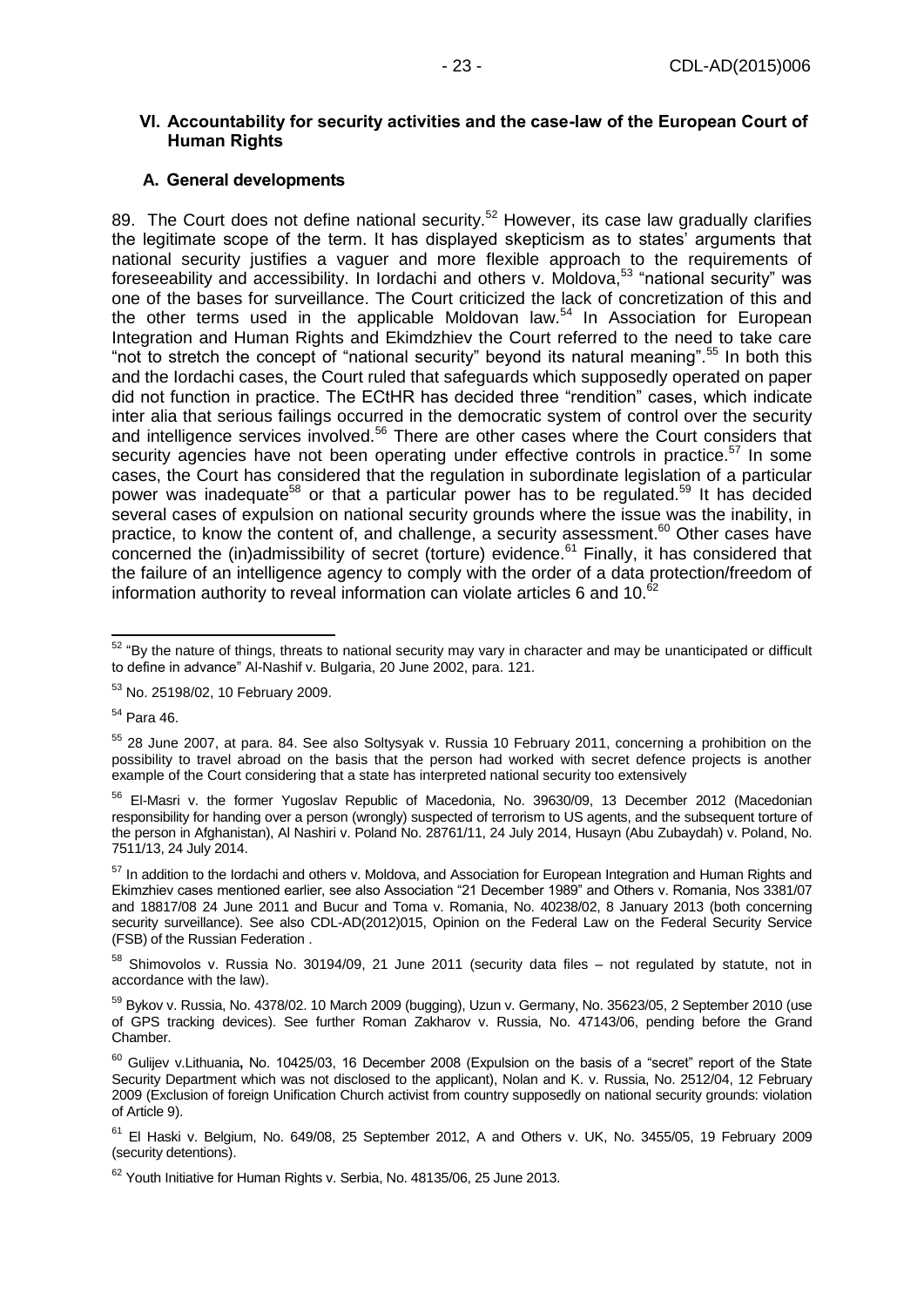### VI. Accountability for security activities and the case-law of the European Court of Human Rights

#### A. General developments

89. The Court does not define national security.[52] However, its case law gradually clarifies the legitimate scope of the term. It has displayed skepticism as to states' arguments that national security justifies a vaguer and more flexible approach to the requirements of foreseeability and accessibility. In Iordachi and others v. Moldova,[53] "national security" was one of the bases for surveillance. The Court criticized the lack of concretization of this and the other terms used in the applicable Moldovan law.[54] In Association for European Integration and Human Rights and Ekimdzhiev the Court referred to the need to take care "not to stretch the concept of "national security" beyond its natural meaning".[55] In both this and the Iordachi cases, the Court ruled that safeguards which supposedly operated on paper did not function in practice. The ECtHR has decided three "rendition" cases, which indicate inter alia that serious failings occurred in the democratic system of control over the security and intelligence services involved.[56] There are other cases where the Court considers that security agencies have not been operating under effective controls in practice.[57] In some cases, the Court has considered that the regulation in subordinate legislation of a particular power was inadequate[58] or that a particular power has to be regulated.[59] It has decided several cases of expulsion on national security grounds where the issue was the inability, in practice, to know the content of, and challenge, a security assessment.[60] Other cases have concerned the (in)admissibility of secret (torture) evidence.[61] Finally, it has considered that the failure of an intelligence agency to comply with the order of a data protection/freedom of information authority to reveal information can violate articles 6 and 10.[62]

---

[52] "By the nature of things, threats to national security may vary in character and may be unanticipated or difficult to define in advance" Al-Nashif v. Bulgaria, 20 June 2002, para. 121.

[53] No. 25198/02, 10 February 2009.

[54] Para 46.

[55] 28 June 2007, at para. 84. See also Soltysyak v. Russia 10 February 2011, concerning a prohibition on the possibility to travel abroad on the basis that the person had worked with secret defence projects is another example of the Court considering that a state has interpreted national security too extensively

[56] El-Masri v. the former Yugoslav Republic of Macedonia, No. 39630/09, 13 December 2012 (Macedonian responsibility for handing over a person (wrongly) suspected of terrorism to US agents, and the subsequent torture of the person in Afghanistan), Al Nashiri v. Poland No. 28761/11, 24 July 2014, Husayn (Abu Zubaydah) v. Poland, No. 7511/13, 24 July 2014.

[57] In addition to the Iordachi and others v. Moldova, and Association for European Integration and Human Rights and Ekimzhiev cases mentioned earlier, see also Association "21 December 1989" and Others v. Romania, Nos 3381/07 and 18817/08 24 June 2011 and Bucur and Toma v. Romania, No. 40238/02, 8 January 2013 (both concerning security surveillance). See also CDL-AD(2012)015, Opinion on the Federal Law on the Federal Security Service (FSB) of the Russian Federation .

[58] Shimovolos v. Russia No. 30194/09, 21 June 2011 (security data files – not regulated by statute, not in accordance with the law).

[59] Bykov v. Russia, No. 4378/02. 10 March 2009 (bugging), Uzun v. Germany, No. 35623/05, 2 September 2010 (use of GPS tracking devices). See further Roman Zakharov v. Russia, No. 47143/06, pending before the Grand Chamber.

[60] Gulijev v.Lithuania**,** No. 10425/03, 16 December 2008 (Expulsion on the basis of a "secret" report of the State Security Department which was not disclosed to the applicant), Nolan and K. v. Russia, No. 2512/04, 12 February 2009 (Exclusion of foreign Unification Church activist from country supposedly on national security grounds: violation of Article 9).

[61] El Haski v. Belgium, No. 649/08, 25 September 2012, A and Others v. UK, No. 3455/05, 19 February 2009 (security detentions).

[62] Youth Initiative for Human Rights v. Serbia, No. 48135/06, 25 June 2013.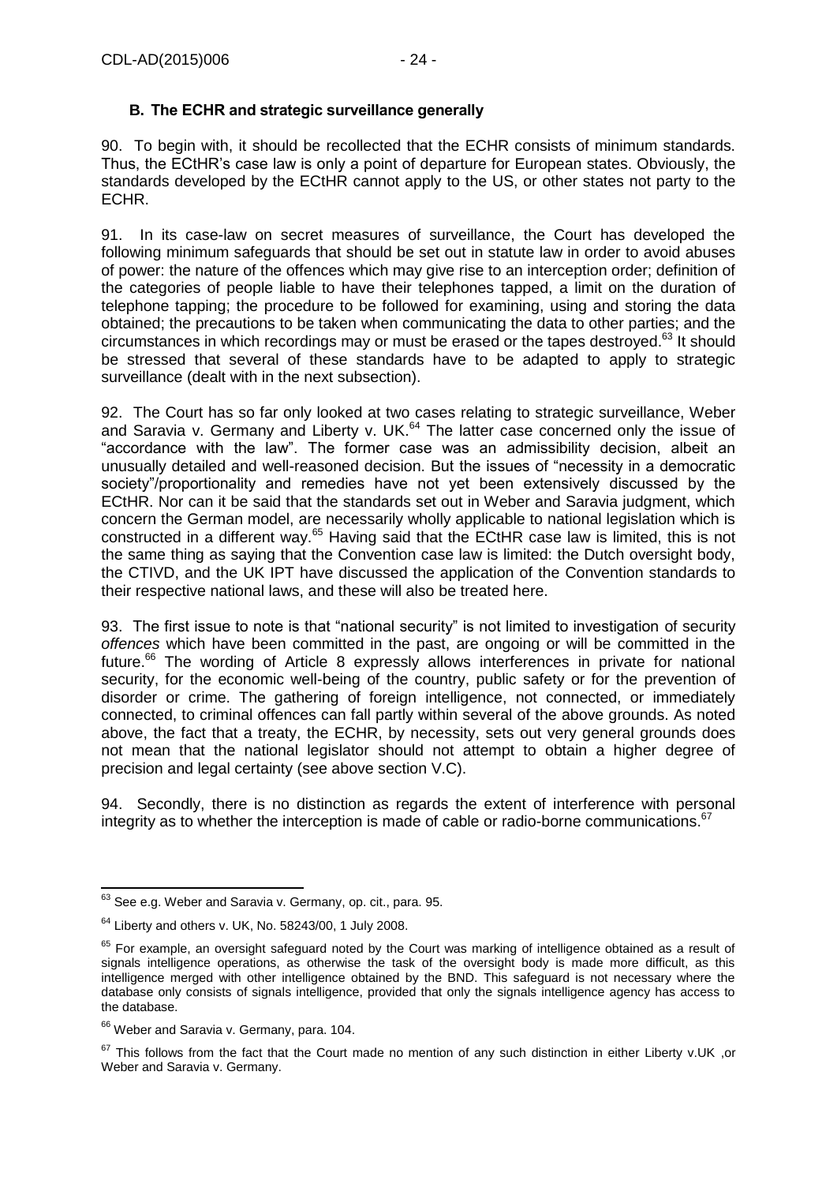### B. The ECHR and strategic surveillance generally

90. To begin with, it should be recollected that the ECHR consists of minimum standards. Thus, the ECtHR's case law is only a point of departure for European states. Obviously, the standards developed by the ECtHR cannot apply to the US, or other states not party to the ECHR.

91. In its case-law on secret measures of surveillance, the Court has developed the following minimum safeguards that should be set out in statute law in order to avoid abuses of power: the nature of the offences which may give rise to an interception order; definition of the categories of people liable to have their telephones tapped, a limit on the duration of telephone tapping; the procedure to be followed for examining, using and storing the data obtained; the precautions to be taken when communicating the data to other parties; and the circumstances in which recordings may or must be erased or the tapes destroyed.[63] It should be stressed that several of these standards have to be adapted to apply to strategic surveillance (dealt with in the next subsection).

92. The Court has so far only looked at two cases relating to strategic surveillance, Weber and Saravia v. Germany and Liberty v. UK.[64] The latter case concerned only the issue of "accordance with the law". The former case was an admissibility decision, albeit an unusually detailed and well-reasoned decision. But the issues of "necessity in a democratic society"/proportionality and remedies have not yet been extensively discussed by the ECtHR. Nor can it be said that the standards set out in Weber and Saravia judgment, which concern the German model, are necessarily wholly applicable to national legislation which is constructed in a different way.[65] Having said that the ECtHR case law is limited, this is not the same thing as saying that the Convention case law is limited: the Dutch oversight body, the CTIVD, and the UK IPT have discussed the application of the Convention standards to their respective national laws, and these will also be treated here.

93. The first issue to note is that "national security" is not limited to investigation of security *offences* which have been committed in the past, are ongoing or will be committed in the future.[66] The wording of Article 8 expressly allows interferences in private for national security, for the economic well-being of the country, public safety or for the prevention of disorder or crime. The gathering of foreign intelligence, not connected, or immediately connected, to criminal offences can fall partly within several of the above grounds. As noted above, the fact that a treaty, the ECHR, by necessity, sets out very general grounds does not mean that the national legislator should not attempt to obtain a higher degree of precision and legal certainty (see above section V.C).

94. Secondly, there is no distinction as regards the extent of interference with personal integrity as to whether the interception is made of cable or radio-borne communications.[67]

---

[63] See e.g. Weber and Saravia v. Germany, op. cit., para. 95.

[64] Liberty and others v. UK, No. 58243/00, 1 July 2008.

[65] For example, an oversight safeguard noted by the Court was marking of intelligence obtained as a result of signals intelligence operations, as otherwise the task of the oversight body is made more difficult, as this intelligence merged with other intelligence obtained by the BND. This safeguard is not necessary where the database only consists of signals intelligence, provided that only the signals intelligence agency has access to the database.

[66] Weber and Saravia v. Germany, para. 104.

[67] This follows from the fact that the Court made no mention of any such distinction in either Liberty v.UK ,or Weber and Saravia v. Germany.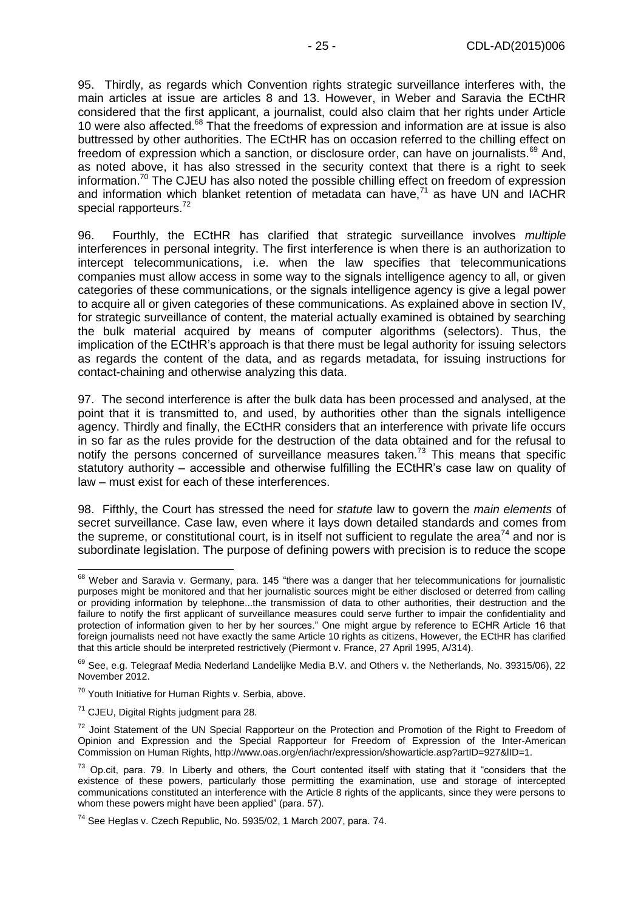95. Thirdly, as regards which Convention rights strategic surveillance interferes with, the main articles at issue are articles 8 and 13. However, in Weber and Saravia the ECtHR considered that the first applicant, a journalist, could also claim that her rights under Article 10 were also affected.[68] That the freedoms of expression and information are at issue is also buttressed by other authorities. The ECtHR has on occasion referred to the chilling effect on freedom of expression which a sanction, or disclosure order, can have on journalists.[69] And, as noted above, it has also stressed in the security context that there is a right to seek information.[70] The CJEU has also noted the possible chilling effect on freedom of expression and information which blanket retention of metadata can have,[71] as have UN and IACHR special rapporteurs.[72]

96. Fourthly, the ECtHR has clarified that strategic surveillance involves *multiple* interferences in personal integrity. The first interference is when there is an authorization to intercept telecommunications, i.e. when the law specifies that telecommunications companies must allow access in some way to the signals intelligence agency to all, or given categories of these communications, or the signals intelligence agency is give a legal power to acquire all or given categories of these communications. As explained above in section IV, for strategic surveillance of content, the material actually examined is obtained by searching the bulk material acquired by means of computer algorithms (selectors). Thus, the implication of the ECtHR's approach is that there must be legal authority for issuing selectors as regards the content of the data, and as regards metadata, for issuing instructions for contact-chaining and otherwise analyzing this data.

97. The second interference is after the bulk data has been processed and analysed, at the point that it is transmitted to, and used, by authorities other than the signals intelligence agency. Thirdly and finally, the ECtHR considers that an interference with private life occurs in so far as the rules provide for the destruction of the data obtained and for the refusal to notify the persons concerned of surveillance measures taken.[73] This means that specific statutory authority – accessible and otherwise fulfilling the ECtHR's case law on quality of law – must exist for each of these interferences.

98. Fifthly, the Court has stressed the need for *statute* law to govern the *main elements* of secret surveillance. Case law, even where it lays down detailed standards and comes from the supreme, or constitutional court, is in itself not sufficient to regulate the area[74] and nor is subordinate legislation. The purpose of defining powers with precision is to reduce the scope

---

[68] Weber and Saravia v. Germany, para. 145 "there was a danger that her telecommunications for journalistic purposes might be monitored and that her journalistic sources might be either disclosed or deterred from calling or providing information by telephone...the transmission of data to other authorities, their destruction and the failure to notify the first applicant of surveillance measures could serve further to impair the confidentiality and protection of information given to her by her sources." One might argue by reference to ECHR Article 16 that foreign journalists need not have exactly the same Article 10 rights as citizens, However, the ECtHR has clarified that this article should be interpreted restrictively (Piermont v. France, 27 April 1995, A/314).

[69] See, e.g. Telegraaf Media Nederland Landelijke Media B.V. and Others v. the Netherlands, No. 39315/06), 22 November 2012.

[70] Youth Initiative for Human Rights v. Serbia, above.

[71] CJEU, Digital Rights judgment para 28.

[72] Joint Statement of the UN Special Rapporteur on the Protection and Promotion of the Right to Freedom of Opinion and Expression and the Special Rapporteur for Freedom of Expression of the Inter-American Commission on Human Rights, http://www.oas.org/en/iachr/expression/showarticle.asp?artID=927&lID=1.

[73] Op.cit, para. 79. In Liberty and others, the Court contented itself with stating that it "considers that the existence of these powers, particularly those permitting the examination, use and storage of intercepted communications constituted an interference with the Article 8 rights of the applicants, since they were persons to whom these powers might have been applied" (para. 57).

[74] See Heglas v. Czech Republic, No. 5935/02, 1 March 2007, para. 74.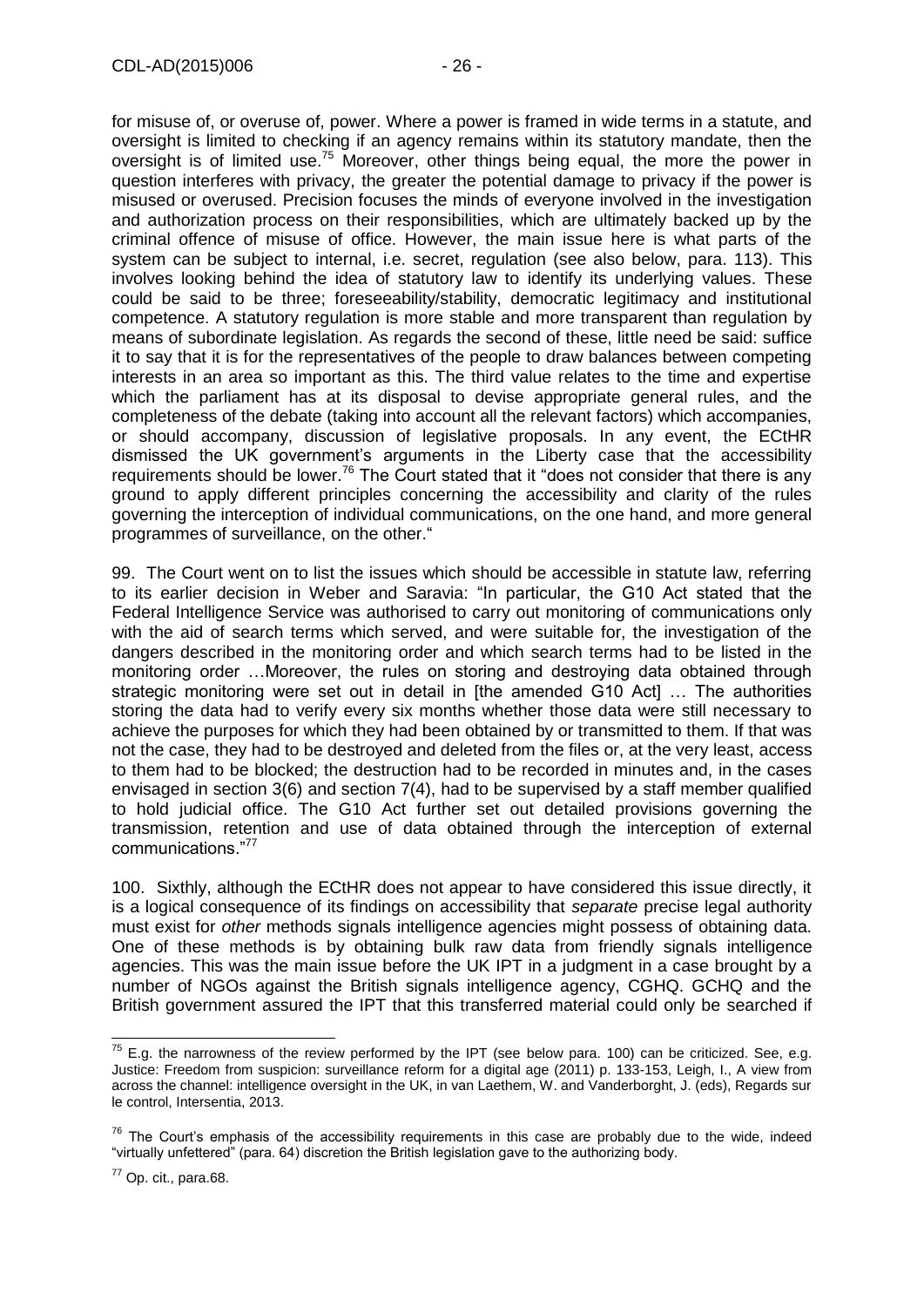for misuse of, or overuse of, power. Where a power is framed in wide terms in a statute, and oversight is limited to checking if an agency remains within its statutory mandate, then the oversight is of limited use.[75] Moreover, other things being equal, the more the power in question interferes with privacy, the greater the potential damage to privacy if the power is misused or overused. Precision focuses the minds of everyone involved in the investigation and authorization process on their responsibilities, which are ultimately backed up by the criminal offence of misuse of office. However, the main issue here is what parts of the system can be subject to internal, i.e. secret, regulation (see also below, para. 113). This involves looking behind the idea of statutory law to identify its underlying values. These could be said to be three; foreseeability/stability, democratic legitimacy and institutional competence. A statutory regulation is more stable and more transparent than regulation by means of subordinate legislation. As regards the second of these, little need be said: suffice it to say that it is for the representatives of the people to draw balances between competing interests in an area so important as this. The third value relates to the time and expertise which the parliament has at its disposal to devise appropriate general rules, and the completeness of the debate (taking into account all the relevant factors) which accompanies, or should accompany, discussion of legislative proposals. In any event, the ECtHR dismissed the UK government's arguments in the Liberty case that the accessibility requirements should be lower.[76] The Court stated that it "does not consider that there is any ground to apply different principles concerning the accessibility and clarity of the rules governing the interception of individual communications, on the one hand, and more general programmes of surveillance, on the other."

99. The Court went on to list the issues which should be accessible in statute law, referring to its earlier decision in Weber and Saravia: "In particular, the G10 Act stated that the Federal Intelligence Service was authorised to carry out monitoring of communications only with the aid of search terms which served, and were suitable for, the investigation of the dangers described in the monitoring order and which search terms had to be listed in the monitoring order …Moreover, the rules on storing and destroying data obtained through strategic monitoring were set out in detail in [the amended G10 Act] … The authorities storing the data had to verify every six months whether those data were still necessary to achieve the purposes for which they had been obtained by or transmitted to them. If that was not the case, they had to be destroyed and deleted from the files or, at the very least, access to them had to be blocked; the destruction had to be recorded in minutes and, in the cases envisaged in section 3(6) and section 7(4), had to be supervised by a staff member qualified to hold judicial office. The G10 Act further set out detailed provisions governing the transmission, retention and use of data obtained through the interception of external communications."[77]

100. Sixthly, although the ECtHR does not appear to have considered this issue directly, it is a logical consequence of its findings on accessibility that *separate* precise legal authority must exist for *other* methods signals intelligence agencies might possess of obtaining data. One of these methods is by obtaining bulk raw data from friendly signals intelligence agencies. This was the main issue before the UK IPT in a judgment in a case brought by a number of NGOs against the British signals intelligence agency, CGHQ. GCHQ and the British government assured the IPT that this transferred material could only be searched if

---

[75] E.g. the narrowness of the review performed by the IPT (see below para. 100) can be criticized. See, e.g. Justice: Freedom from suspicion: surveillance reform for a digital age (2011) p. 133-153, Leigh, I., A view from across the channel: intelligence oversight in the UK, in van Laethem, W. and Vanderborght, J. (eds), Regards sur le control, Intersentia, 2013.

[76] The Court's emphasis of the accessibility requirements in this case are probably due to the wide, indeed "virtually unfettered" (para. 64) discretion the British legislation gave to the authorizing body.

[77] Op. cit., para.68.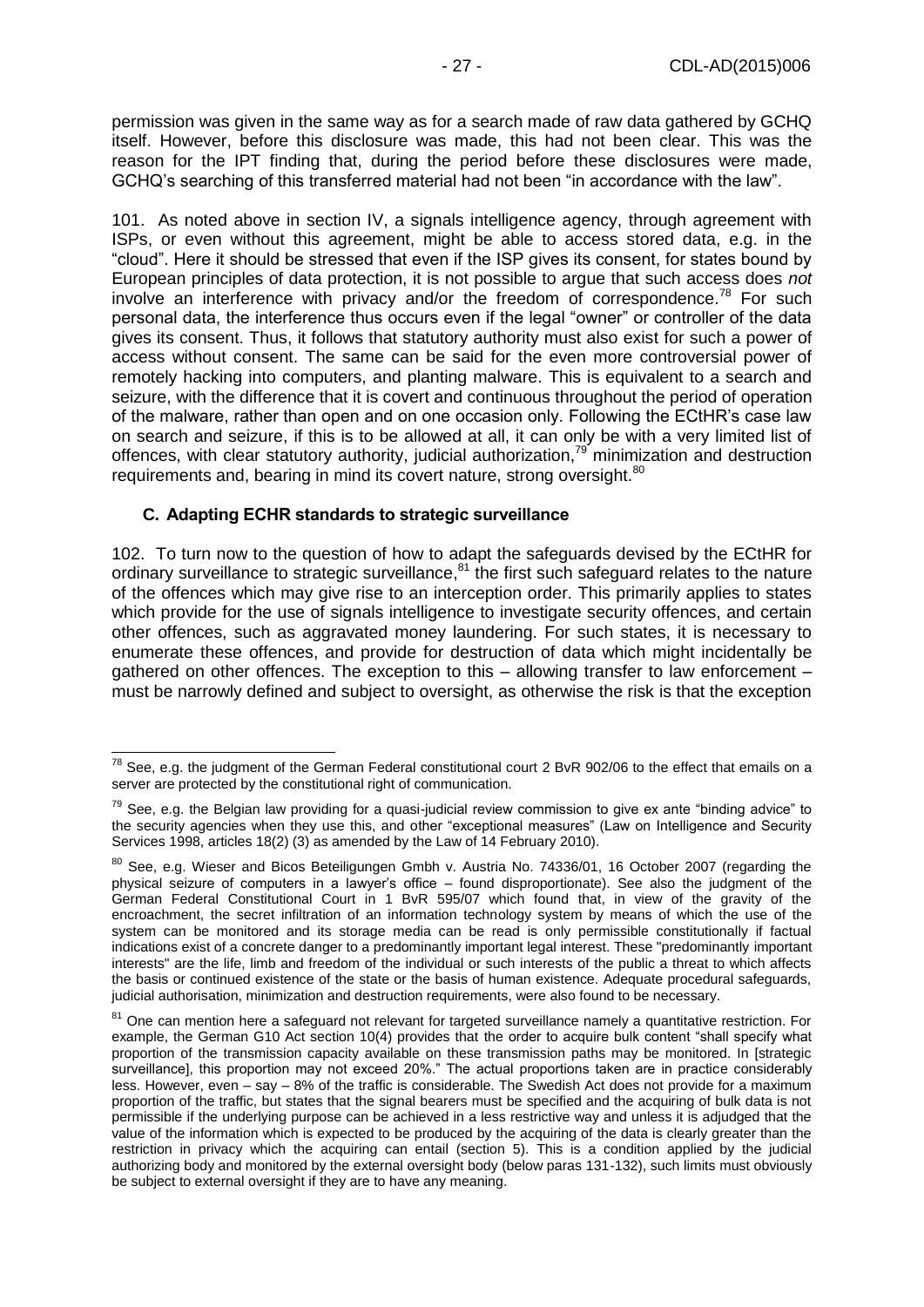permission was given in the same way as for a search made of raw data gathered by GCHQ itself. However, before this disclosure was made, this had not been clear. This was the reason for the IPT finding that, during the period before these disclosures were made, GCHQ's searching of this transferred material had not been "in accordance with the law".

101. As noted above in section IV, a signals intelligence agency, through agreement with ISPs, or even without this agreement, might be able to access stored data, e.g. in the "cloud". Here it should be stressed that even if the ISP gives its consent, for states bound by European principles of data protection, it is not possible to argue that such access does *not* involve an interference with privacy and/or the freedom of correspondence.[78] For such personal data, the interference thus occurs even if the legal "owner" or controller of the data gives its consent. Thus, it follows that statutory authority must also exist for such a power of access without consent. The same can be said for the even more controversial power of remotely hacking into computers, and planting malware. This is equivalent to a search and seizure, with the difference that it is covert and continuous throughout the period of operation of the malware, rather than open and on one occasion only. Following the ECtHR's case law on search and seizure, if this is to be allowed at all, it can only be with a very limited list of offences, with clear statutory authority, judicial authorization,[79] minimization and destruction requirements and, bearing in mind its covert nature, strong oversight.[80]

### C. Adapting ECHR standards to strategic surveillance

102. To turn now to the question of how to adapt the safeguards devised by the ECtHR for ordinary surveillance to strategic surveillance,[81] the first such safeguard relates to the nature of the offences which may give rise to an interception order. This primarily applies to states which provide for the use of signals intelligence to investigate security offences, and certain other offences, such as aggravated money laundering. For such states, it is necessary to enumerate these offences, and provide for destruction of data which might incidentally be gathered on other offences. The exception to this – allowing transfer to law enforcement – must be narrowly defined and subject to oversight, as otherwise the risk is that the exception

---

[78] See, e.g. the judgment of the German Federal constitutional court 2 BvR 902/06 to the effect that emails on a server are protected by the constitutional right of communication.

[79] See, e.g. the Belgian law providing for a quasi-judicial review commission to give ex ante "binding advice" to the security agencies when they use this, and other "exceptional measures" (Law on Intelligence and Security Services 1998, articles 18(2) (3) as amended by the Law of 14 February 2010).

[80] See, e.g. Wieser and Bicos Beteiligungen Gmbh v. Austria No. 74336/01, 16 October 2007 (regarding the physical seizure of computers in a lawyer's office – found disproportionate). See also the judgment of the German Federal Constitutional Court in 1 BvR 595/07 which found that, in view of the gravity of the encroachment, the secret infiltration of an information technology system by means of which the use of the system can be monitored and its storage media can be read is only permissible constitutionally if factual indications exist of a concrete danger to a predominantly important legal interest. These "predominantly important interests" are the life, limb and freedom of the individual or such interests of the public a threat to which affects the basis or continued existence of the state or the basis of human existence. Adequate procedural safeguards, judicial authorisation, minimization and destruction requirements, were also found to be necessary.

[81] One can mention here a safeguard not relevant for targeted surveillance namely a quantitative restriction. For example, the German G10 Act section 10(4) provides that the order to acquire bulk content "shall specify what proportion of the transmission capacity available on these transmission paths may be monitored. In [strategic surveillance], this proportion may not exceed 20%." The actual proportions taken are in practice considerably less. However, even – say – 8% of the traffic is considerable. The Swedish Act does not provide for a maximum proportion of the traffic, but states that the signal bearers must be specified and the acquiring of bulk data is not permissible if the underlying purpose can be achieved in a less restrictive way and unless it is adjudged that the value of the information which is expected to be produced by the acquiring of the data is clearly greater than the restriction in privacy which the acquiring can entail (section 5). This is a condition applied by the judicial authorizing body and monitored by the external oversight body (below paras 131-132), such limits must obviously be subject to external oversight if they are to have any meaning.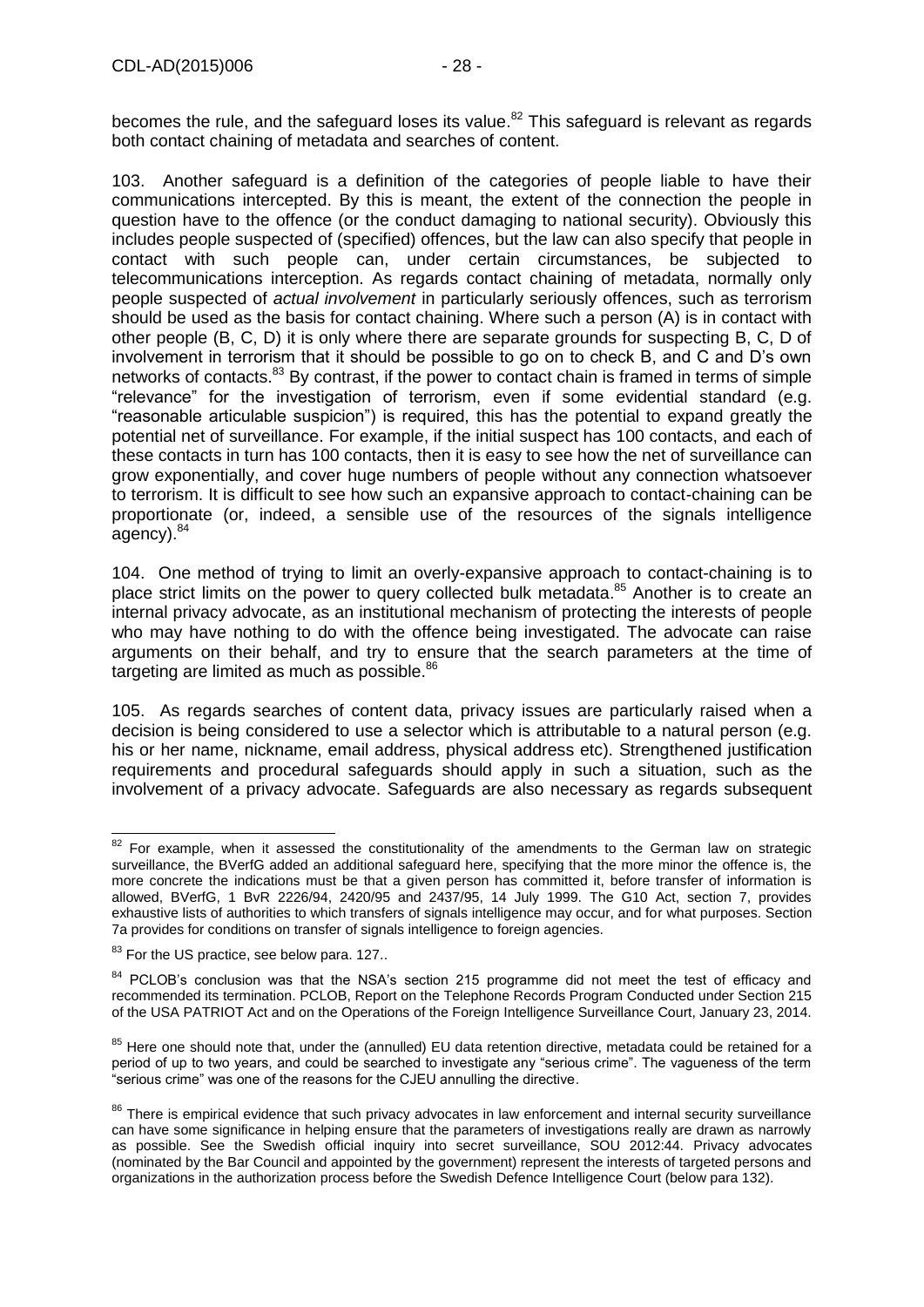becomes the rule, and the safeguard loses its value.[82] This safeguard is relevant as regards both contact chaining of metadata and searches of content.

103. Another safeguard is a definition of the categories of people liable to have their communications intercepted. By this is meant, the extent of the connection the people in question have to the offence (or the conduct damaging to national security). Obviously this includes people suspected of (specified) offences, but the law can also specify that people in contact with such people can, under certain circumstances, be subjected to telecommunications interception. As regards contact chaining of metadata, normally only people suspected of *actual involvement* in particularly seriously offences, such as terrorism should be used as the basis for contact chaining. Where such a person (A) is in contact with other people (B, C, D) it is only where there are separate grounds for suspecting B, C, D of involvement in terrorism that it should be possible to go on to check B, and C and D's own networks of contacts.[83] By contrast, if the power to contact chain is framed in terms of simple "relevance" for the investigation of terrorism, even if some evidential standard (e.g. "reasonable articulable suspicion") is required, this has the potential to expand greatly the potential net of surveillance. For example, if the initial suspect has 100 contacts, and each of these contacts in turn has 100 contacts, then it is easy to see how the net of surveillance can grow exponentially, and cover huge numbers of people without any connection whatsoever to terrorism. It is difficult to see how such an expansive approach to contact-chaining can be proportionate (or, indeed, a sensible use of the resources of the signals intelligence agency).[84]

104. One method of trying to limit an overly-expansive approach to contact-chaining is to place strict limits on the power to query collected bulk metadata.[85] Another is to create an internal privacy advocate, as an institutional mechanism of protecting the interests of people who may have nothing to do with the offence being investigated. The advocate can raise arguments on their behalf, and try to ensure that the search parameters at the time of targeting are limited as much as possible.[86]

105. As regards searches of content data, privacy issues are particularly raised when a decision is being considered to use a selector which is attributable to a natural person (e.g. his or her name, nickname, email address, physical address etc). Strengthened justification requirements and procedural safeguards should apply in such a situation, such as the involvement of a privacy advocate. Safeguards are also necessary as regards subsequent

---

[82] For example, when it assessed the constitutionality of the amendments to the German law on strategic surveillance, the BVerfG added an additional safeguard here, specifying that the more minor the offence is, the more concrete the indications must be that a given person has committed it, before transfer of information is allowed, BVerfG, 1 BvR 2226/94, 2420/95 and 2437/95, 14 July 1999. The G10 Act, section 7, provides exhaustive lists of authorities to which transfers of signals intelligence may occur, and for what purposes. Section 7a provides for conditions on transfer of signals intelligence to foreign agencies.

[83] For the US practice, see below para. 127..

[84] PCLOB's conclusion was that the NSA's section 215 programme did not meet the test of efficacy and recommended its termination. PCLOB, Report on the Telephone Records Program Conducted under Section 215 of the USA PATRIOT Act and on the Operations of the Foreign Intelligence Surveillance Court, January 23, 2014.

[85] Here one should note that, under the (annulled) EU data retention directive, metadata could be retained for a period of up to two years, and could be searched to investigate any "serious crime". The vagueness of the term "serious crime" was one of the reasons for the CJEU annulling the directive.

[86] There is empirical evidence that such privacy advocates in law enforcement and internal security surveillance can have some significance in helping ensure that the parameters of investigations really are drawn as narrowly as possible. See the Swedish official inquiry into secret surveillance, SOU 2012:44. Privacy advocates (nominated by the Bar Council and appointed by the government) represent the interests of targeted persons and organizations in the authorization process before the Swedish Defence Intelligence Court (below para 132).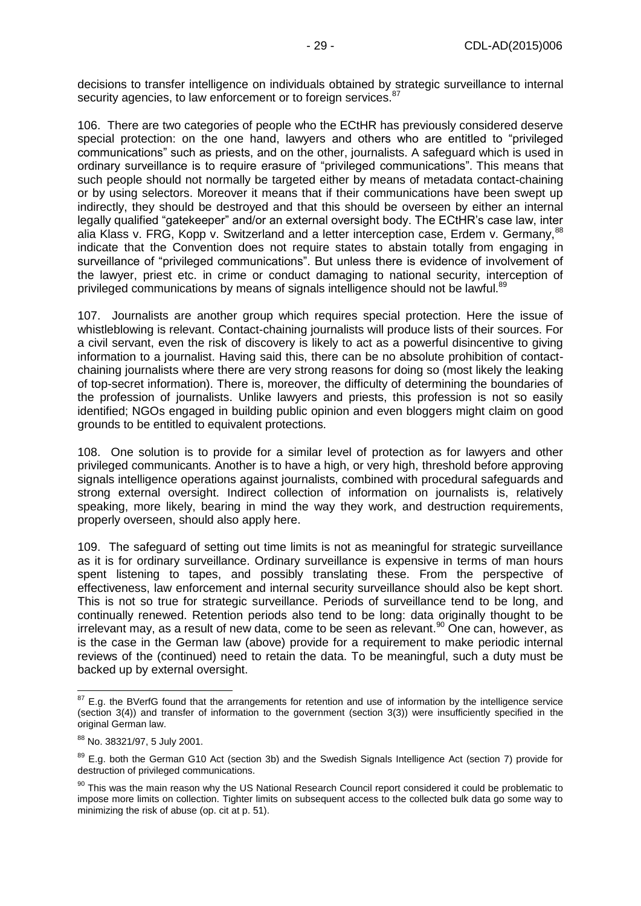decisions to transfer intelligence on individuals obtained by strategic surveillance to internal security agencies, to law enforcement or to foreign services.[87]

106. There are two categories of people who the ECtHR has previously considered deserve special protection: on the one hand, lawyers and others who are entitled to "privileged communications" such as priests, and on the other, journalists. A safeguard which is used in ordinary surveillance is to require erasure of "privileged communications". This means that such people should not normally be targeted either by means of metadata contact-chaining or by using selectors. Moreover it means that if their communications have been swept up indirectly, they should be destroyed and that this should be overseen by either an internal legally qualified "gatekeeper" and/or an external oversight body. The ECtHR's case law, inter alia Klass v. FRG, Kopp v. Switzerland and a letter interception case, Erdem v. Germany,[88] indicate that the Convention does not require states to abstain totally from engaging in surveillance of "privileged communications". But unless there is evidence of involvement of the lawyer, priest etc. in crime or conduct damaging to national security, interception of privileged communications by means of signals intelligence should not be lawful.[89]

107. Journalists are another group which requires special protection. Here the issue of whistleblowing is relevant. Contact-chaining journalists will produce lists of their sources. For a civil servant, even the risk of discovery is likely to act as a powerful disincentive to giving information to a journalist. Having said this, there can be no absolute prohibition of contact-chaining journalists where there are very strong reasons for doing so (most likely the leaking of top-secret information). There is, moreover, the difficulty of determining the boundaries of the profession of journalists. Unlike lawyers and priests, this profession is not so easily identified; NGOs engaged in building public opinion and even bloggers might claim on good grounds to be entitled to equivalent protections.

108. One solution is to provide for a similar level of protection as for lawyers and other privileged communicants. Another is to have a high, or very high, threshold before approving signals intelligence operations against journalists, combined with procedural safeguards and strong external oversight. Indirect collection of information on journalists is, relatively speaking, more likely, bearing in mind the way they work, and destruction requirements, properly overseen, should also apply here.

109. The safeguard of setting out time limits is not as meaningful for strategic surveillance as it is for ordinary surveillance. Ordinary surveillance is expensive in terms of man hours spent listening to tapes, and possibly translating these. From the perspective of effectiveness, law enforcement and internal security surveillance should also be kept short. This is not so true for strategic surveillance. Periods of surveillance tend to be long, and continually renewed. Retention periods also tend to be long: data originally thought to be irrelevant may, as a result of new data, come to be seen as relevant.[90] One can, however, as is the case in the German law (above) provide for a requirement to make periodic internal reviews of the (continued) need to retain the data. To be meaningful, such a duty must be backed up by external oversight.

---

[87] E.g. the BVerfG found that the arrangements for retention and use of information by the intelligence service (section 3(4)) and transfer of information to the government (section 3(3)) were insufficiently specified in the original German law.

[88] No. 38321/97, 5 July 2001.

[89] E.g. both the German G10 Act (section 3b) and the Swedish Signals Intelligence Act (section 7) provide for destruction of privileged communications.

[90] This was the main reason why the US National Research Council report considered it could be problematic to impose more limits on collection. Tighter limits on subsequent access to the collected bulk data go some way to minimizing the risk of abuse (op. cit at p. 51).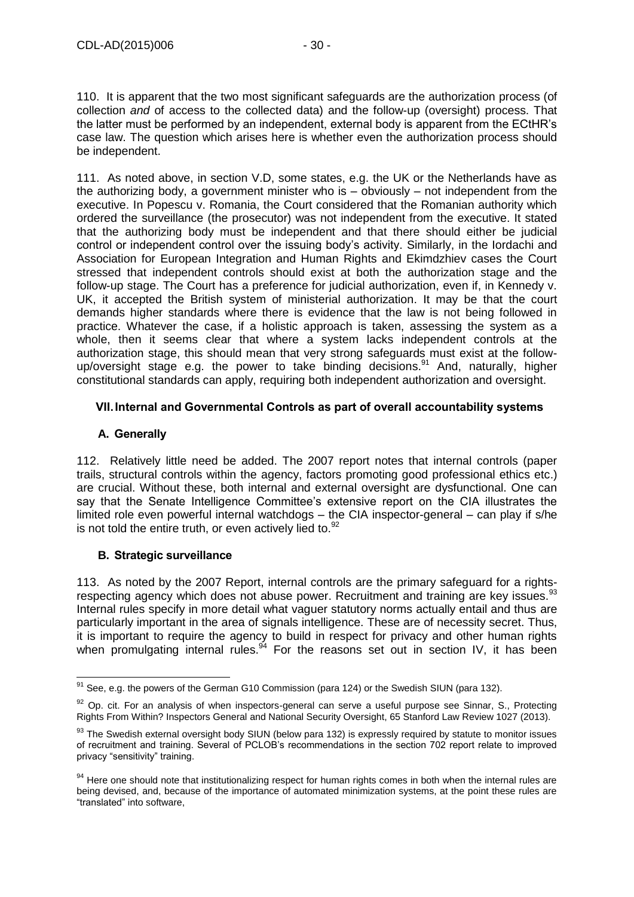110. It is apparent that the two most significant safeguards are the authorization process (of collection *and* of access to the collected data) and the follow-up (oversight) process. That the latter must be performed by an independent, external body is apparent from the ECtHR's case law. The question which arises here is whether even the authorization process should be independent.

111. As noted above, in section V.D, some states, e.g. the UK or the Netherlands have as the authorizing body, a government minister who is – obviously – not independent from the executive. In Popescu v. Romania, the Court considered that the Romanian authority which ordered the surveillance (the prosecutor) was not independent from the executive. It stated that the authorizing body must be independent and that there should either be judicial control or independent control over the issuing body's activity. Similarly, in the Iordachi and Association for European Integration and Human Rights and Ekimdzhiev cases the Court stressed that independent controls should exist at both the authorization stage and the follow-up stage. The Court has a preference for judicial authorization, even if, in Kennedy v. UK, it accepted the British system of ministerial authorization. It may be that the court demands higher standards where there is evidence that the law is not being followed in practice. Whatever the case, if a holistic approach is taken, assessing the system as a whole, then it seems clear that where a system lacks independent controls at the authorization stage, this should mean that very strong safeguards must exist at the follow-up/oversight stage e.g. the power to take binding decisions.[91] And, naturally, higher constitutional standards can apply, requiring both independent authorization and oversight.

## VII. Internal and Governmental Controls as part of overall accountability systems

### A. Generally

112. Relatively little need be added. The 2007 report notes that internal controls (paper trails, structural controls within the agency, factors promoting good professional ethics etc.) are crucial. Without these, both internal and external oversight are dysfunctional. One can say that the Senate Intelligence Committee's extensive report on the CIA illustrates the limited role even powerful internal watchdogs – the CIA inspector-general – can play if s/he is not told the entire truth, or even actively lied to.[92]

### B. Strategic surveillance

113. As noted by the 2007 Report, internal controls are the primary safeguard for a rights-respecting agency which does not abuse power. Recruitment and training are key issues.[93] Internal rules specify in more detail what vaguer statutory norms actually entail and thus are particularly important in the area of signals intelligence. These are of necessity secret. Thus, it is important to require the agency to build in respect for privacy and other human rights when promulgating internal rules.[94] For the reasons set out in section IV, it has been

---

[91] See, e.g. the powers of the German G10 Commission (para 124) or the Swedish SIUN (para 132).

[92] Op. cit. For an analysis of when inspectors-general can serve a useful purpose see Sinnar, S., Protecting Rights From Within? Inspectors General and National Security Oversight, 65 Stanford Law Review 1027 (2013).

[93] The Swedish external oversight body SIUN (below para 132) is expressly required by statute to monitor issues of recruitment and training. Several of PCLOB's recommendations in the section 702 report relate to improved privacy "sensitivity" training.

[94] Here one should note that institutionalizing respect for human rights comes in both when the internal rules are being devised, and, because of the importance of automated minimization systems, at the point these rules are "translated" into software,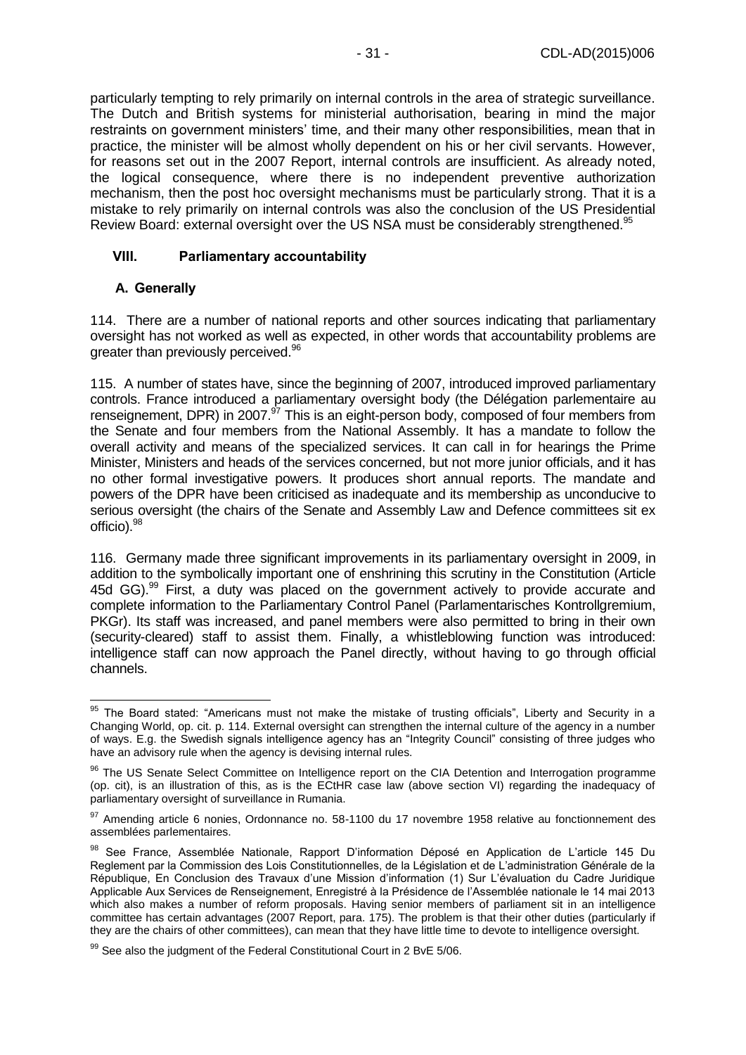particularly tempting to rely primarily on internal controls in the area of strategic surveillance. The Dutch and British systems for ministerial authorisation, bearing in mind the major restraints on government ministers' time, and their many other responsibilities, mean that in practice, the minister will be almost wholly dependent on his or her civil servants. However, for reasons set out in the 2007 Report, internal controls are insufficient. As already noted, the logical consequence, where there is no independent preventive authorization mechanism, then the post hoc oversight mechanisms must be particularly strong. That it is a mistake to rely primarily on internal controls was also the conclusion of the US Presidential Review Board: external oversight over the US NSA must be considerably strengthened.[95]

## VIII. Parliamentary accountability

### A. Generally

114. There are a number of national reports and other sources indicating that parliamentary oversight has not worked as well as expected, in other words that accountability problems are greater than previously perceived.[96]

115. A number of states have, since the beginning of 2007, introduced improved parliamentary controls. France introduced a parliamentary oversight body (the Délégation parlementaire au renseignement, DPR) in 2007.[97] This is an eight-person body, composed of four members from the Senate and four members from the National Assembly. It has a mandate to follow the overall activity and means of the specialized services. It can call in for hearings the Prime Minister, Ministers and heads of the services concerned, but not more junior officials, and it has no other formal investigative powers. It produces short annual reports. The mandate and powers of the DPR have been criticised as inadequate and its membership as unconducive to serious oversight (the chairs of the Senate and Assembly Law and Defence committees sit ex officio).[98]

116. Germany made three significant improvements in its parliamentary oversight in 2009, in addition to the symbolically important one of enshrining this scrutiny in the Constitution (Article 45d GG).[99] First, a duty was placed on the government actively to provide accurate and complete information to the Parliamentary Control Panel (Parlamentarisches Kontrollgremium, PKGr). Its staff was increased, and panel members were also permitted to bring in their own (security-cleared) staff to assist them. Finally, a whistleblowing function was introduced: intelligence staff can now approach the Panel directly, without having to go through official channels.

---

[95] The Board stated: "Americans must not make the mistake of trusting officials", Liberty and Security in a Changing World, op. cit. p. 114. External oversight can strengthen the internal culture of the agency in a number of ways. E.g. the Swedish signals intelligence agency has an "Integrity Council" consisting of three judges who have an advisory rule when the agency is devising internal rules.

[96] The US Senate Select Committee on Intelligence report on the CIA Detention and Interrogation programme (op. cit), is an illustration of this, as is the ECtHR case law (above section VI) regarding the inadequacy of parliamentary oversight of surveillance in Rumania.

[97] Amending article 6 nonies, Ordonnance no. 58-1100 du 17 novembre 1958 relative au fonctionnement des assemblées parlementaires.

[98] See France, Assemblée Nationale, Rapport D'information Déposé en Application de L'article 145 Du Reglement par la Commission des Lois Constitutionnelles, de la Législation et de L'administration Générale de la République, En Conclusion des Travaux d'une Mission d'information (1) Sur L'évaluation du Cadre Juridique Applicable Aux Services de Renseignement, Enregistré à la Présidence de l'Assemblée nationale le 14 mai 2013 which also makes a number of reform proposals. Having senior members of parliament sit in an intelligence committee has certain advantages (2007 Report, para. 175). The problem is that their other duties (particularly if they are the chairs of other committees), can mean that they have little time to devote to intelligence oversight.

[99] See also the judgment of the Federal Constitutional Court in 2 BvE 5/06.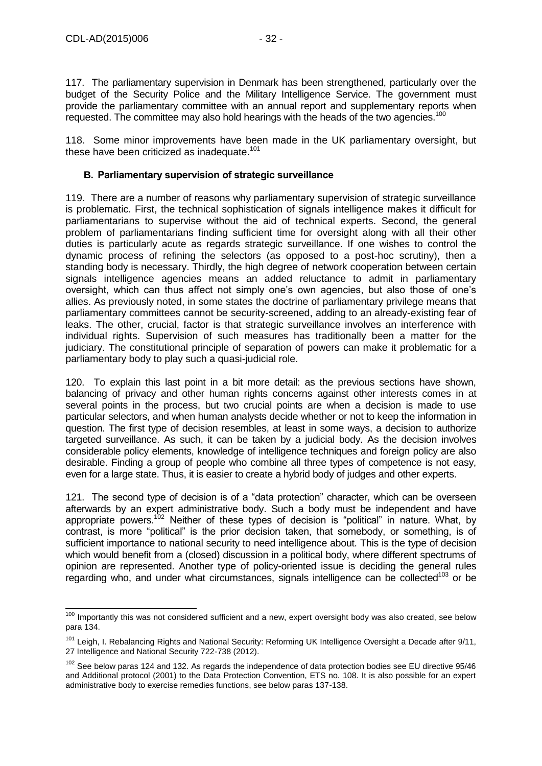117. The parliamentary supervision in Denmark has been strengthened, particularly over the budget of the Security Police and the Military Intelligence Service. The government must provide the parliamentary committee with an annual report and supplementary reports when requested. The committee may also hold hearings with the heads of the two agencies.[100]

118. Some minor improvements have been made in the UK parliamentary oversight, but these have been criticized as inadequate.[101]

### B. Parliamentary supervision of strategic surveillance

119. There are a number of reasons why parliamentary supervision of strategic surveillance is problematic. First, the technical sophistication of signals intelligence makes it difficult for parliamentarians to supervise without the aid of technical experts. Second, the general problem of parliamentarians finding sufficient time for oversight along with all their other duties is particularly acute as regards strategic surveillance. If one wishes to control the dynamic process of refining the selectors (as opposed to a post-hoc scrutiny), then a standing body is necessary. Thirdly, the high degree of network cooperation between certain signals intelligence agencies means an added reluctance to admit in parliamentary oversight, which can thus affect not simply one's own agencies, but also those of one's allies. As previously noted, in some states the doctrine of parliamentary privilege means that parliamentary committees cannot be security-screened, adding to an already-existing fear of leaks. The other, crucial, factor is that strategic surveillance involves an interference with individual rights. Supervision of such measures has traditionally been a matter for the judiciary. The constitutional principle of separation of powers can make it problematic for a parliamentary body to play such a quasi-judicial role.

120. To explain this last point in a bit more detail: as the previous sections have shown, balancing of privacy and other human rights concerns against other interests comes in at several points in the process, but two crucial points are when a decision is made to use particular selectors, and when human analysts decide whether or not to keep the information in question. The first type of decision resembles, at least in some ways, a decision to authorize targeted surveillance. As such, it can be taken by a judicial body. As the decision involves considerable policy elements, knowledge of intelligence techniques and foreign policy are also desirable. Finding a group of people who combine all three types of competence is not easy, even for a large state. Thus, it is easier to create a hybrid body of judges and other experts.

121. The second type of decision is of a "data protection" character, which can be overseen afterwards by an expert administrative body. Such a body must be independent and have appropriate powers.[102] Neither of these types of decision is "political" in nature. What, by contrast, is more "political" is the prior decision taken, that somebody, or something, is of sufficient importance to national security to need intelligence about. This is the type of decision which would benefit from a (closed) discussion in a political body, where different spectrums of opinion are represented. Another type of policy-oriented issue is deciding the general rules regarding who, and under what circumstances, signals intelligence can be collected[103] or be

---

[100] Importantly this was not considered sufficient and a new, expert oversight body was also created, see below para 134.

[101] Leigh, I. Rebalancing Rights and National Security: Reforming UK Intelligence Oversight a Decade after 9/11, 27 Intelligence and National Security 722-738 (2012).

[102] See below paras 124 and 132. As regards the independence of data protection bodies see EU directive 95/46 and Additional protocol (2001) to the Data Protection Convention, ETS no. 108. It is also possible for an expert administrative body to exercise remedies functions, see below paras 137-138.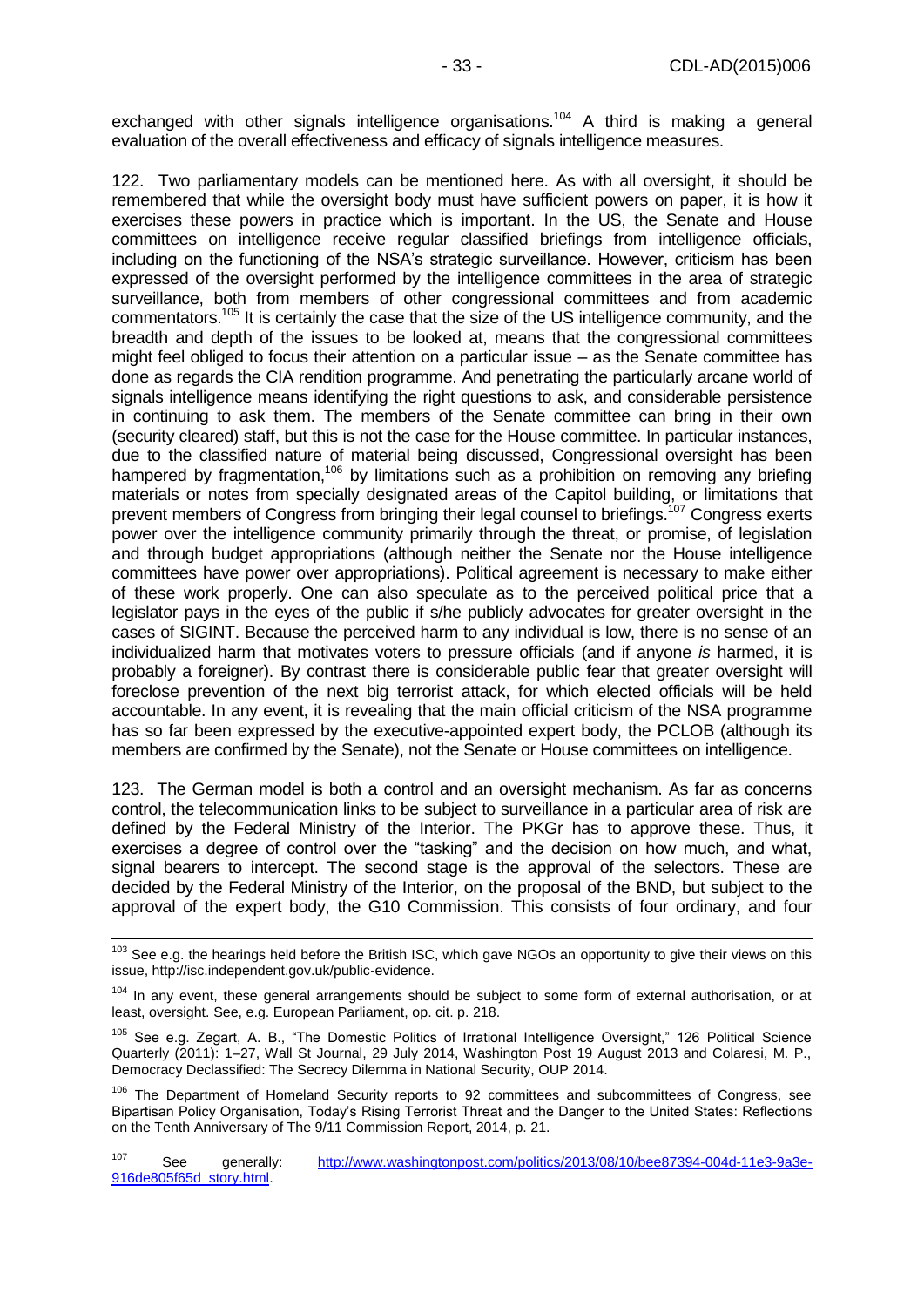exchanged with other signals intelligence organisations.[104] A third is making a general evaluation of the overall effectiveness and efficacy of signals intelligence measures.

122. Two parliamentary models can be mentioned here. As with all oversight, it should be remembered that while the oversight body must have sufficient powers on paper, it is how it exercises these powers in practice which is important. In the US, the Senate and House committees on intelligence receive regular classified briefings from intelligence officials, including on the functioning of the NSA's strategic surveillance. However, criticism has been expressed of the oversight performed by the intelligence committees in the area of strategic surveillance, both from members of other congressional committees and from academic commentators.[105] It is certainly the case that the size of the US intelligence community, and the breadth and depth of the issues to be looked at, means that the congressional committees might feel obliged to focus their attention on a particular issue – as the Senate committee has done as regards the CIA rendition programme. And penetrating the particularly arcane world of signals intelligence means identifying the right questions to ask, and considerable persistence in continuing to ask them. The members of the Senate committee can bring in their own (security cleared) staff, but this is not the case for the House committee. In particular instances, due to the classified nature of material being discussed, Congressional oversight has been hampered by fragmentation,[106] by limitations such as a prohibition on removing any briefing materials or notes from specially designated areas of the Capitol building, or limitations that prevent members of Congress from bringing their legal counsel to briefings.[107] Congress exerts power over the intelligence community primarily through the threat, or promise, of legislation and through budget appropriations (although neither the Senate nor the House intelligence committees have power over appropriations). Political agreement is necessary to make either of these work properly. One can also speculate as to the perceived political price that a legislator pays in the eyes of the public if s/he publicly advocates for greater oversight in the cases of SIGINT. Because the perceived harm to any individual is low, there is no sense of an individualized harm that motivates voters to pressure officials (and if anyone *is* harmed, it is probably a foreigner). By contrast there is considerable public fear that greater oversight will foreclose prevention of the next big terrorist attack, for which elected officials will be held accountable. In any event, it is revealing that the main official criticism of the NSA programme has so far been expressed by the executive-appointed expert body, the PCLOB (although its members are confirmed by the Senate), not the Senate or House committees on intelligence.

123. The German model is both a control and an oversight mechanism. As far as concerns control, the telecommunication links to be subject to surveillance in a particular area of risk are defined by the Federal Ministry of the Interior. The PKGr has to approve these. Thus, it exercises a degree of control over the "tasking" and the decision on how much, and what, signal bearers to intercept. The second stage is the approval of the selectors. These are decided by the Federal Ministry of the Interior, on the proposal of the BND, but subject to the approval of the expert body, the G10 Commission. This consists of four ordinary, and four

---

[103] See e.g. the hearings held before the British ISC, which gave NGOs an opportunity to give their views on this issue, http://isc.independent.gov.uk/public-evidence.

[104] In any event, these general arrangements should be subject to some form of external authorisation, or at least, oversight. See, e.g. European Parliament, op. cit. p. 218.

[105] See e.g. Zegart, A. B., "The Domestic Politics of Irrational Intelligence Oversight," 126 Political Science Quarterly (2011): 1–27, Wall St Journal, 29 July 2014, Washington Post 19 August 2013 and Colaresi, M. P., Democracy Declassified: The Secrecy Dilemma in National Security, OUP 2014.

[106] The Department of Homeland Security reports to 92 committees and subcommittees of Congress, see Bipartisan Policy Organisation, Today's Rising Terrorist Threat and the Danger to the United States: Reflections on the Tenth Anniversary of The 9/11 Commission Report, 2014, p. 21.

[107] See generally: http://www.washingtonpost.com/politics/2013/08/10/bee87394-004d-11e3-9a3e-916de805f65d_story.html.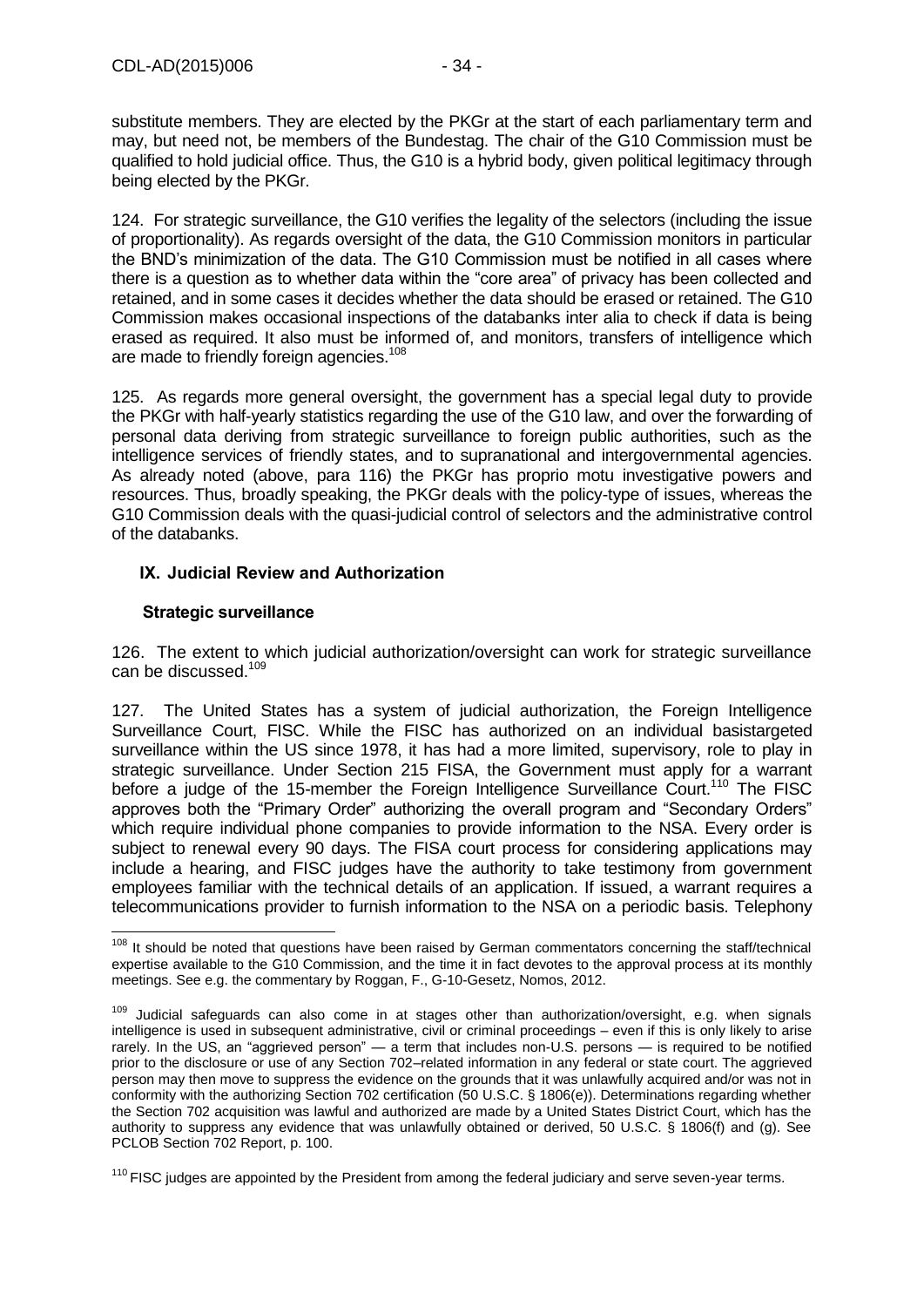substitute members. They are elected by the PKGr at the start of each parliamentary term and may, but need not, be members of the Bundestag. The chair of the G10 Commission must be qualified to hold judicial office. Thus, the G10 is a hybrid body, given political legitimacy through being elected by the PKGr.

124. For strategic surveillance, the G10 verifies the legality of the selectors (including the issue of proportionality). As regards oversight of the data, the G10 Commission monitors in particular the BND's minimization of the data. The G10 Commission must be notified in all cases where there is a question as to whether data within the "core area" of privacy has been collected and retained, and in some cases it decides whether the data should be erased or retained. The G10 Commission makes occasional inspections of the databanks inter alia to check if data is being erased as required. It also must be informed of, and monitors, transfers of intelligence which are made to friendly foreign agencies.[108]

125. As regards more general oversight, the government has a special legal duty to provide the PKGr with half-yearly statistics regarding the use of the G10 law, and over the forwarding of personal data deriving from strategic surveillance to foreign public authorities, such as the intelligence services of friendly states, and to supranational and intergovernmental agencies. As already noted (above, para 116) the PKGr has proprio motu investigative powers and resources. Thus, broadly speaking, the PKGr deals with the policy-type of issues, whereas the G10 Commission deals with the quasi-judicial control of selectors and the administrative control of the databanks.

## IX. Judicial Review and Authorization

### Strategic surveillance

126. The extent to which judicial authorization/oversight can work for strategic surveillance can be discussed.[109]

127. The United States has a system of judicial authorization, the Foreign Intelligence Surveillance Court, FISC. While the FISC has authorized on an individual basistargeted surveillance within the US since 1978, it has had a more limited, supervisory, role to play in strategic surveillance. Under Section 215 FISA, the Government must apply for a warrant before a judge of the 15-member the Foreign Intelligence Surveillance Court.[110] The FISC approves both the "Primary Order" authorizing the overall program and "Secondary Orders" which require individual phone companies to provide information to the NSA. Every order is subject to renewal every 90 days. The FISA court process for considering applications may include a hearing, and FISC judges have the authority to take testimony from government employees familiar with the technical details of an application. If issued, a warrant requires a telecommunications provider to furnish information to the NSA on a periodic basis. Telephony

---

[108] It should be noted that questions have been raised by German commentators concerning the staff/technical expertise available to the G10 Commission, and the time it in fact devotes to the approval process at its monthly meetings. See e.g. the commentary by Roggan, F., G-10-Gesetz, Nomos, 2012.

[109] Judicial safeguards can also come in at stages other than authorization/oversight, e.g. when signals intelligence is used in subsequent administrative, civil or criminal proceedings – even if this is only likely to arise rarely. In the US, an "aggrieved person" — a term that includes non-U.S. persons — is required to be notified prior to the disclosure or use of any Section 702–related information in any federal or state court. The aggrieved person may then move to suppress the evidence on the grounds that it was unlawfully acquired and/or was not in conformity with the authorizing Section 702 certification (50 U.S.C. § 1806(e)). Determinations regarding whether the Section 702 acquisition was lawful and authorized are made by a United States District Court, which has the authority to suppress any evidence that was unlawfully obtained or derived, 50 U.S.C. § 1806(f) and (g). See PCLOB Section 702 Report, p. 100.

[110] FISC judges are appointed by the President from among the federal judiciary and serve seven-year terms.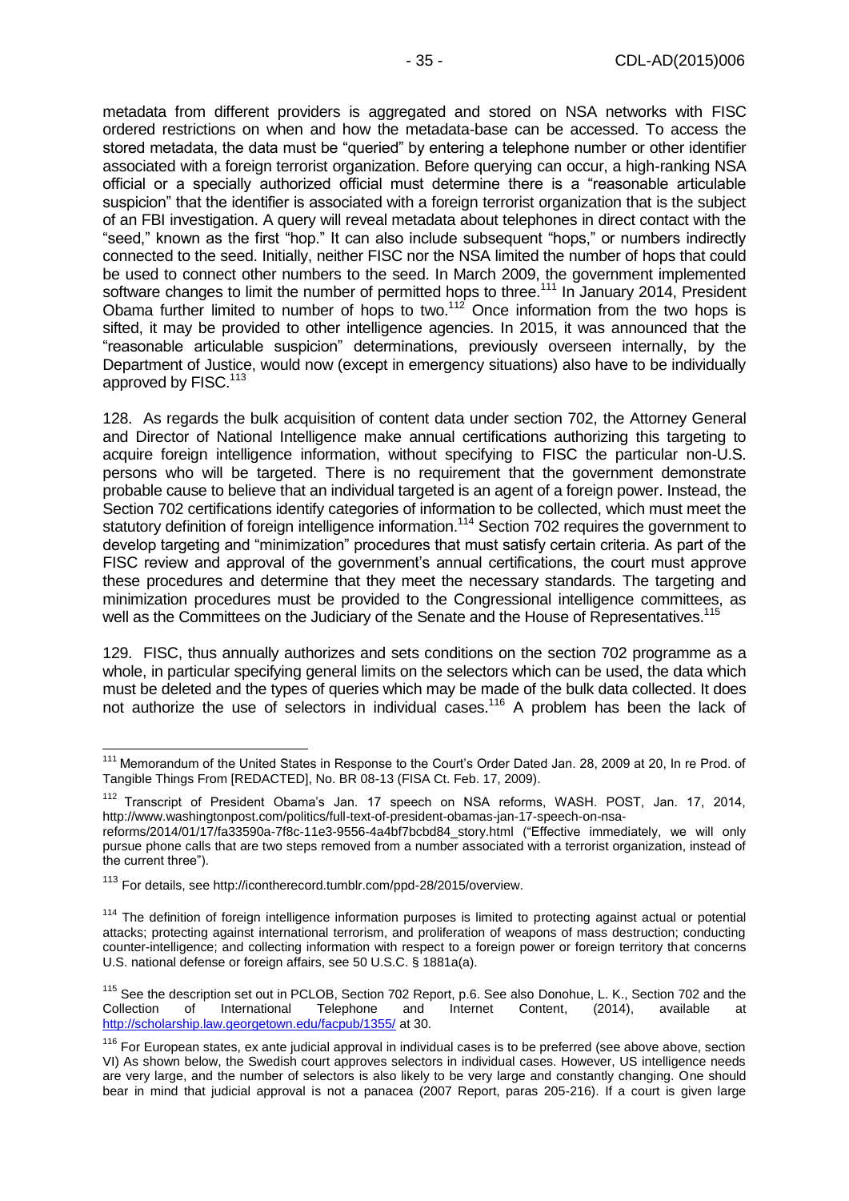metadata from different providers is aggregated and stored on NSA networks with FISC ordered restrictions on when and how the metadata-base can be accessed. To access the stored metadata, the data must be "queried" by entering a telephone number or other identifier associated with a foreign terrorist organization. Before querying can occur, a high-ranking NSA official or a specially authorized official must determine there is a "reasonable articulable suspicion" that the identifier is associated with a foreign terrorist organization that is the subject of an FBI investigation. A query will reveal metadata about telephones in direct contact with the "seed," known as the first "hop." It can also include subsequent "hops," or numbers indirectly connected to the seed. Initially, neither FISC nor the NSA limited the number of hops that could be used to connect other numbers to the seed. In March 2009, the government implemented software changes to limit the number of permitted hops to three.[111] In January 2014, President Obama further limited to number of hops to two.[112] Once information from the two hops is sifted, it may be provided to other intelligence agencies. In 2015, it was announced that the "reasonable articulable suspicion" determinations, previously overseen internally, by the Department of Justice, would now (except in emergency situations) also have to be individually approved by FISC.[113]

128. As regards the bulk acquisition of content data under section 702, the Attorney General and Director of National Intelligence make annual certifications authorizing this targeting to acquire foreign intelligence information, without specifying to FISC the particular non-U.S. persons who will be targeted. There is no requirement that the government demonstrate probable cause to believe that an individual targeted is an agent of a foreign power. Instead, the Section 702 certifications identify categories of information to be collected, which must meet the statutory definition of foreign intelligence information.[114] Section 702 requires the government to develop targeting and "minimization" procedures that must satisfy certain criteria. As part of the FISC review and approval of the government's annual certifications, the court must approve these procedures and determine that they meet the necessary standards. The targeting and minimization procedures must be provided to the Congressional intelligence committees, as well as the Committees on the Judiciary of the Senate and the House of Representatives.[115]

129. FISC, thus annually authorizes and sets conditions on the section 702 programme as a whole, in particular specifying general limits on the selectors which can be used, the data which must be deleted and the types of queries which may be made of the bulk data collected. It does not authorize the use of selectors in individual cases.[116] A problem has been the lack of

---

[111] Memorandum of the United States in Response to the Court's Order Dated Jan. 28, 2009 at 20, In re Prod. of Tangible Things From [REDACTED], No. BR 08-13 (FISA Ct. Feb. 17, 2009).

[112] Transcript of President Obama's Jan. 17 speech on NSA reforms, WASH. POST, Jan. 17, 2014, http://www.washingtonpost.com/politics/full-text-of-president-obamas-jan-17-speech-on-nsa-reforms/2014/01/17/fa33590a-7f8c-11e3-9556-4a4bf7bcbd84_story.html ("Effective immediately, we will only pursue phone calls that are two steps removed from a number associated with a terrorist organization, instead of the current three").

[113] For details, see http://icontherecord.tumblr.com/ppd-28/2015/overview.

[114] The definition of foreign intelligence information purposes is limited to protecting against actual or potential attacks; protecting against international terrorism, and proliferation of weapons of mass destruction; conducting counter-intelligence; and collecting information with respect to a foreign power or foreign territory that concerns U.S. national defense or foreign affairs, see 50 U.S.C. § 1881a(a).

[115] See the description set out in PCLOB, Section 702 Report, p.6. See also Donohue, L. K., Section 702 and the Collection of International Telephone and Internet Content, (2014), available at http://scholarship.law.georgetown.edu/facpub/1355/ at 30.

[116] For European states, ex ante judicial approval in individual cases is to be preferred (see above above, section VI) As shown below, the Swedish court approves selectors in individual cases. However, US intelligence needs are very large, and the number of selectors is also likely to be very large and constantly changing. One should bear in mind that judicial approval is not a panacea (2007 Report, paras 205-216). If a court is given large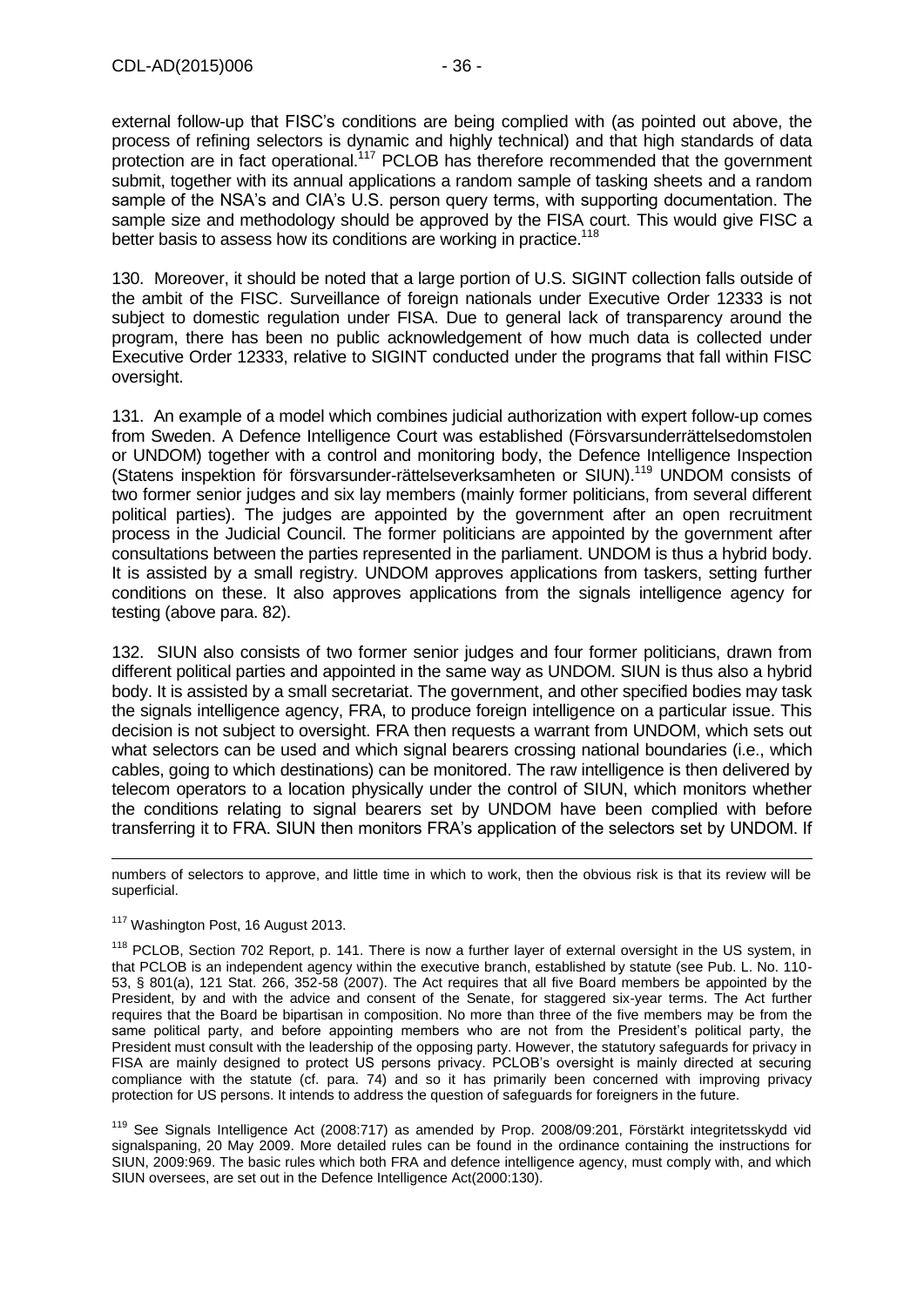external follow-up that FISC's conditions are being complied with (as pointed out above, the process of refining selectors is dynamic and highly technical) and that high standards of data protection are in fact operational.[117] PCLOB has therefore recommended that the government submit, together with its annual applications a random sample of tasking sheets and a random sample of the NSA's and CIA's U.S. person query terms, with supporting documentation. The sample size and methodology should be approved by the FISA court. This would give FISC a better basis to assess how its conditions are working in practice.[118]

130. Moreover, it should be noted that a large portion of U.S. SIGINT collection falls outside of the ambit of the FISC. Surveillance of foreign nationals under Executive Order 12333 is not subject to domestic regulation under FISA. Due to general lack of transparency around the program, there has been no public acknowledgement of how much data is collected under Executive Order 12333, relative to SIGINT conducted under the programs that fall within FISC oversight.

131. An example of a model which combines judicial authorization with expert follow-up comes from Sweden. A Defence Intelligence Court was established (Försvarsunderrättelsedomstolen or UNDOM) together with a control and monitoring body, the Defence Intelligence Inspection (Statens inspektion för försvarsunder-rättelseverksamheten or SIUN).[119] UNDOM consists of two former senior judges and six lay members (mainly former politicians, from several different political parties). The judges are appointed by the government after an open recruitment process in the Judicial Council. The former politicians are appointed by the government after consultations between the parties represented in the parliament. UNDOM is thus a hybrid body. It is assisted by a small registry. UNDOM approves applications from taskers, setting further conditions on these. It also approves applications from the signals intelligence agency for testing (above para. 82).

132. SIUN also consists of two former senior judges and four former politicians, drawn from different political parties and appointed in the same way as UNDOM. SIUN is thus also a hybrid body. It is assisted by a small secretariat. The government, and other specified bodies may task the signals intelligence agency, FRA, to produce foreign intelligence on a particular issue. This decision is not subject to oversight. FRA then requests a warrant from UNDOM, which sets out what selectors can be used and which signal bearers crossing national boundaries (i.e., which cables, going to which destinations) can be monitored. The raw intelligence is then delivered by telecom operators to a location physically under the control of SIUN, which monitors whether the conditions relating to signal bearers set by UNDOM have been complied with before transferring it to FRA. SIUN then monitors FRA's application of the selectors set by UNDOM. If

---

numbers of selectors to approve, and little time in which to work, then the obvious risk is that its review will be superficial.

[117] Washington Post, 16 August 2013.

[118] PCLOB, Section 702 Report, p. 141. There is now a further layer of external oversight in the US system, in that PCLOB is an independent agency within the executive branch, established by statute (see Pub. L. No. 110-53, § 801(a), 121 Stat. 266, 352-58 (2007). The Act requires that all five Board members be appointed by the President, by and with the advice and consent of the Senate, for staggered six-year terms. The Act further requires that the Board be bipartisan in composition. No more than three of the five members may be from the same political party, and before appointing members who are not from the President's political party, the President must consult with the leadership of the opposing party. However, the statutory safeguards for privacy in FISA are mainly designed to protect US persons privacy. PCLOB's oversight is mainly directed at securing compliance with the statute (cf. para. 74) and so it has primarily been concerned with improving privacy protection for US persons. It intends to address the question of safeguards for foreigners in the future.

[119] See Signals Intelligence Act (2008:717) as amended by Prop. 2008/09:201, Förstärkt integritetsskydd vid signalspaning, 20 May 2009. More detailed rules can be found in the ordinance containing the instructions for SIUN, 2009:969. The basic rules which both FRA and defence intelligence agency, must comply with, and which SIUN oversees, are set out in the Defence Intelligence Act(2000:130).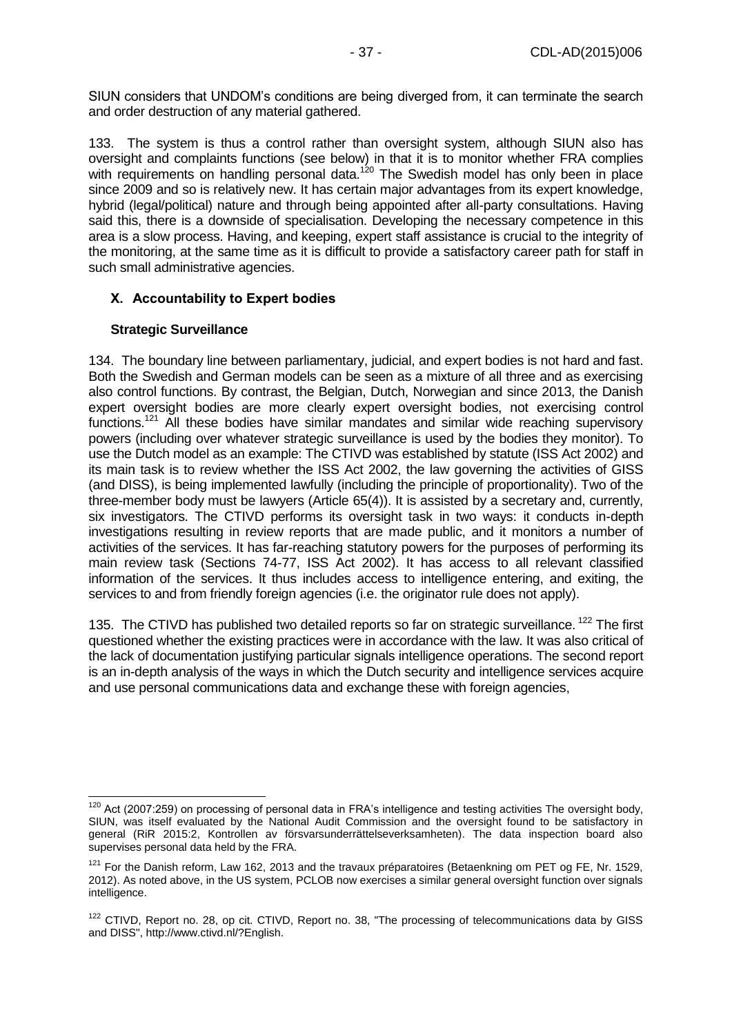SIUN considers that UNDOM's conditions are being diverged from, it can terminate the search and order destruction of any material gathered.

133. The system is thus a control rather than oversight system, although SIUN also has oversight and complaints functions (see below) in that it is to monitor whether FRA complies with requirements on handling personal data.[120] The Swedish model has only been in place since 2009 and so is relatively new. It has certain major advantages from its expert knowledge, hybrid (legal/political) nature and through being appointed after all-party consultations. Having said this, there is a downside of specialisation. Developing the necessary competence in this area is a slow process. Having, and keeping, expert staff assistance is crucial to the integrity of the monitoring, at the same time as it is difficult to provide a satisfactory career path for staff in such small administrative agencies.

## X. Accountability to Expert bodies

### Strategic Surveillance

134. The boundary line between parliamentary, judicial, and expert bodies is not hard and fast. Both the Swedish and German models can be seen as a mixture of all three and as exercising also control functions. By contrast, the Belgian, Dutch, Norwegian and since 2013, the Danish expert oversight bodies are more clearly expert oversight bodies, not exercising control functions.[121] All these bodies have similar mandates and similar wide reaching supervisory powers (including over whatever strategic surveillance is used by the bodies they monitor). To use the Dutch model as an example: The CTIVD was established by statute (ISS Act 2002) and its main task is to review whether the ISS Act 2002, the law governing the activities of GISS (and DISS), is being implemented lawfully (including the principle of proportionality). Two of the three-member body must be lawyers (Article 65(4)). It is assisted by a secretary and, currently, six investigators. The CTIVD performs its oversight task in two ways: it conducts in-depth investigations resulting in review reports that are made public, and it monitors a number of activities of the services. It has far-reaching statutory powers for the purposes of performing its main review task (Sections 74-77, ISS Act 2002). It has access to all relevant classified information of the services. It thus includes access to intelligence entering, and exiting, the services to and from friendly foreign agencies (i.e. the originator rule does not apply).

135. The CTIVD has published two detailed reports so far on strategic surveillance.[122] The first questioned whether the existing practices were in accordance with the law. It was also critical of the lack of documentation justifying particular signals intelligence operations. The second report is an in-depth analysis of the ways in which the Dutch security and intelligence services acquire and use personal communications data and exchange these with foreign agencies,

---

[120] Act (2007:259) on processing of personal data in FRA's intelligence and testing activities The oversight body, SIUN, was itself evaluated by the National Audit Commission and the oversight found to be satisfactory in general (RiR 2015:2, Kontrollen av försvarsunderrättelseverksamheten). The data inspection board also supervises personal data held by the FRA.

[121] For the Danish reform, Law 162, 2013 and the travaux préparatoires (Betaenkning om PET og FE, Nr. 1529, 2012). As noted above, in the US system, PCLOB now exercises a similar general oversight function over signals intelligence.

[122] CTIVD, Report no. 28, op cit. CTIVD, Report no. 38, "The processing of telecommunications data by GISS and DISS", http://www.ctivd.nl/?English.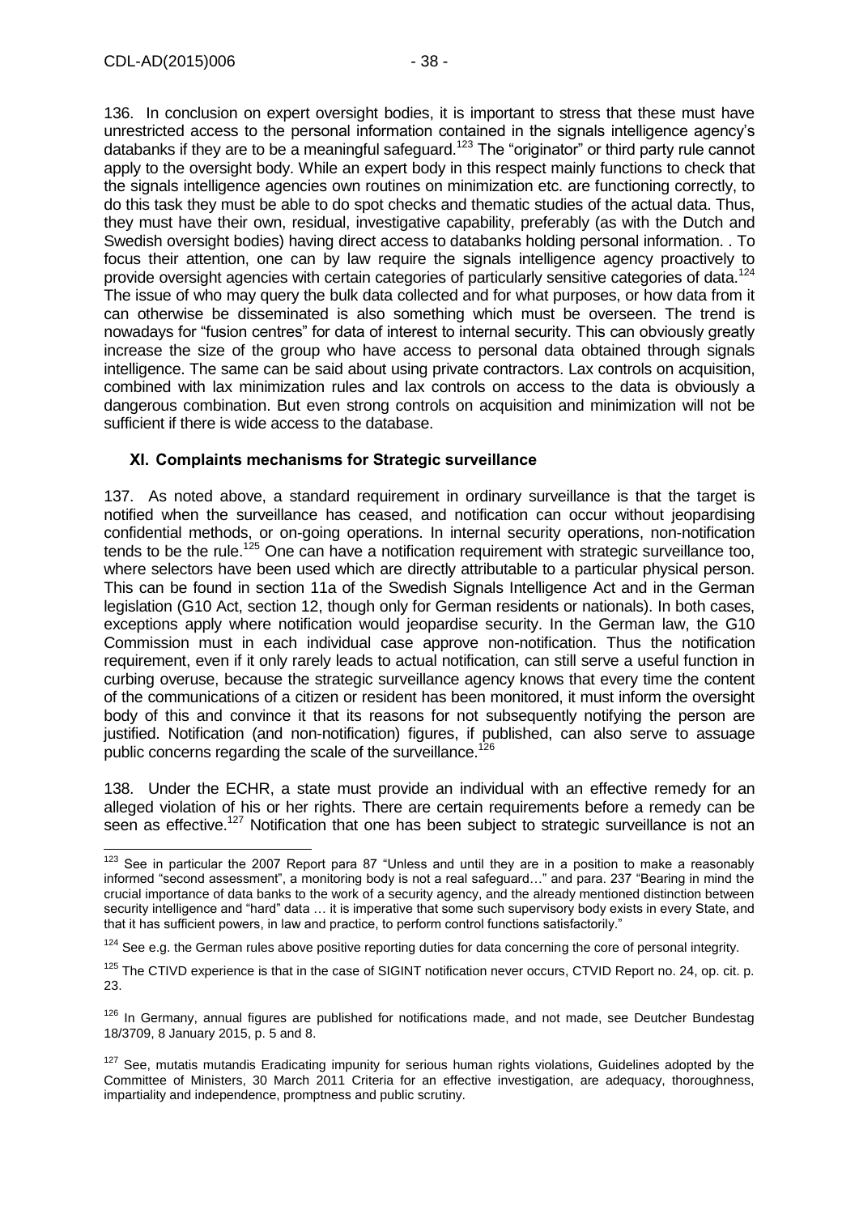136. In conclusion on expert oversight bodies, it is important to stress that these must have unrestricted access to the personal information contained in the signals intelligence agency's databanks if they are to be a meaningful safeguard.[123] The "originator" or third party rule cannot apply to the oversight body. While an expert body in this respect mainly functions to check that the signals intelligence agencies own routines on minimization etc. are functioning correctly, to do this task they must be able to do spot checks and thematic studies of the actual data. Thus, they must have their own, residual, investigative capability, preferably (as with the Dutch and Swedish oversight bodies) having direct access to databanks holding personal information. . To focus their attention, one can by law require the signals intelligence agency proactively to provide oversight agencies with certain categories of particularly sensitive categories of data.[124] The issue of who may query the bulk data collected and for what purposes, or how data from it can otherwise be disseminated is also something which must be overseen. The trend is nowadays for "fusion centres" for data of interest to internal security. This can obviously greatly increase the size of the group who have access to personal data obtained through signals intelligence. The same can be said about using private contractors. Lax controls on acquisition, combined with lax minimization rules and lax controls on access to the data is obviously a dangerous combination. But even strong controls on acquisition and minimization will not be sufficient if there is wide access to the database.

## XI. Complaints mechanisms for Strategic surveillance

137. As noted above, a standard requirement in ordinary surveillance is that the target is notified when the surveillance has ceased, and notification can occur without jeopardising confidential methods, or on-going operations. In internal security operations, non-notification tends to be the rule.[125] One can have a notification requirement with strategic surveillance too, where selectors have been used which are directly attributable to a particular physical person. This can be found in section 11a of the Swedish Signals Intelligence Act and in the German legislation (G10 Act, section 12, though only for German residents or nationals). In both cases, exceptions apply where notification would jeopardise security. In the German law, the G10 Commission must in each individual case approve non-notification. Thus the notification requirement, even if it only rarely leads to actual notification, can still serve a useful function in curbing overuse, because the strategic surveillance agency knows that every time the content of the communications of a citizen or resident has been monitored, it must inform the oversight body of this and convince it that its reasons for not subsequently notifying the person are justified. Notification (and non-notification) figures, if published, can also serve to assuage public concerns regarding the scale of the surveillance.[126]

138. Under the ECHR, a state must provide an individual with an effective remedy for an alleged violation of his or her rights. There are certain requirements before a remedy can be seen as effective.[127] Notification that one has been subject to strategic surveillance is not an

---

[123] See in particular the 2007 Report para 87 "Unless and until they are in a position to make a reasonably informed "second assessment", a monitoring body is not a real safeguard…" and para. 237 "Bearing in mind the crucial importance of data banks to the work of a security agency, and the already mentioned distinction between security intelligence and "hard" data … it is imperative that some such supervisory body exists in every State, and that it has sufficient powers, in law and practice, to perform control functions satisfactorily."

[124] See e.g. the German rules above positive reporting duties for data concerning the core of personal integrity.

[125] The CTIVD experience is that in the case of SIGINT notification never occurs, CTVID Report no. 24, op. cit. p. 23.

[126] In Germany, annual figures are published for notifications made, and not made, see Deutcher Bundestag 18/3709, 8 January 2015, p. 5 and 8.

[127] See, mutatis mutandis Eradicating impunity for serious human rights violations, Guidelines adopted by the Committee of Ministers, 30 March 2011 Criteria for an effective investigation, are adequacy, thoroughness, impartiality and independence, promptness and public scrutiny.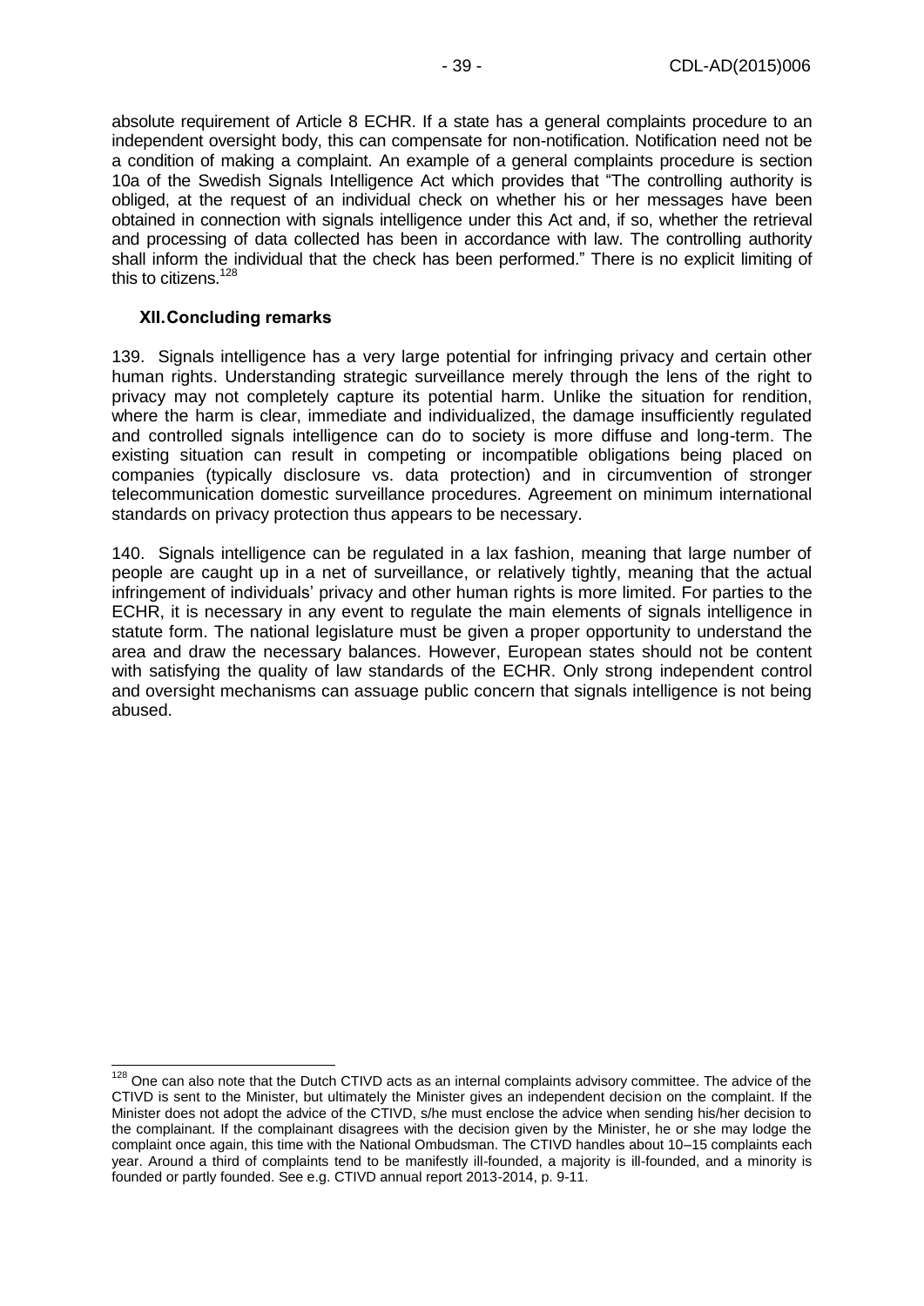absolute requirement of Article 8 ECHR. If a state has a general complaints procedure to an independent oversight body, this can compensate for non-notification. Notification need not be a condition of making a complaint. An example of a general complaints procedure is section 10a of the Swedish Signals Intelligence Act which provides that "The controlling authority is obliged, at the request of an individual check on whether his or her messages have been obtained in connection with signals intelligence under this Act and, if so, whether the retrieval and processing of data collected has been in accordance with law. The controlling authority shall inform the individual that the check has been performed." There is no explicit limiting of this to citizens.[128]

## XII. Concluding remarks

139. Signals intelligence has a very large potential for infringing privacy and certain other human rights. Understanding strategic surveillance merely through the lens of the right to privacy may not completely capture its potential harm. Unlike the situation for rendition, where the harm is clear, immediate and individualized, the damage insufficiently regulated and controlled signals intelligence can do to society is more diffuse and long-term. The existing situation can result in competing or incompatible obligations being placed on companies (typically disclosure vs. data protection) and in circumvention of stronger telecommunication domestic surveillance procedures. Agreement on minimum international standards on privacy protection thus appears to be necessary.

140. Signals intelligence can be regulated in a lax fashion, meaning that large number of people are caught up in a net of surveillance, or relatively tightly, meaning that the actual infringement of individuals' privacy and other human rights is more limited. For parties to the ECHR, it is necessary in any event to regulate the main elements of signals intelligence in statute form. The national legislature must be given a proper opportunity to understand the area and draw the necessary balances. However, European states should not be content with satisfying the quality of law standards of the ECHR. Only strong independent control and oversight mechanisms can assuage public concern that signals intelligence is not being abused.

---

[128] One can also note that the Dutch CTIVD acts as an internal complaints advisory committee. The advice of the CTIVD is sent to the Minister, but ultimately the Minister gives an independent decision on the complaint. If the Minister does not adopt the advice of the CTIVD, s/he must enclose the advice when sending his/her decision to the complainant. If the complainant disagrees with the decision given by the Minister, he or she may lodge the complaint once again, this time with the National Ombudsman. The CTIVD handles about 10–15 complaints each year. Around a third of complaints tend to be manifestly ill-founded, a majority is ill-founded, and a minority is founded or partly founded. See e.g. CTIVD annual report 2013-2014, p. 9-11.